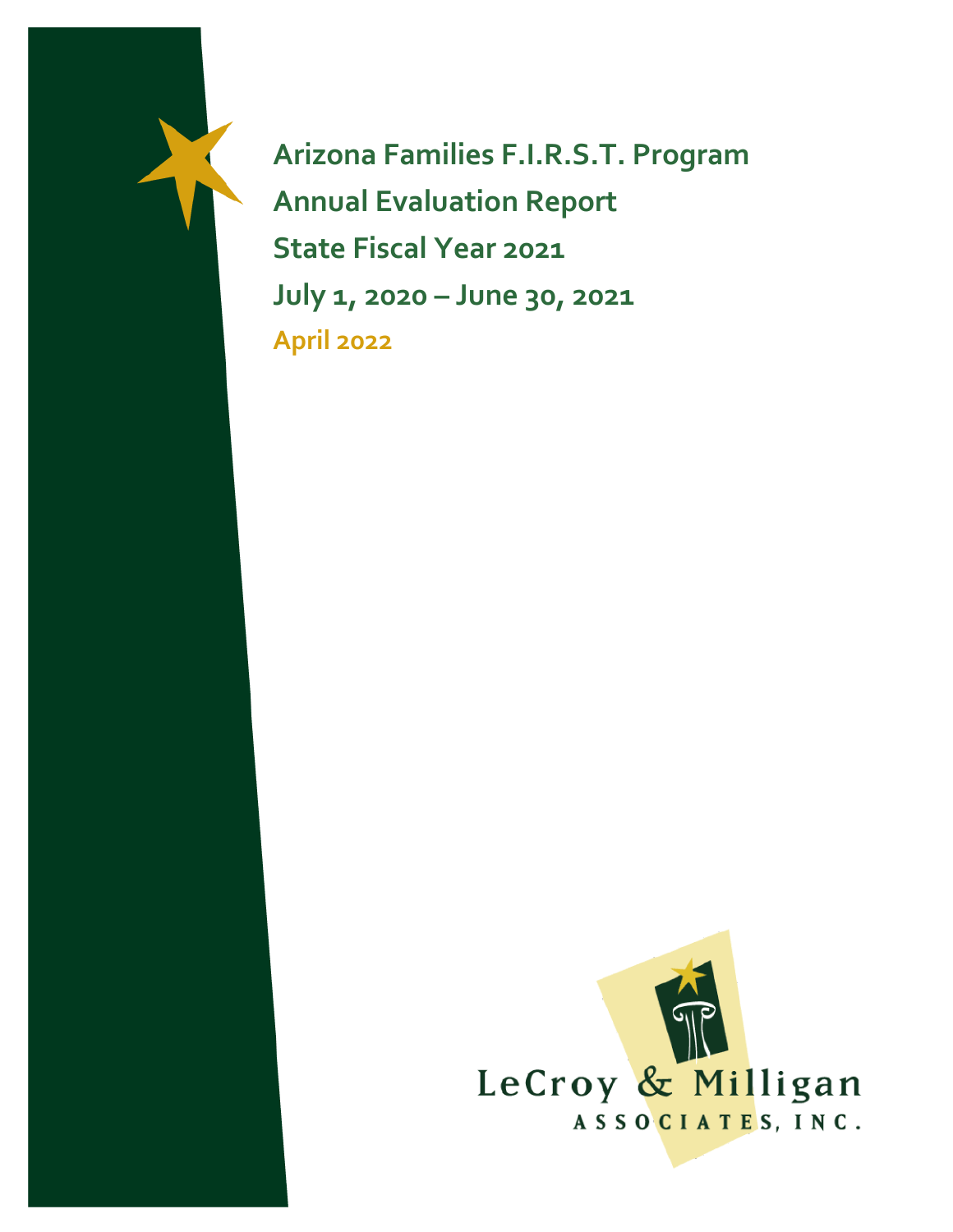# Arizona Families F.I.R.S.T. Program

## Annual Evaluation Report

## State Fiscal Year 2021

## July 1, 2020 – June 30, 2021

**April 2022**

LeCroy & Milligan

ASSOCIATES, INC.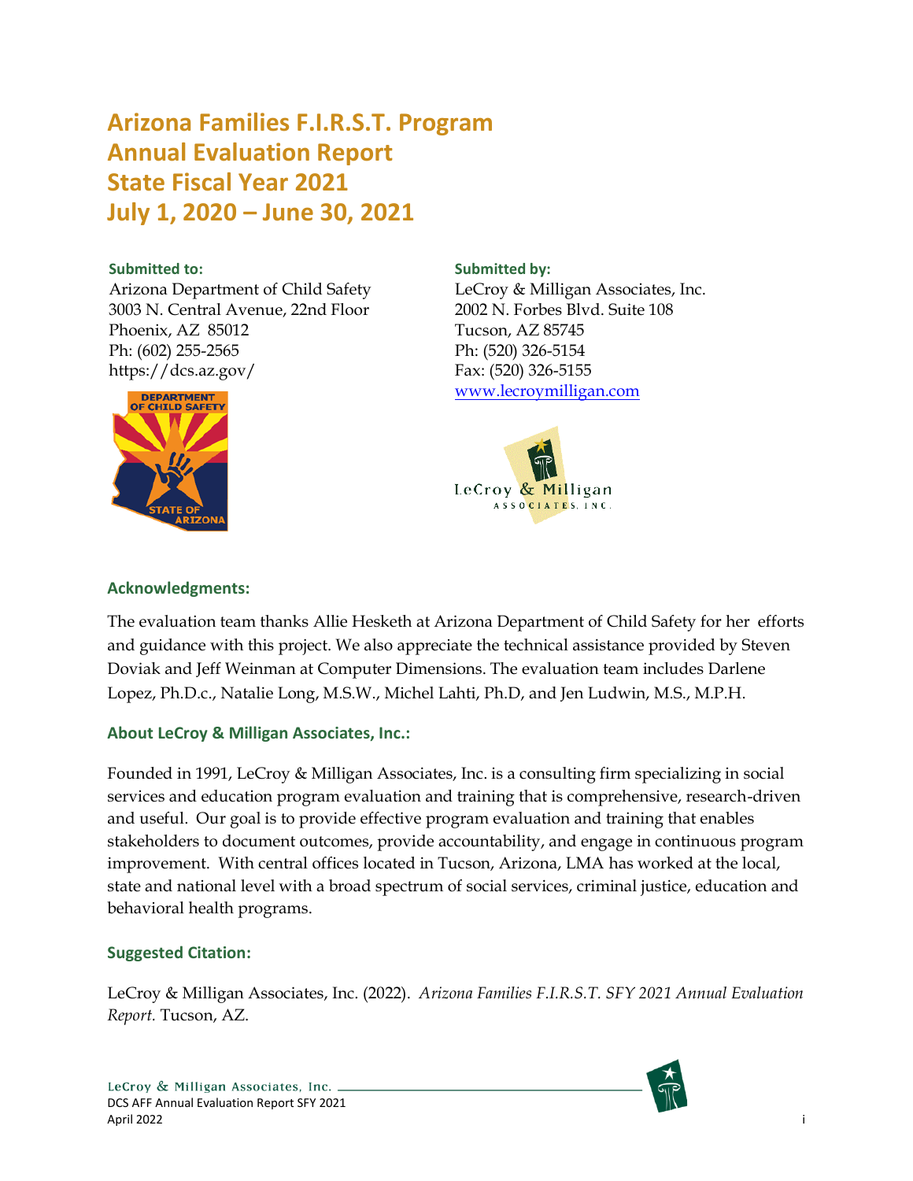# Arizona Families F.I.R.S.T. Program
# Annual Evaluation Report
# State Fiscal Year 2021
# July 1, 2020 – June 30, 2021

**Submitted to:**
Arizona Department of Child Safety
3003 N. Central Avenue, 22nd Floor
Phoenix, AZ 85012
Ph: (602) 255-2565
https://dcs.az.gov/

**Submitted by:**
LeCroy & Milligan Associates, Inc.
2002 N. Forbes Blvd. Suite 108
Tucson, AZ 85745
Ph: (520) 326-5154
Fax: (520) 326-5155
www.lecroymilligan.com

### Acknowledgments:

The evaluation team thanks Allie Hesketh at Arizona Department of Child Safety for her efforts and guidance with this project. We also appreciate the technical assistance provided by Steven Doviak and Jeff Weinman at Computer Dimensions. The evaluation team includes Darlene Lopez, Ph.D.c., Natalie Long, M.S.W., Michel Lahti, Ph.D, and Jen Ludwin, M.S., M.P.H.

### About LeCroy & Milligan Associates, Inc.:

Founded in 1991, LeCroy & Milligan Associates, Inc. is a consulting firm specializing in social services and education program evaluation and training that is comprehensive, research-driven and useful. Our goal is to provide effective program evaluation and training that enables stakeholders to document outcomes, provide accountability, and engage in continuous program improvement. With central offices located in Tucson, Arizona, LMA has worked at the local, state and national level with a broad spectrum of social services, criminal justice, education and behavioral health programs.

### Suggested Citation:

LeCroy & Milligan Associates, Inc. (2022). *Arizona Families F.I.R.S.T. SFY 2021 Annual Evaluation Report.* Tucson, AZ.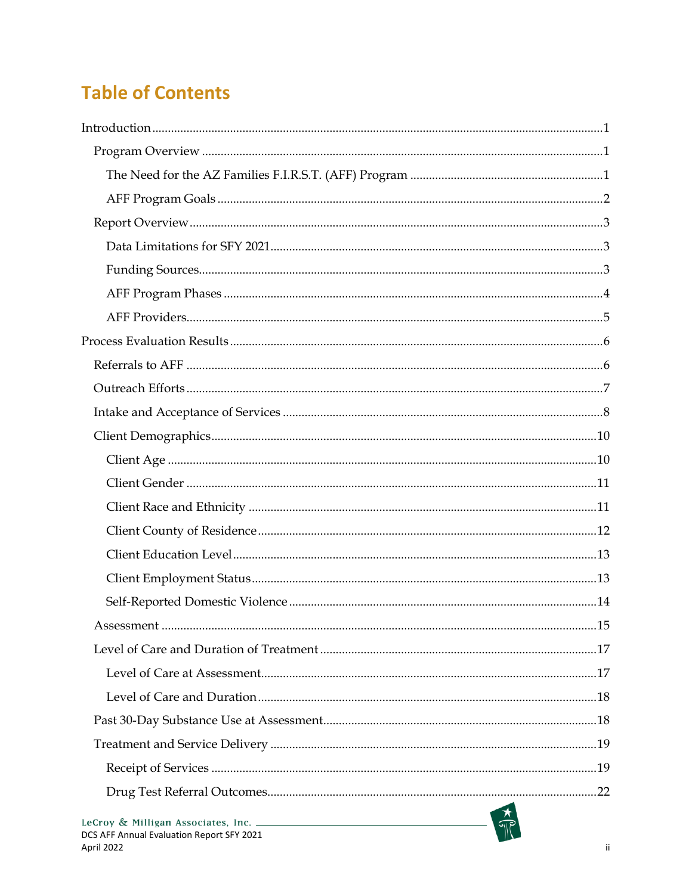# Table of Contents

Introduction ........................................................................................................................................1

- Program Overview ..........................................................................................................................1
  - The Need for the AZ Families F.I.R.S.T. (AFF) Program .........................................................1
  - AFF Program Goals .....................................................................................................................2
- Report Overview .............................................................................................................................3
  - Data Limitations for SFY 2021 ....................................................................................................3
  - Funding Sources...........................................................................................................................3
  - AFF Program Phases ...................................................................................................................4
  - AFF Providers...............................................................................................................................5

Process Evaluation Results ..................................................................................................................6

- Referrals to AFF ..............................................................................................................................6
- Outreach Efforts ..............................................................................................................................7
- Intake and Acceptance of Services ................................................................................................8
- Client Demographics.....................................................................................................................10
  - Client Age ..................................................................................................................................10
  - Client Gender .............................................................................................................................11
  - Client Race and Ethnicity .........................................................................................................11
  - Client County of Residence ......................................................................................................12
  - Client Education Level ..............................................................................................................13
  - Client Employment Status ........................................................................................................13
  - Self-Reported Domestic Violence ............................................................................................14
- Assessment ....................................................................................................................................15
- Level of Care and Duration of Treatment ...................................................................................17
  - Level of Care at Assessment......................................................................................................17
  - Level of Care and Duration .......................................................................................................18
- Past 30-Day Substance Use at Assessment..................................................................................18
- Treatment and Service Delivery ..................................................................................................19
  - Receipt of Services ....................................................................................................................19
  - Drug Test Referral Outcomes....................................................................................................22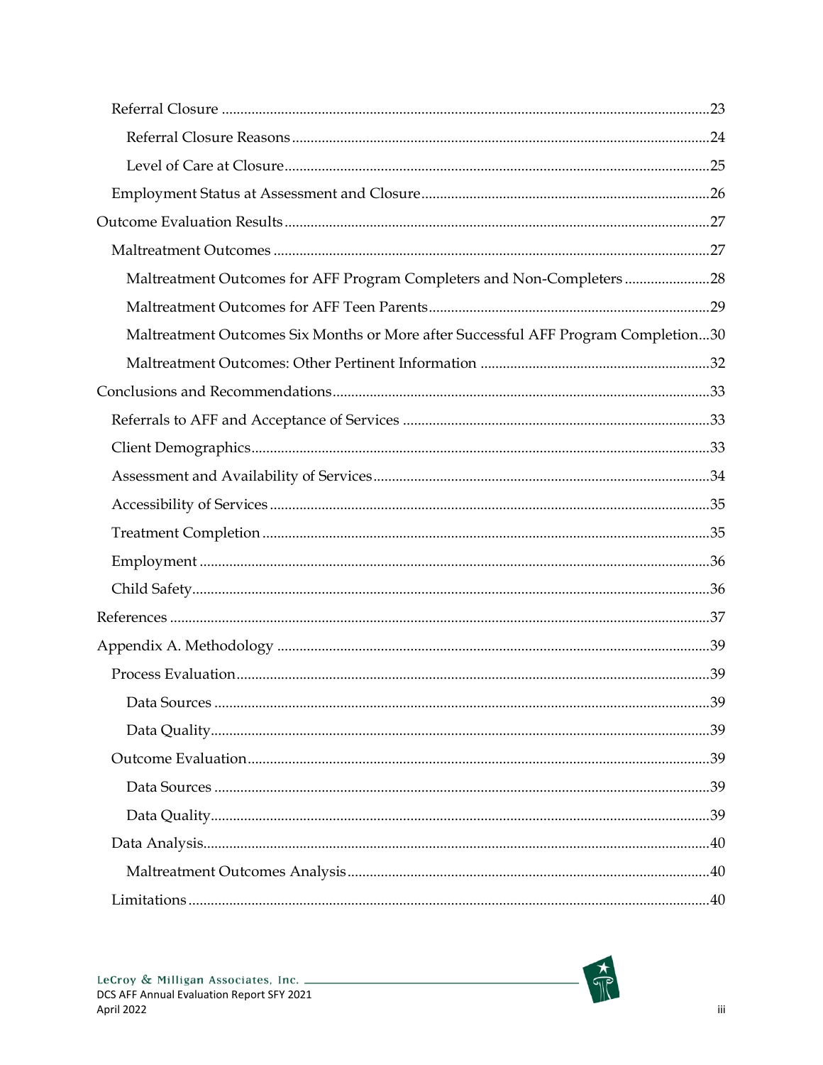- Referral Closure ...23
  - Referral Closure Reasons ...24
  - Level of Care at Closure ...25
- Employment Status at Assessment and Closure ...26

Outcome Evaluation Results ...27

- Maltreatment Outcomes ...27
  - Maltreatment Outcomes for AFF Program Completers and Non-Completers ...28
  - Maltreatment Outcomes for AFF Teen Parents ...29
  - Maltreatment Outcomes Six Months or More after Successful AFF Program Completion...30
  - Maltreatment Outcomes: Other Pertinent Information ...32

Conclusions and Recommendations ...33

- Referrals to AFF and Acceptance of Services ...33
- Client Demographics ...33
- Assessment and Availability of Services ...34
- Accessibility of Services ...35
- Treatment Completion ...35
- Employment ...36
- Child Safety ...36

References ...37

Appendix A. Methodology ...39

- Process Evaluation ...39
  - Data Sources ...39
  - Data Quality ...39
- Outcome Evaluation ...39
  - Data Sources ...39
  - Data Quality ...39
- Data Analysis ...40
  - Maltreatment Outcomes Analysis ...40
- Limitations ...40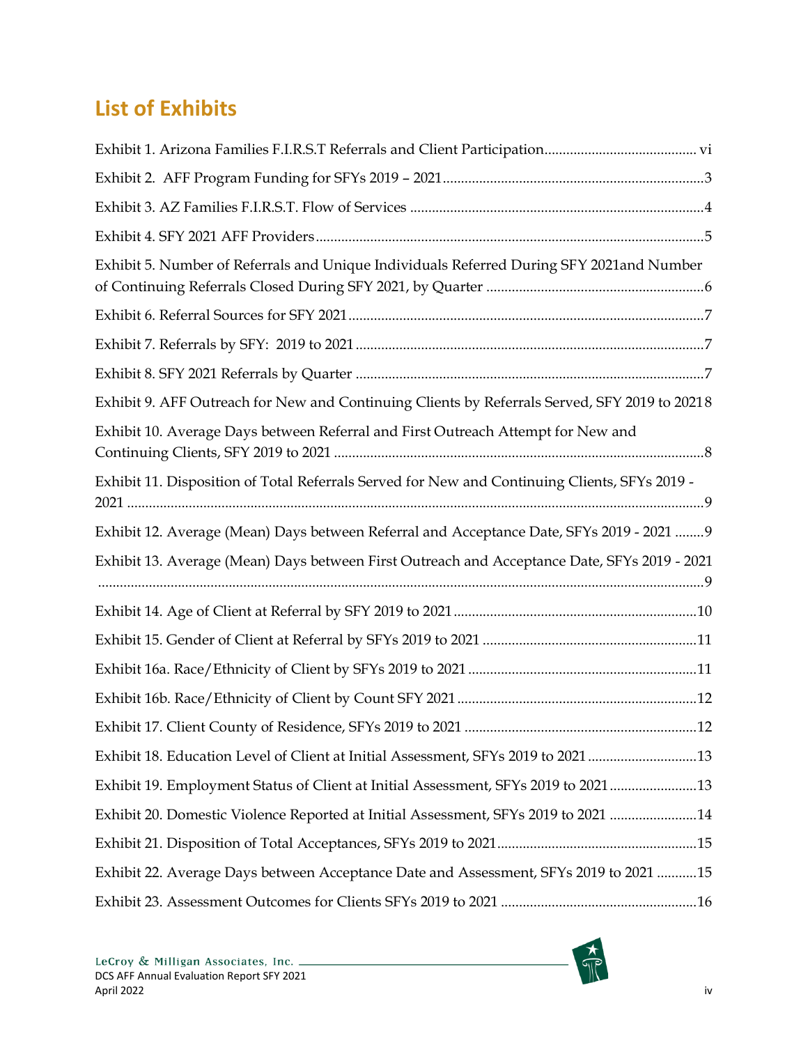## List of Exhibits

Exhibit 1. Arizona Families F.I.R.S.T Referrals and Client Participation .......... vi

Exhibit 2. AFF Program Funding for SFYs 2019 – 2021 .......... 3

Exhibit 3. AZ Families F.I.R.S.T. Flow of Services .......... 4

Exhibit 4. SFY 2021 AFF Providers .......... 5

Exhibit 5. Number of Referrals and Unique Individuals Referred During SFY 2021and Number of Continuing Referrals Closed During SFY 2021, by Quarter .......... 6

Exhibit 6. Referral Sources for SFY 2021 .......... 7

Exhibit 7. Referrals by SFY: 2019 to 2021 .......... 7

Exhibit 8. SFY 2021 Referrals by Quarter .......... 7

Exhibit 9. AFF Outreach for New and Continuing Clients by Referrals Served, SFY 2019 to 2021 .......... 8

Exhibit 10. Average Days between Referral and First Outreach Attempt for New and Continuing Clients, SFY 2019 to 2021 .......... 8

Exhibit 11. Disposition of Total Referrals Served for New and Continuing Clients, SFYs 2019 - 2021 .......... 9

Exhibit 12. Average (Mean) Days between Referral and Acceptance Date, SFYs 2019 - 2021 .......... 9

Exhibit 13. Average (Mean) Days between First Outreach and Acceptance Date, SFYs 2019 - 2021 .......... 9

Exhibit 14. Age of Client at Referral by SFY 2019 to 2021 .......... 10

Exhibit 15. Gender of Client at Referral by SFYs 2019 to 2021 .......... 11

Exhibit 16a. Race/Ethnicity of Client by SFYs 2019 to 2021 .......... 11

Exhibit 16b. Race/Ethnicity of Client by Count SFY 2021 .......... 12

Exhibit 17. Client County of Residence, SFYs 2019 to 2021 .......... 12

Exhibit 18. Education Level of Client at Initial Assessment, SFYs 2019 to 2021 .......... 13

Exhibit 19. Employment Status of Client at Initial Assessment, SFYs 2019 to 2021 .......... 13

Exhibit 20. Domestic Violence Reported at Initial Assessment, SFYs 2019 to 2021 .......... 14

Exhibit 21. Disposition of Total Acceptances, SFYs 2019 to 2021 .......... 15

Exhibit 22. Average Days between Acceptance Date and Assessment, SFYs 2019 to 2021 .......... 15

Exhibit 23. Assessment Outcomes for Clients SFYs 2019 to 2021 .......... 16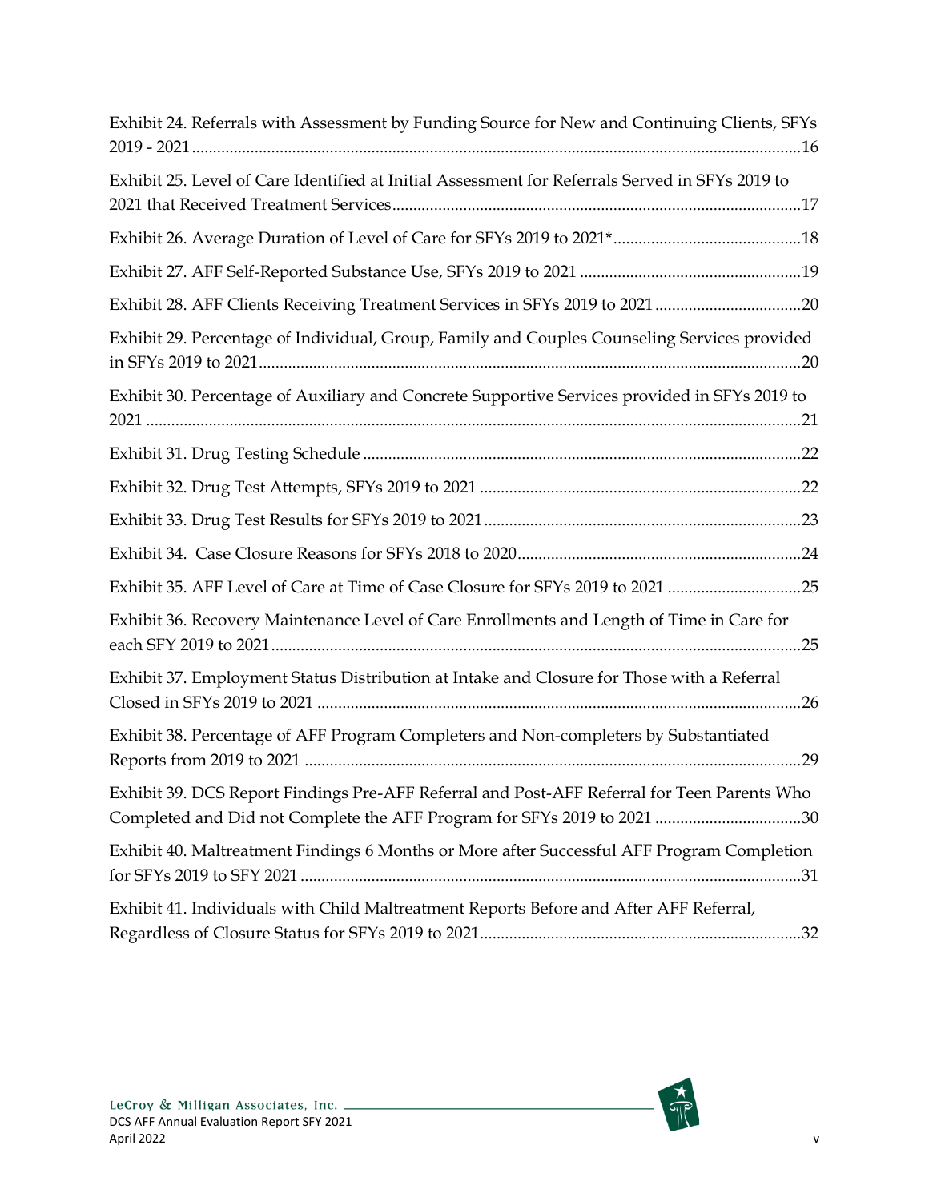Exhibit 24. Referrals with Assessment by Funding Source for New and Continuing Clients, SFYs 2019 - 2021 ..... 16

Exhibit 25. Level of Care Identified at Initial Assessment for Referrals Served in SFYs 2019 to 2021 that Received Treatment Services ..... 17

Exhibit 26. Average Duration of Level of Care for SFYs 2019 to 2021* ..... 18

Exhibit 27. AFF Self-Reported Substance Use, SFYs 2019 to 2021 ..... 19

Exhibit 28. AFF Clients Receiving Treatment Services in SFYs 2019 to 2021 ..... 20

Exhibit 29. Percentage of Individual, Group, Family and Couples Counseling Services provided in SFYs 2019 to 2021 ..... 20

Exhibit 30. Percentage of Auxiliary and Concrete Supportive Services provided in SFYs 2019 to 2021 ..... 21

Exhibit 31. Drug Testing Schedule ..... 22

Exhibit 32. Drug Test Attempts, SFYs 2019 to 2021 ..... 22

Exhibit 33. Drug Test Results for SFYs 2019 to 2021 ..... 23

Exhibit 34. Case Closure Reasons for SFYs 2018 to 2020 ..... 24

Exhibit 35. AFF Level of Care at Time of Case Closure for SFYs 2019 to 2021 ..... 25

Exhibit 36. Recovery Maintenance Level of Care Enrollments and Length of Time in Care for each SFY 2019 to 2021 ..... 25

Exhibit 37. Employment Status Distribution at Intake and Closure for Those with a Referral Closed in SFYs 2019 to 2021 ..... 26

Exhibit 38. Percentage of AFF Program Completers and Non-completers by Substantiated Reports from 2019 to 2021 ..... 29

Exhibit 39. DCS Report Findings Pre-AFF Referral and Post-AFF Referral for Teen Parents Who Completed and Did not Complete the AFF Program for SFYs 2019 to 2021 ..... 30

Exhibit 40. Maltreatment Findings 6 Months or More after Successful AFF Program Completion for SFYs 2019 to SFY 2021 ..... 31

Exhibit 41. Individuals with Child Maltreatment Reports Before and After AFF Referral, Regardless of Closure Status for SFYs 2019 to 2021 ..... 32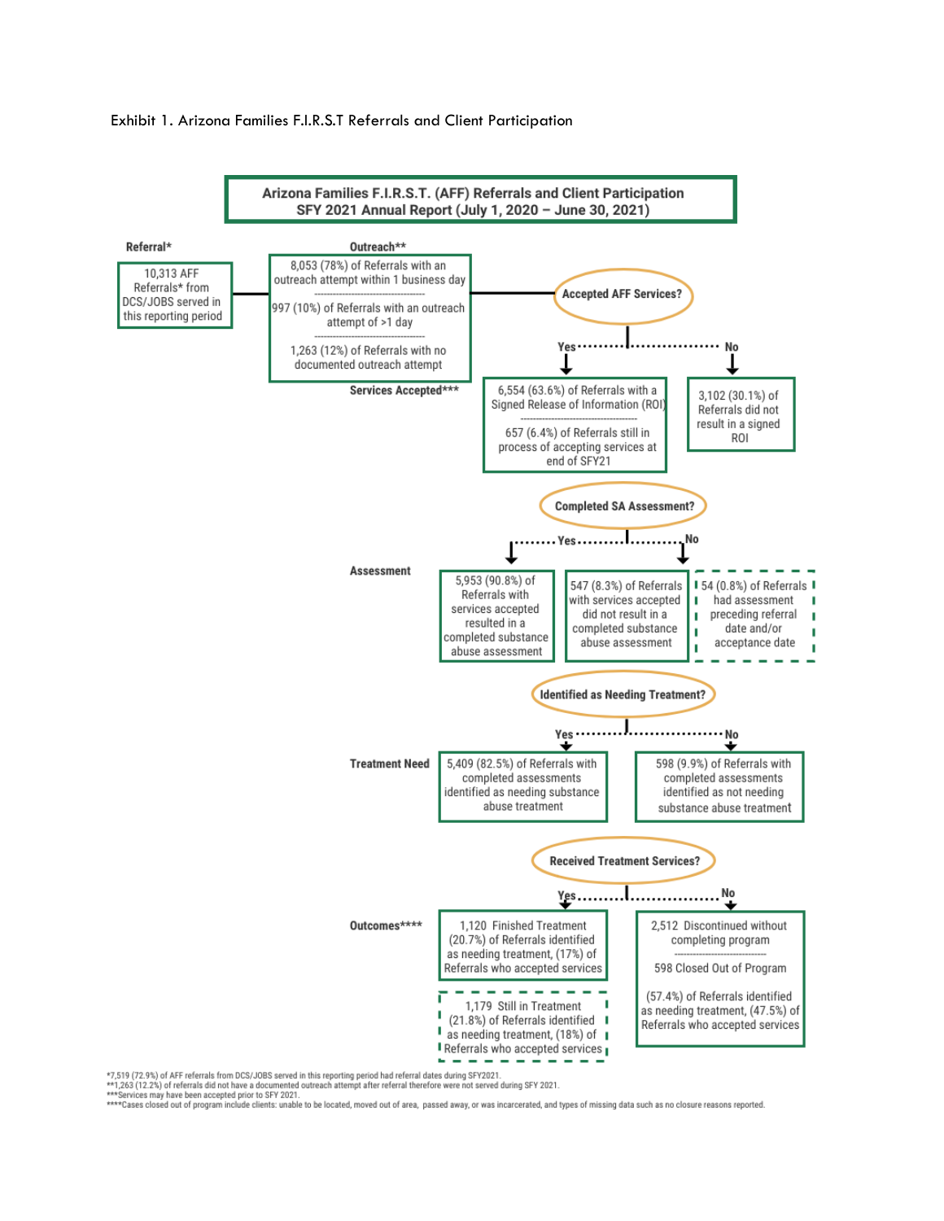Exhibit 1. Arizona Families F.I.R.S.T Referrals and Client Participation

**Arizona Families F.I.R.S.T. (AFF) Referrals and Client Participation**
**SFY 2021 Annual Report (July 1, 2020 – June 30, 2021)**

**Referral***

10,313 AFF Referrals* from DCS/JOBS served in this reporting period

**Outreach****

8,053 (78%) of Referrals with an outreach attempt within 1 business day

997 (10%) of Referrals with an outreach attempt of >1 day

1,263 (12%) of Referrals with no documented outreach attempt

**Accepted AFF Services?**

**Services Accepted*****

Yes:
- 6,554 (63.6%) of Referrals with a Signed Release of Information (ROI)
- 657 (6.4%) of Referrals still in process of accepting services at end of SFY21

No:
- 3,102 (30.1%) of Referrals did not result in a signed ROI

**Completed SA Assessment?**

**Assessment**

Yes:
- 5,953 (90.8%) of Referrals with services accepted resulted in a completed substance abuse assessment

No:
- 547 (8.3%) of Referrals with services accepted did not result in a completed substance abuse assessment
- 54 (0.8%) of Referrals had assessment preceding referral date and/or acceptance date

**Identified as Needing Treatment?**

**Treatment Need**

Yes:
- 5,409 (82.5%) of Referrals with completed assessments identified as needing substance abuse treatment

No:
- 598 (9.9%) of Referrals with completed assessments identified as not needing substance abuse treatment

**Received Treatment Services?**

**Outcomes******

Yes:
- 1,120 Finished Treatment (20.7%) of Referrals identified as needing treatment, (17%) of Referrals who accepted services
- 1,179 Still in Treatment (21.8%) of Referrals identified as needing treatment, (18%) of Referrals who accepted services

No:
- 2,512 Discontinued without completing program
- 598 Closed Out of Program
- (57.4%) of Referrals identified as needing treatment, (47.5%) of Referrals who accepted services

*7,519 (72.9%) of AFF referrals from DCS/JOBS served in this reporting period had referral dates during SFY2021.
**1,263 (12.2%) of referrals did not have a documented outreach attempt after referral therefore were not served during SFY 2021.
***Services may have been accepted prior to SFY 2021.
****Cases closed out of program include clients: unable to be located, moved out of area, passed away, or was incarcerated, and types of missing data such as no closure reasons reported.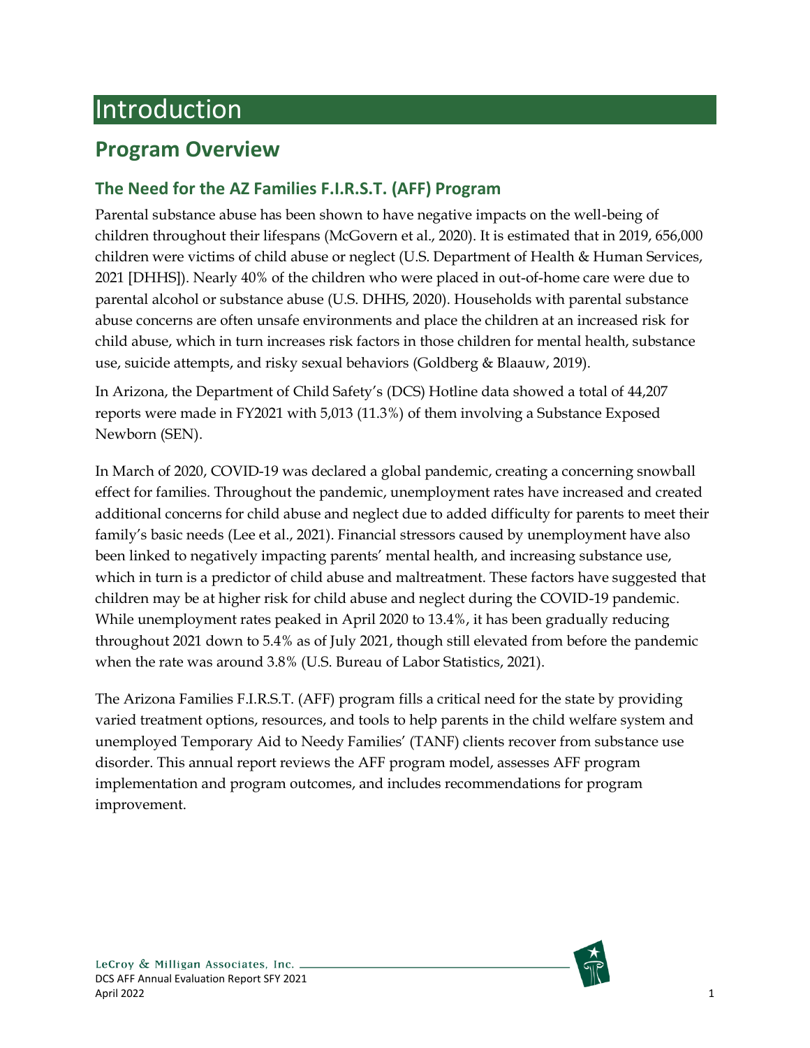# Introduction

## Program Overview

### The Need for the AZ Families F.I.R.S.T. (AFF) Program

Parental substance abuse has been shown to have negative impacts on the well-being of children throughout their lifespans (McGovern et al., 2020). It is estimated that in 2019, 656,000 children were victims of child abuse or neglect (U.S. Department of Health & Human Services, 2021 [DHHS]). Nearly 40% of the children who were placed in out-of-home care were due to parental alcohol or substance abuse (U.S. DHHS, 2020). Households with parental substance abuse concerns are often unsafe environments and place the children at an increased risk for child abuse, which in turn increases risk factors in those children for mental health, substance use, suicide attempts, and risky sexual behaviors (Goldberg & Blaauw, 2019).

In Arizona, the Department of Child Safety's (DCS) Hotline data showed a total of 44,207 reports were made in FY2021 with 5,013 (11.3%) of them involving a Substance Exposed Newborn (SEN).

In March of 2020, COVID-19 was declared a global pandemic, creating a concerning snowball effect for families. Throughout the pandemic, unemployment rates have increased and created additional concerns for child abuse and neglect due to added difficulty for parents to meet their family's basic needs (Lee et al., 2021). Financial stressors caused by unemployment have also been linked to negatively impacting parents' mental health, and increasing substance use, which in turn is a predictor of child abuse and maltreatment. These factors have suggested that children may be at higher risk for child abuse and neglect during the COVID-19 pandemic. While unemployment rates peaked in April 2020 to 13.4%, it has been gradually reducing throughout 2021 down to 5.4% as of July 2021, though still elevated from before the pandemic when the rate was around 3.8% (U.S. Bureau of Labor Statistics, 2021).

The Arizona Families F.I.R.S.T. (AFF) program fills a critical need for the state by providing varied treatment options, resources, and tools to help parents in the child welfare system and unemployed Temporary Aid to Needy Families' (TANF) clients recover from substance use disorder. This annual report reviews the AFF program model, assesses AFF program implementation and program outcomes, and includes recommendations for program improvement.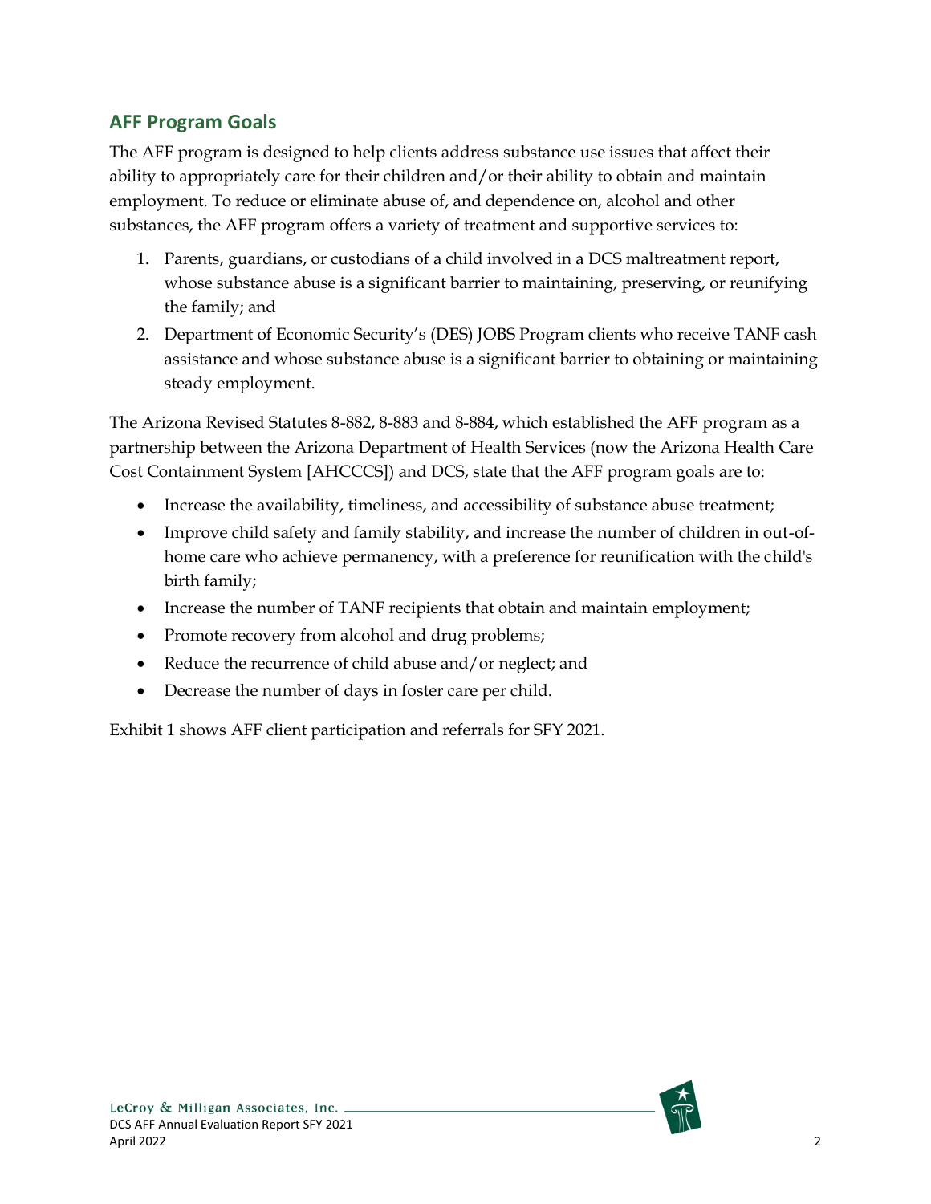## AFF Program Goals

The AFF program is designed to help clients address substance use issues that affect their ability to appropriately care for their children and/or their ability to obtain and maintain employment. To reduce or eliminate abuse of, and dependence on, alcohol and other substances, the AFF program offers a variety of treatment and supportive services to:

1. Parents, guardians, or custodians of a child involved in a DCS maltreatment report, whose substance abuse is a significant barrier to maintaining, preserving, or reunifying the family; and
2. Department of Economic Security's (DES) JOBS Program clients who receive TANF cash assistance and whose substance abuse is a significant barrier to obtaining or maintaining steady employment.

The Arizona Revised Statutes 8-882, 8-883 and 8-884, which established the AFF program as a partnership between the Arizona Department of Health Services (now the Arizona Health Care Cost Containment System [AHCCCS]) and DCS, state that the AFF program goals are to:

- Increase the availability, timeliness, and accessibility of substance abuse treatment;
- Improve child safety and family stability, and increase the number of children in out-of-home care who achieve permanency, with a preference for reunification with the child's birth family;
- Increase the number of TANF recipients that obtain and maintain employment;
- Promote recovery from alcohol and drug problems;
- Reduce the recurrence of child abuse and/or neglect; and
- Decrease the number of days in foster care per child.

Exhibit 1 shows AFF client participation and referrals for SFY 2021.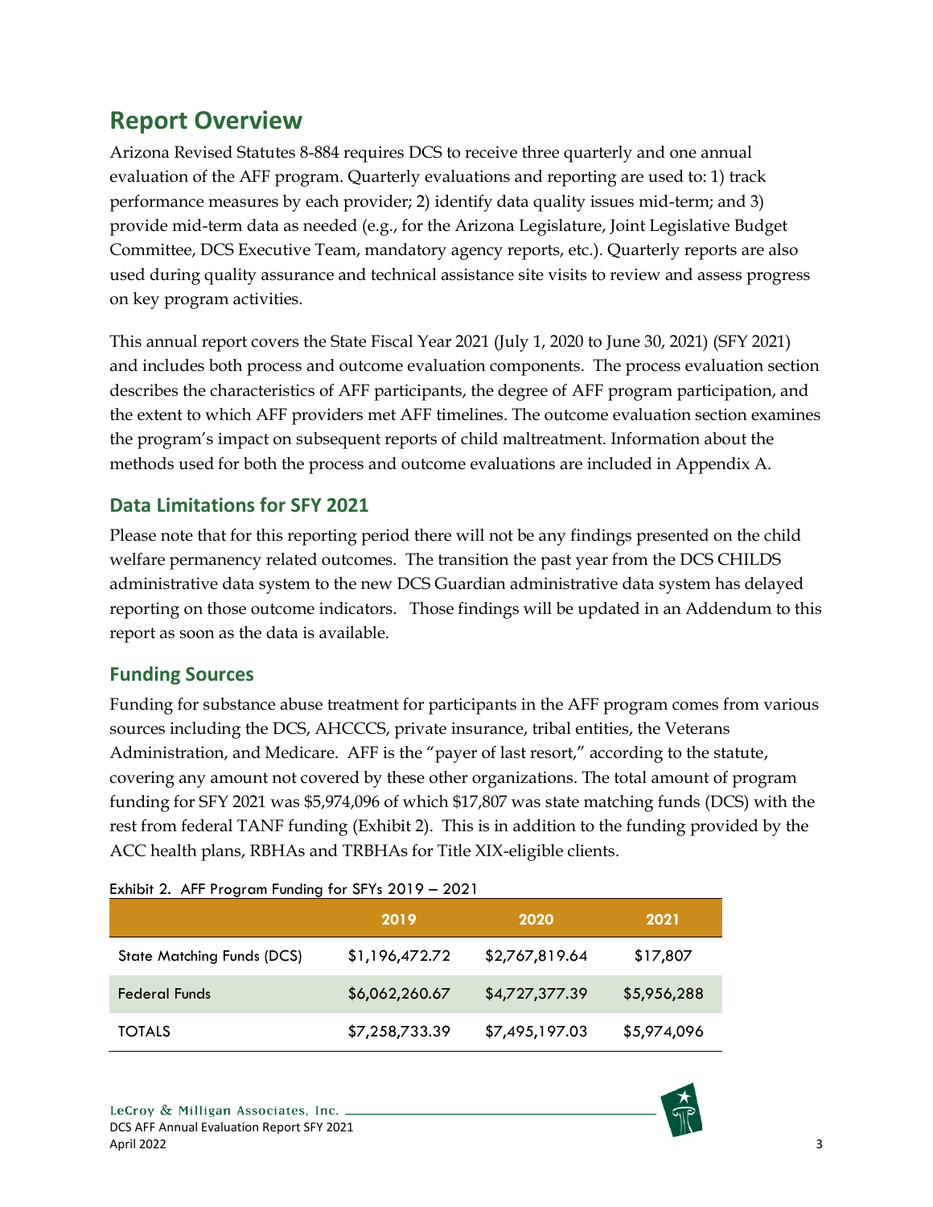## Report Overview

Arizona Revised Statutes 8-884 requires DCS to receive three quarterly and one annual evaluation of the AFF program. Quarterly evaluations and reporting are used to: 1) track performance measures by each provider; 2) identify data quality issues mid-term; and 3) provide mid-term data as needed (e.g., for the Arizona Legislature, Joint Legislative Budget Committee, DCS Executive Team, mandatory agency reports, etc.). Quarterly reports are also used during quality assurance and technical assistance site visits to review and assess progress on key program activities.

This annual report covers the State Fiscal Year 2021 (July 1, 2020 to June 30, 2021) (SFY 2021) and includes both process and outcome evaluation components. The process evaluation section describes the characteristics of AFF participants, the degree of AFF program participation, and the extent to which AFF providers met AFF timelines. The outcome evaluation section examines the program's impact on subsequent reports of child maltreatment. Information about the methods used for both the process and outcome evaluations are included in Appendix A.

### Data Limitations for SFY 2021

Please note that for this reporting period there will not be any findings presented on the child welfare permanency related outcomes. The transition the past year from the DCS CHILDS administrative data system to the new DCS Guardian administrative data system has delayed reporting on those outcome indicators. Those findings will be updated in an Addendum to this report as soon as the data is available.

### Funding Sources

Funding for substance abuse treatment for participants in the AFF program comes from various sources including the DCS, AHCCCS, private insurance, tribal entities, the Veterans Administration, and Medicare. AFF is the "payer of last resort," according to the statute, covering any amount not covered by these other organizations. The total amount of program funding for SFY 2021 was $5,974,096 of which $17,807 was state matching funds (DCS) with the rest from federal TANF funding (Exhibit 2). This is in addition to the funding provided by the ACC health plans, RBHAs and TRBHAs for Title XIX-eligible clients.

Exhibit 2. AFF Program Funding for SFYs 2019 – 2021

| | 2019 | 2020 | 2021 |
|---|---|---|---|
| State Matching Funds (DCS) | $1,196,472.72 | $2,767,819.64 | $17,807 |
| Federal Funds | $6,062,260.67 | $4,727,377.39 | $5,956,288 |
| TOTALS | $7,258,733.39 | $7,495,197.03 | $5,974,096 |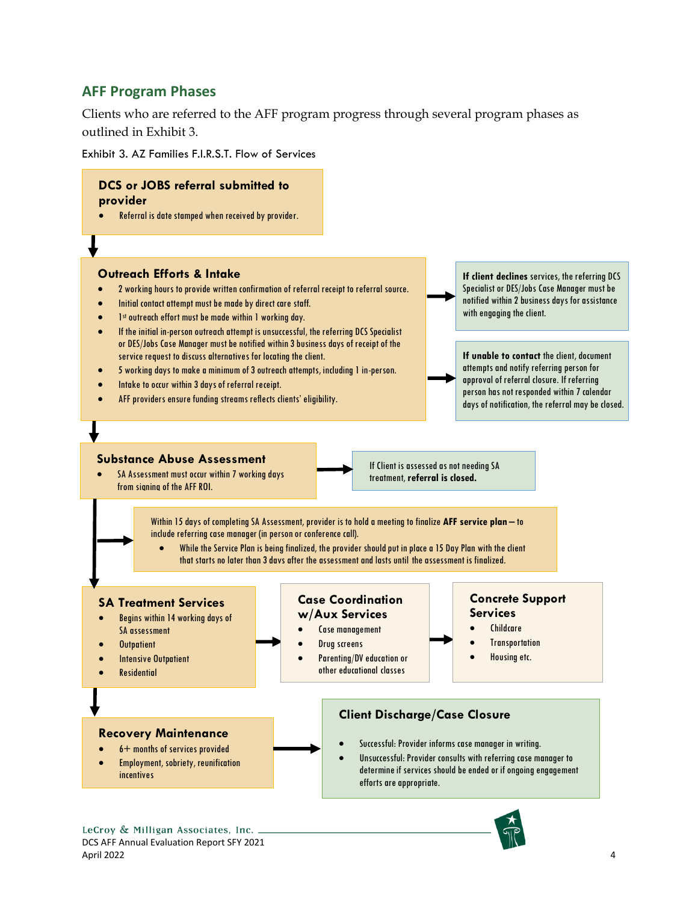## AFF Program Phases

Clients who are referred to the AFF program progress through several program phases as outlined in Exhibit 3.

Exhibit 3. AZ Families F.I.R.S.T. Flow of Services

**DCS or JOBS referral submitted to provider**

- Referral is date stamped when received by provider.

**Outreach Efforts & Intake**

- 2 working hours to provide written confirmation of referral receipt to referral source.
- Initial contact attempt must be made by direct care staff.
- 1st outreach effort must be made within 1 working day.
- If the initial in-person outreach attempt is unsuccessful, the referring DCS Specialist or DES/Jobs Case Manager must be notified within 3 business days of receipt of the service request to discuss alternatives for locating the client.
- 5 working days to make a minimum of 3 outreach attempts, including 1 in-person.
- Intake to occur within 3 days of referral receipt.
- AFF providers ensure funding streams reflects clients' eligibility.

**If client declines** services, the referring DCS Specialist or DES/Jobs Case Manager must be notified within 2 business days for assistance with engaging the client.

**If unable to contact** the client, document attempts and notify referring person for approval of referral closure. If referring person has not responded within 7 calendar days of notification, the referral may be closed.

**Substance Abuse Assessment**

- SA Assessment must occur within 7 working days from signing of the AFF ROI.

If Client is assessed as not needing SA treatment, **referral is closed.**

Within 15 days of completing SA Assessment, provider is to hold a meeting to finalize **AFF service plan** – to include referring case manager (in person or conference call).

- While the Service Plan is being finalized, the provider should put in place a 15 Day Plan with the client that starts no later than 3 days after the assessment and lasts until the assessment is finalized.

**SA Treatment Services**

- Begins within 14 working days of SA assessment
- Outpatient
- Intensive Outpatient
- Residential

**Case Coordination w/Aux Services**

- Case management
- Drug screens
- Parenting/DV education or other educational classes

**Concrete Support Services**

- Childcare
- Transportation
- Housing etc.

**Recovery Maintenance**

- 6+ months of services provided
- Employment, sobriety, reunification incentives

**Client Discharge/Case Closure**

- Successful: Provider informs case manager in writing.
- Unsuccessful: Provider consults with referring case manager to determine if services should be ended or if ongoing engagement efforts are appropriate.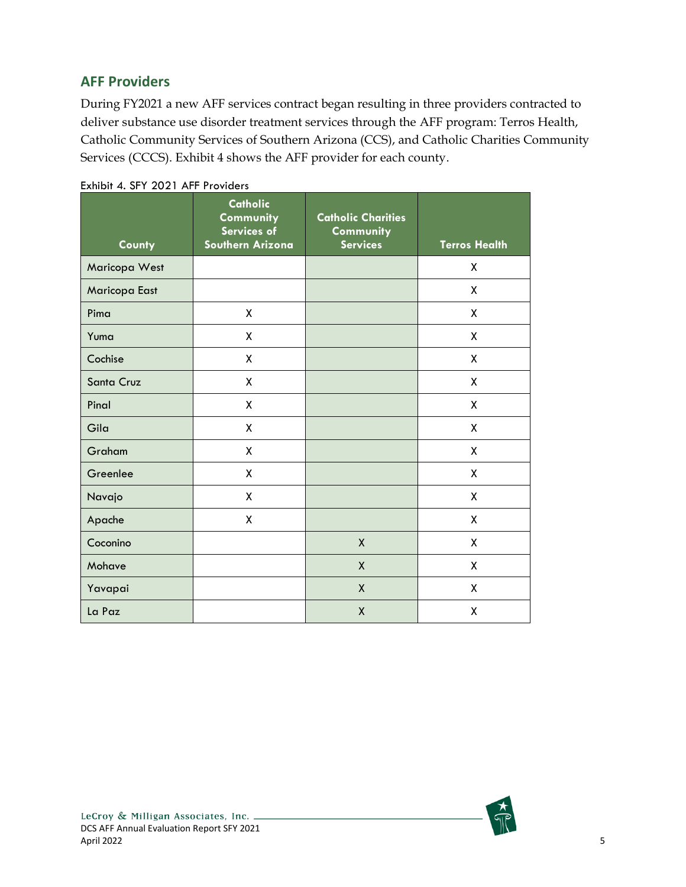## AFF Providers

During FY2021 a new AFF services contract began resulting in three providers contracted to deliver substance use disorder treatment services through the AFF program: Terros Health, Catholic Community Services of Southern Arizona (CCS), and Catholic Charities Community Services (CCCS). Exhibit 4 shows the AFF provider for each county.

Exhibit 4. SFY 2021 AFF Providers

| County | Catholic Community Services of Southern Arizona | Catholic Charities Community Services | Terros Health |
|---|---|---|---|
| Maricopa West | | | X |
| Maricopa East | | | X |
| Pima | X | | X |
| Yuma | X | | X |
| Cochise | X | | X |
| Santa Cruz | X | | X |
| Pinal | X | | X |
| Gila | X | | X |
| Graham | X | | X |
| Greenlee | X | | X |
| Navajo | X | | X |
| Apache | X | | X |
| Coconino | | X | X |
| Mohave | | X | X |
| Yavapai | | X | X |
| La Paz | | X | X |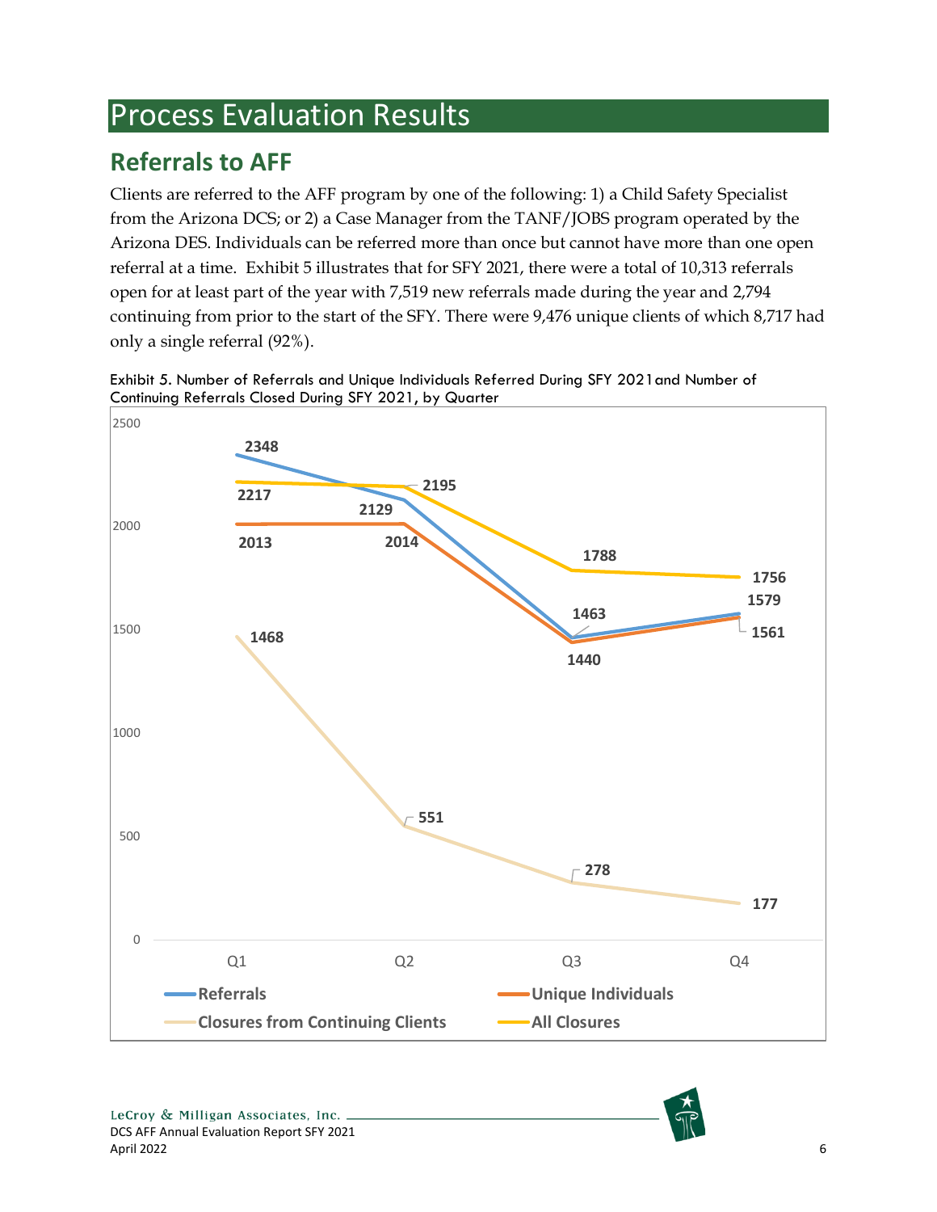# Process Evaluation Results

## Referrals to AFF

Clients are referred to the AFF program by one of the following: 1) a Child Safety Specialist from the Arizona DCS; or 2) a Case Manager from the TANF/JOBS program operated by the Arizona DES. Individuals can be referred more than once but cannot have more than one open referral at a time. Exhibit 5 illustrates that for SFY 2021, there were a total of 10,313 referrals open for at least part of the year with 7,519 new referrals made during the year and 2,794 continuing from prior to the start of the SFY. There were 9,476 unique clients of which 8,717 had only a single referral (92%).

Exhibit 5. Number of Referrals and Unique Individuals Referred During SFY 2021 and Number of Continuing Referrals Closed During SFY 2021, by Quarter

| | Q1 | Q2 | Q3 | Q4 |
|---|---|---|---|---|
| Referrals | 2348 | 2129 | 1463 | 1579 |
| Unique Individuals | 2013 | 2014 | 1440 | 1561 |
| Closures from Continuing Clients | 1468 | 551 | 278 | 177 |
| All Closures | 2217 | 2195 | 1788 | 1756 |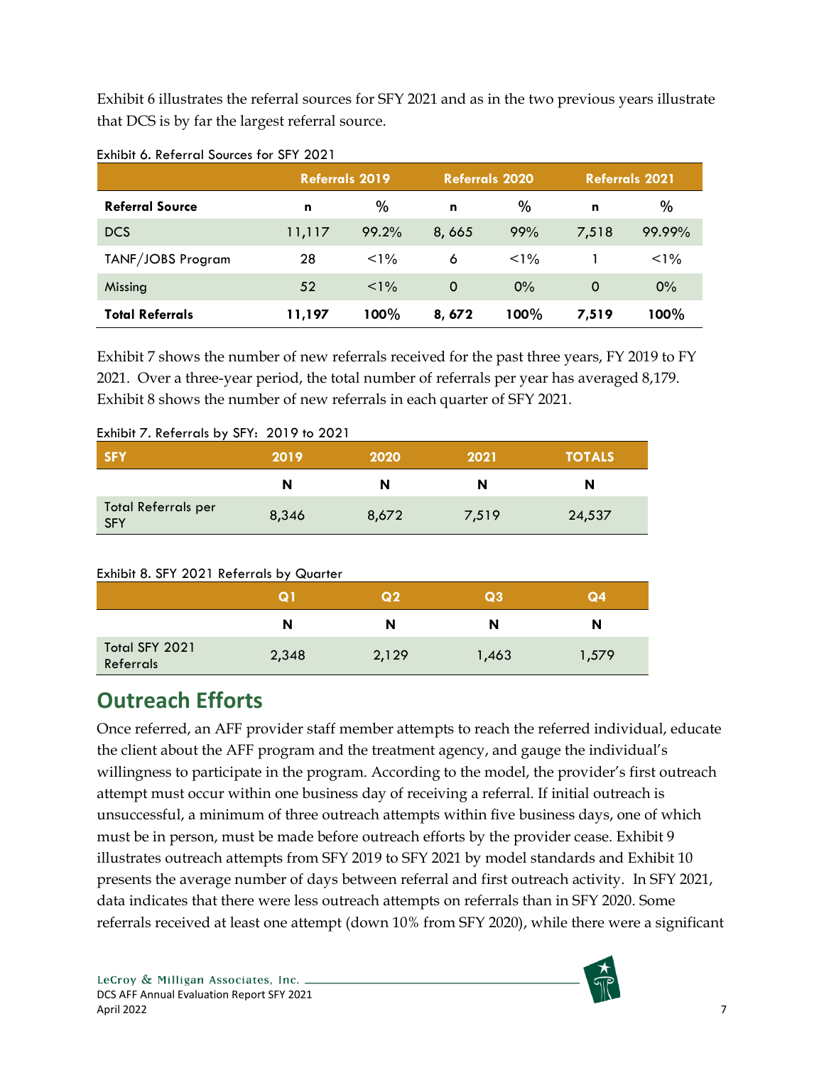Exhibit 6 illustrates the referral sources for SFY 2021 and as in the two previous years illustrate that DCS is by far the largest referral source.

Exhibit 6. Referral Sources for SFY 2021

| | Referrals 2019 | | Referrals 2020 | | Referrals 2021 | |
|---|---|---|---|---|---|---|
| **Referral Source** | **n** | % | **n** | % | **n** | % |
| DCS | 11,117 | 99.2% | 8, 665 | 99% | 7,518 | 99.99% |
| TANF/JOBS Program | 28 | <1% | 6 | <1% | 1 | <1% |
| Missing | 52 | <1% | 0 | 0% | 0 | 0% |
| **Total Referrals** | **11,197** | **100%** | **8, 672** | **100%** | **7,519** | **100%** |

Exhibit 7 shows the number of new referrals received for the past three years, FY 2019 to FY 2021. Over a three-year period, the total number of referrals per year has averaged 8,179. Exhibit 8 shows the number of new referrals in each quarter of SFY 2021.

Exhibit 7. Referrals by SFY: 2019 to 2021

| SFY | 2019 | 2020 | 2021 | TOTALS |
|---|---|---|---|---|
| | **N** | **N** | **N** | **N** |
| Total Referrals per SFY | 8,346 | 8,672 | 7,519 | 24,537 |

Exhibit 8. SFY 2021 Referrals by Quarter

| | Q1 | Q2 | Q3 | Q4 |
|---|---|---|---|---|
| | **N** | **N** | **N** | **N** |
| Total SFY 2021 Referrals | 2,348 | 2,129 | 1,463 | 1,579 |

## Outreach Efforts

Once referred, an AFF provider staff member attempts to reach the referred individual, educate the client about the AFF program and the treatment agency, and gauge the individual's willingness to participate in the program. According to the model, the provider's first outreach attempt must occur within one business day of receiving a referral. If initial outreach is unsuccessful, a minimum of three outreach attempts within five business days, one of which must be in person, must be made before outreach efforts by the provider cease. Exhibit 9 illustrates outreach attempts from SFY 2019 to SFY 2021 by model standards and Exhibit 10 presents the average number of days between referral and first outreach activity. In SFY 2021, data indicates that there were less outreach attempts on referrals than in SFY 2020. Some referrals received at least one attempt (down 10% from SFY 2020), while there were a significant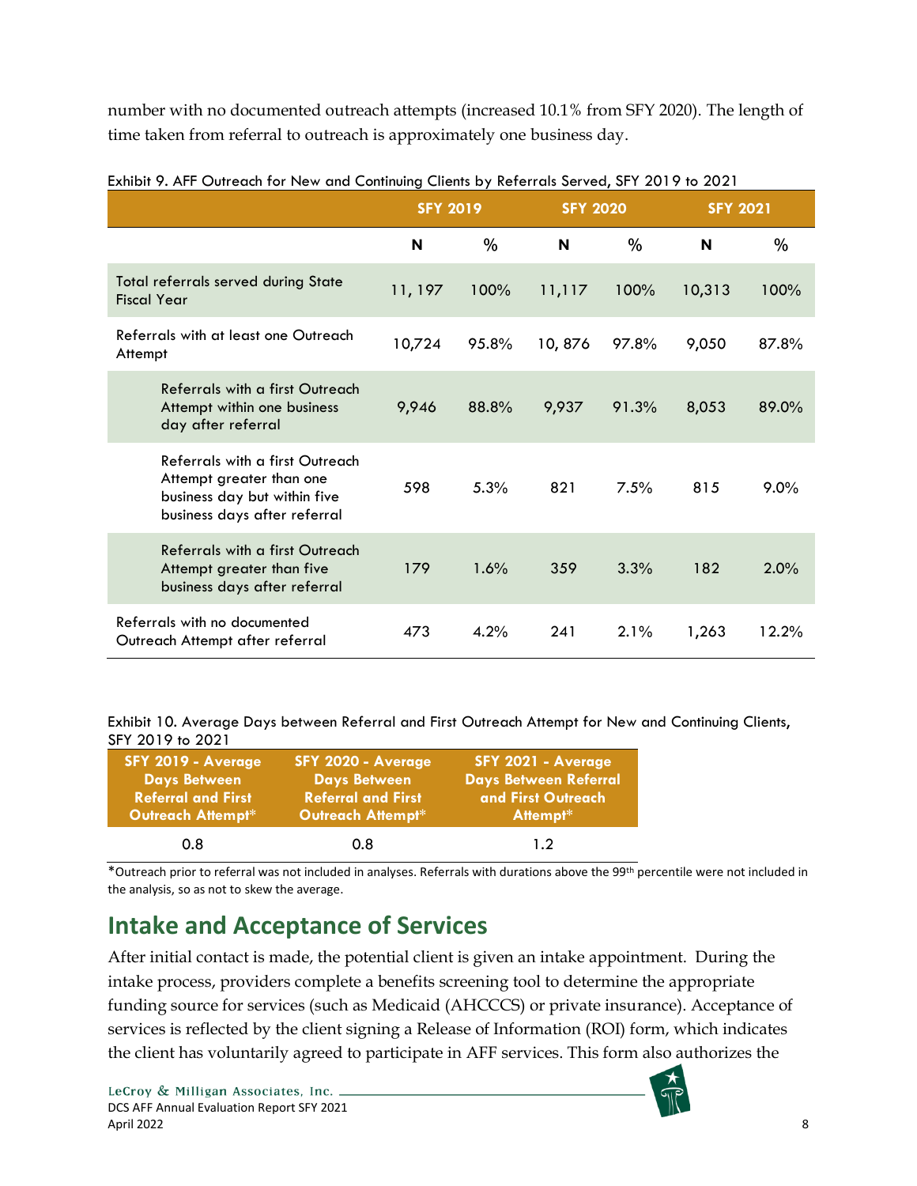number with no documented outreach attempts (increased 10.1% from SFY 2020). The length of time taken from referral to outreach is approximately one business day.

Exhibit 9. AFF Outreach for New and Continuing Clients by Referrals Served, SFY 2019 to 2021

| | SFY 2019 | | SFY 2020 | | SFY 2021 | |
|---|---|---|---|---|---|---|
| | N | % | N | % | N | % |
| Total referrals served during State Fiscal Year | 11, 197 | 100% | 11,117 | 100% | 10,313 | 100% |
| Referrals with at least one Outreach Attempt | 10,724 | 95.8% | 10, 876 | 97.8% | 9,050 | 87.8% |
| Referrals with a first Outreach Attempt within one business day after referral | 9,946 | 88.8% | 9,937 | 91.3% | 8,053 | 89.0% |
| Referrals with a first Outreach Attempt greater than one business day but within five business days after referral | 598 | 5.3% | 821 | 7.5% | 815 | 9.0% |
| Referrals with a first Outreach Attempt greater than five business days after referral | 179 | 1.6% | 359 | 3.3% | 182 | 2.0% |
| Referrals with no documented Outreach Attempt after referral | 473 | 4.2% | 241 | 2.1% | 1,263 | 12.2% |

Exhibit 10. Average Days between Referral and First Outreach Attempt for New and Continuing Clients, SFY 2019 to 2021

| SFY 2019 - Average Days Between Referral and First Outreach Attempt* | SFY 2020 - Average Days Between Referral and First Outreach Attempt* | SFY 2021 - Average Days Between Referral and First Outreach Attempt* |
|---|---|---|
| 0.8 | 0.8 | 1.2 |

*Outreach prior to referral was not included in analyses. Referrals with durations above the 99th percentile were not included in the analysis, so as not to skew the average.

## Intake and Acceptance of Services

After initial contact is made, the potential client is given an intake appointment. During the intake process, providers complete a benefits screening tool to determine the appropriate funding source for services (such as Medicaid (AHCCCS) or private insurance). Acceptance of services is reflected by the client signing a Release of Information (ROI) form, which indicates the client has voluntarily agreed to participate in AFF services. This form also authorizes the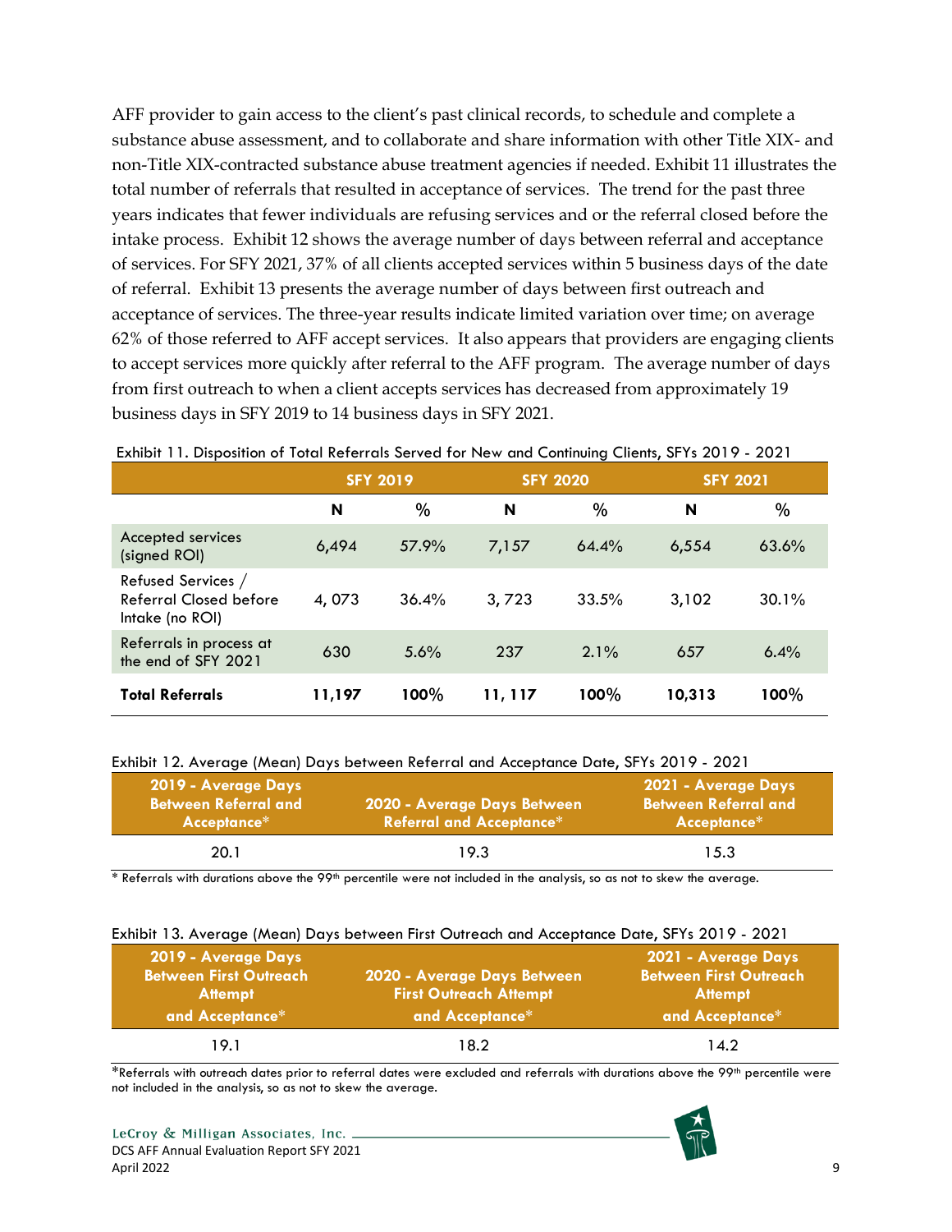AFF provider to gain access to the client's past clinical records, to schedule and complete a substance abuse assessment, and to collaborate and share information with other Title XIX- and non-Title XIX-contracted substance abuse treatment agencies if needed. Exhibit 11 illustrates the total number of referrals that resulted in acceptance of services. The trend for the past three years indicates that fewer individuals are refusing services and or the referral closed before the intake process. Exhibit 12 shows the average number of days between referral and acceptance of services. For SFY 2021, 37% of all clients accepted services within 5 business days of the date of referral. Exhibit 13 presents the average number of days between first outreach and acceptance of services. The three-year results indicate limited variation over time; on average 62% of those referred to AFF accept services. It also appears that providers are engaging clients to accept services more quickly after referral to the AFF program. The average number of days from first outreach to when a client accepts services has decreased from approximately 19 business days in SFY 2019 to 14 business days in SFY 2021.

Exhibit 11. Disposition of Total Referrals Served for New and Continuing Clients, SFYs 2019 - 2021

| | SFY 2019 | | SFY 2020 | | SFY 2021 | |
|---|---|---|---|---|---|---|
| | N | % | N | % | N | % |
| Accepted services (signed ROI) | 6,494 | 57.9% | 7,157 | 64.4% | 6,554 | 63.6% |
| Refused Services / Referral Closed before Intake (no ROI) | 4, 073 | 36.4% | 3, 723 | 33.5% | 3,102 | 30.1% |
| Referrals in process at the end of SFY 2021 | 630 | 5.6% | 237 | 2.1% | 657 | 6.4% |
| **Total Referrals** | **11,197** | **100%** | **11, 117** | **100%** | **10,313** | **100%** |

Exhibit 12. Average (Mean) Days between Referral and Acceptance Date, SFYs 2019 - 2021

| 2019 - Average Days Between Referral and Acceptance* | 2020 - Average Days Between Referral and Acceptance* | 2021 - Average Days Between Referral and Acceptance* |
|---|---|---|
| 20.1 | 19.3 | 15.3 |

* Referrals with durations above the 99th percentile were not included in the analysis, so as not to skew the average.

Exhibit 13. Average (Mean) Days between First Outreach and Acceptance Date, SFYs 2019 - 2021

| 2019 - Average Days Between First Outreach Attempt and Acceptance* | 2020 - Average Days Between First Outreach Attempt and Acceptance* | 2021 - Average Days Between First Outreach Attempt and Acceptance* |
|---|---|---|
| 19.1 | 18.2 | 14.2 |

*Referrals with outreach dates prior to referral dates were excluded and referrals with durations above the 99th percentile were not included in the analysis, so as not to skew the average.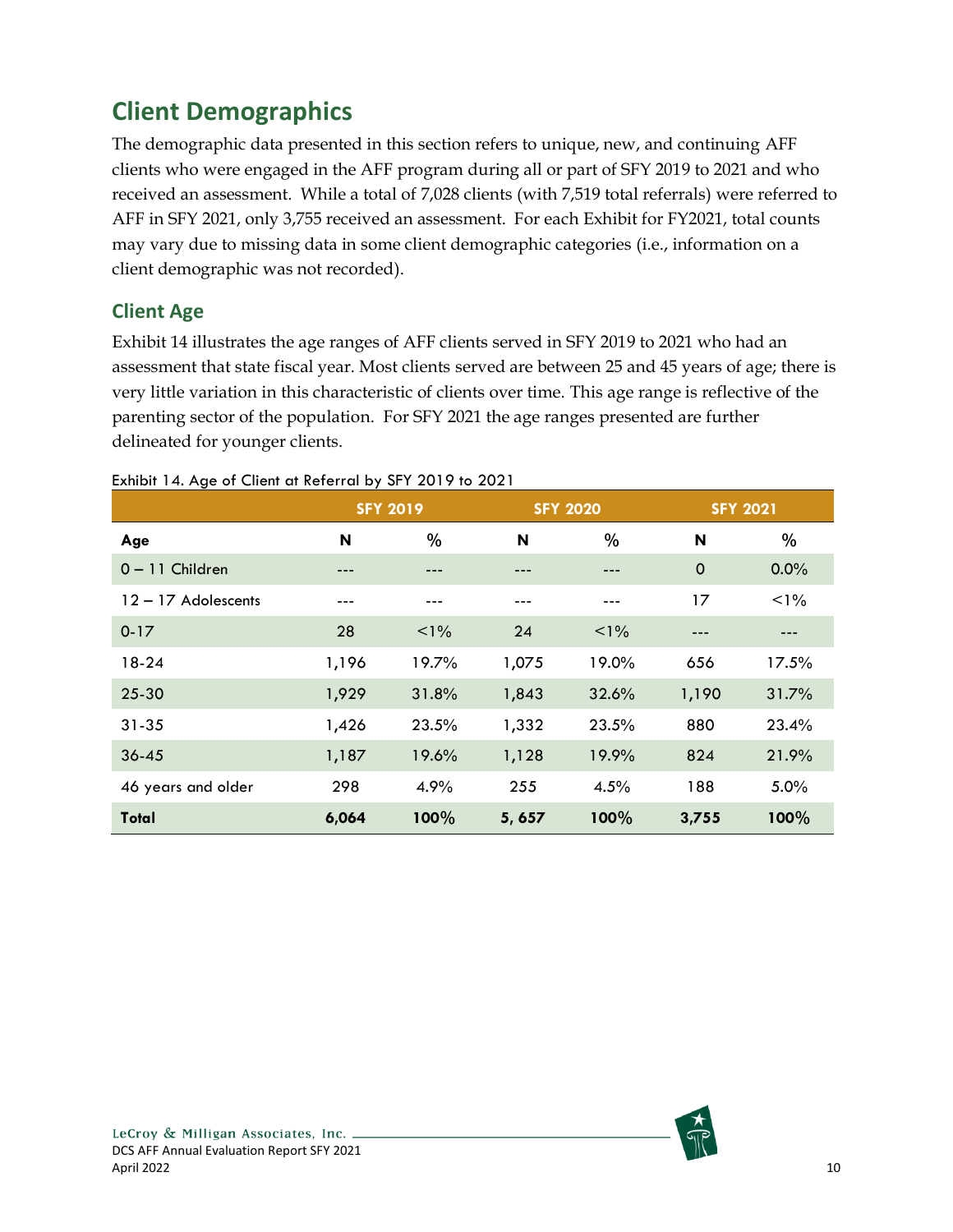## Client Demographics

The demographic data presented in this section refers to unique, new, and continuing AFF clients who were engaged in the AFF program during all or part of SFY 2019 to 2021 and who received an assessment. While a total of 7,028 clients (with 7,519 total referrals) were referred to AFF in SFY 2021, only 3,755 received an assessment. For each Exhibit for FY2021, total counts may vary due to missing data in some client demographic categories (i.e., information on a client demographic was not recorded).

### Client Age

Exhibit 14 illustrates the age ranges of AFF clients served in SFY 2019 to 2021 who had an assessment that state fiscal year. Most clients served are between 25 and 45 years of age; there is very little variation in this characteristic of clients over time. This age range is reflective of the parenting sector of the population. For SFY 2021 the age ranges presented are further delineated for younger clients.

Exhibit 14. Age of Client at Referral by SFY 2019 to 2021

| | SFY 2019 | | SFY 2020 | | SFY 2021 | |
|---|---|---|---|---|---|---|
| **Age** | **N** | **%** | **N** | **%** | **N** | **%** |
| 0 – 11 Children | --- | --- | --- | --- | 0 | 0.0% |
| 12 – 17 Adolescents | --- | --- | --- | --- | 17 | <1% |
| 0-17 | 28 | <1% | 24 | <1% | --- | --- |
| 18-24 | 1,196 | 19.7% | 1,075 | 19.0% | 656 | 17.5% |
| 25-30 | 1,929 | 31.8% | 1,843 | 32.6% | 1,190 | 31.7% |
| 31-35 | 1,426 | 23.5% | 1,332 | 23.5% | 880 | 23.4% |
| 36-45 | 1,187 | 19.6% | 1,128 | 19.9% | 824 | 21.9% |
| 46 years and older | 298 | 4.9% | 255 | 4.5% | 188 | 5.0% |
| **Total** | **6,064** | **100%** | **5, 657** | **100%** | **3,755** | **100%** |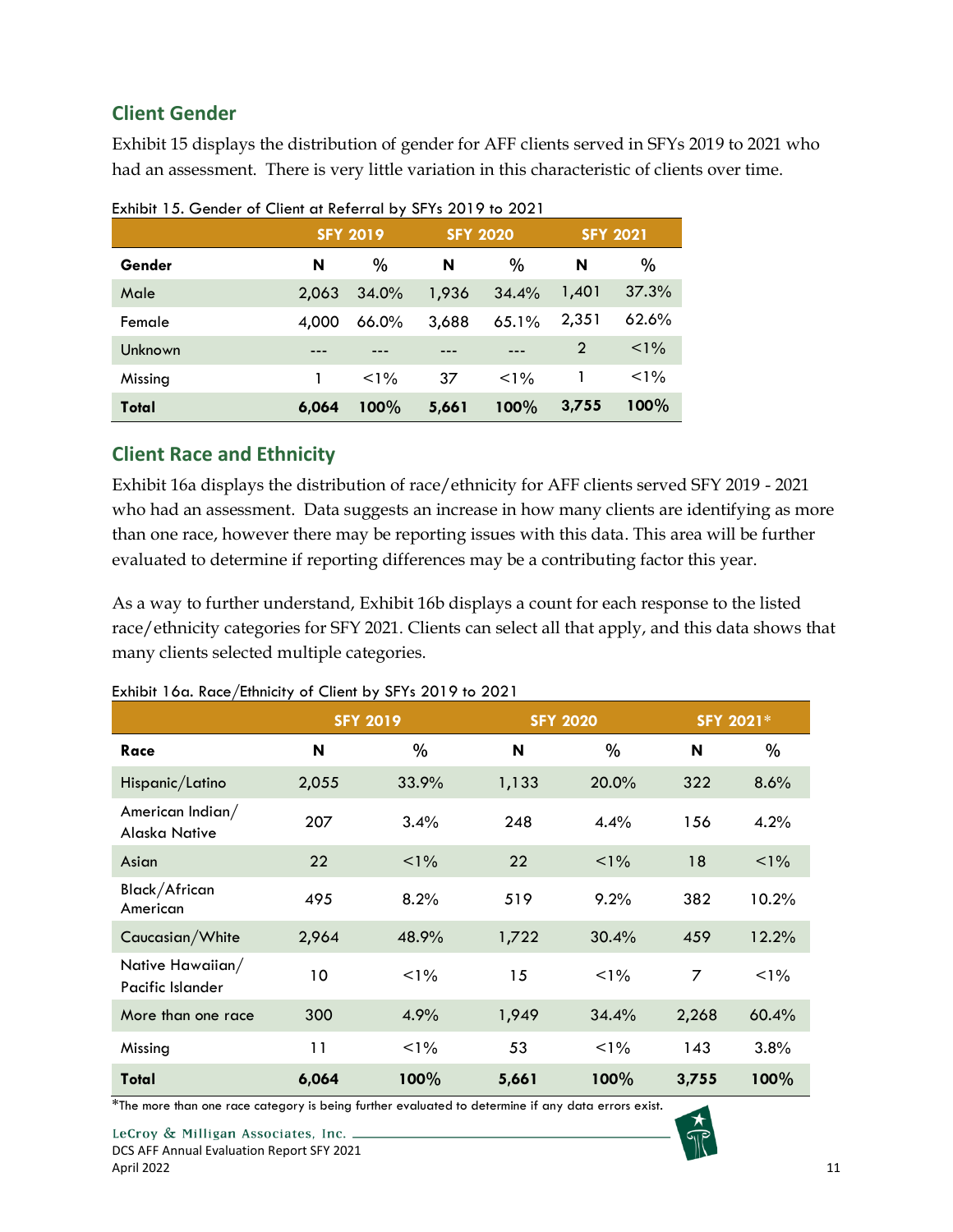## Client Gender

Exhibit 15 displays the distribution of gender for AFF clients served in SFYs 2019 to 2021 who had an assessment. There is very little variation in this characteristic of clients over time.

Exhibit 15. Gender of Client at Referral by SFYs 2019 to 2021

| | SFY 2019 | | SFY 2020 | | SFY 2021 | |
|---|---|---|---|---|---|---|
| **Gender** | **N** | **%** | **N** | **%** | **N** | **%** |
| Male | 2,063 | 34.0% | 1,936 | 34.4% | 1,401 | 37.3% |
| Female | 4,000 | 66.0% | 3,688 | 65.1% | 2,351 | 62.6% |
| Unknown | --- | --- | --- | --- | 2 | <1% |
| Missing | 1 | <1% | 37 | <1% | 1 | <1% |
| **Total** | **6,064** | **100%** | **5,661** | **100%** | **3,755** | **100%** |

## Client Race and Ethnicity

Exhibit 16a displays the distribution of race/ethnicity for AFF clients served SFY 2019 - 2021 who had an assessment. Data suggests an increase in how many clients are identifying as more than one race, however there may be reporting issues with this data. This area will be further evaluated to determine if reporting differences may be a contributing factor this year.

As a way to further understand, Exhibit 16b displays a count for each response to the listed race/ethnicity categories for SFY 2021. Clients can select all that apply, and this data shows that many clients selected multiple categories.

Exhibit 16a. Race/Ethnicity of Client by SFYs 2019 to 2021

| | SFY 2019 | | SFY 2020 | | SFY 2021* | |
|---|---|---|---|---|---|---|
| **Race** | **N** | **%** | **N** | **%** | **N** | **%** |
| Hispanic/Latino | 2,055 | 33.9% | 1,133 | 20.0% | 322 | 8.6% |
| American Indian/ Alaska Native | 207 | 3.4% | 248 | 4.4% | 156 | 4.2% |
| Asian | 22 | <1% | 22 | <1% | 18 | <1% |
| Black/African American | 495 | 8.2% | 519 | 9.2% | 382 | 10.2% |
| Caucasian/White | 2,964 | 48.9% | 1,722 | 30.4% | 459 | 12.2% |
| Native Hawaiian/ Pacific Islander | 10 | <1% | 15 | <1% | 7 | <1% |
| More than one race | 300 | 4.9% | 1,949 | 34.4% | 2,268 | 60.4% |
| Missing | 11 | <1% | 53 | <1% | 143 | 3.8% |
| **Total** | **6,064** | **100%** | **5,661** | **100%** | **3,755** | **100%** |

*The more than one race category is being further evaluated to determine if any data errors exist.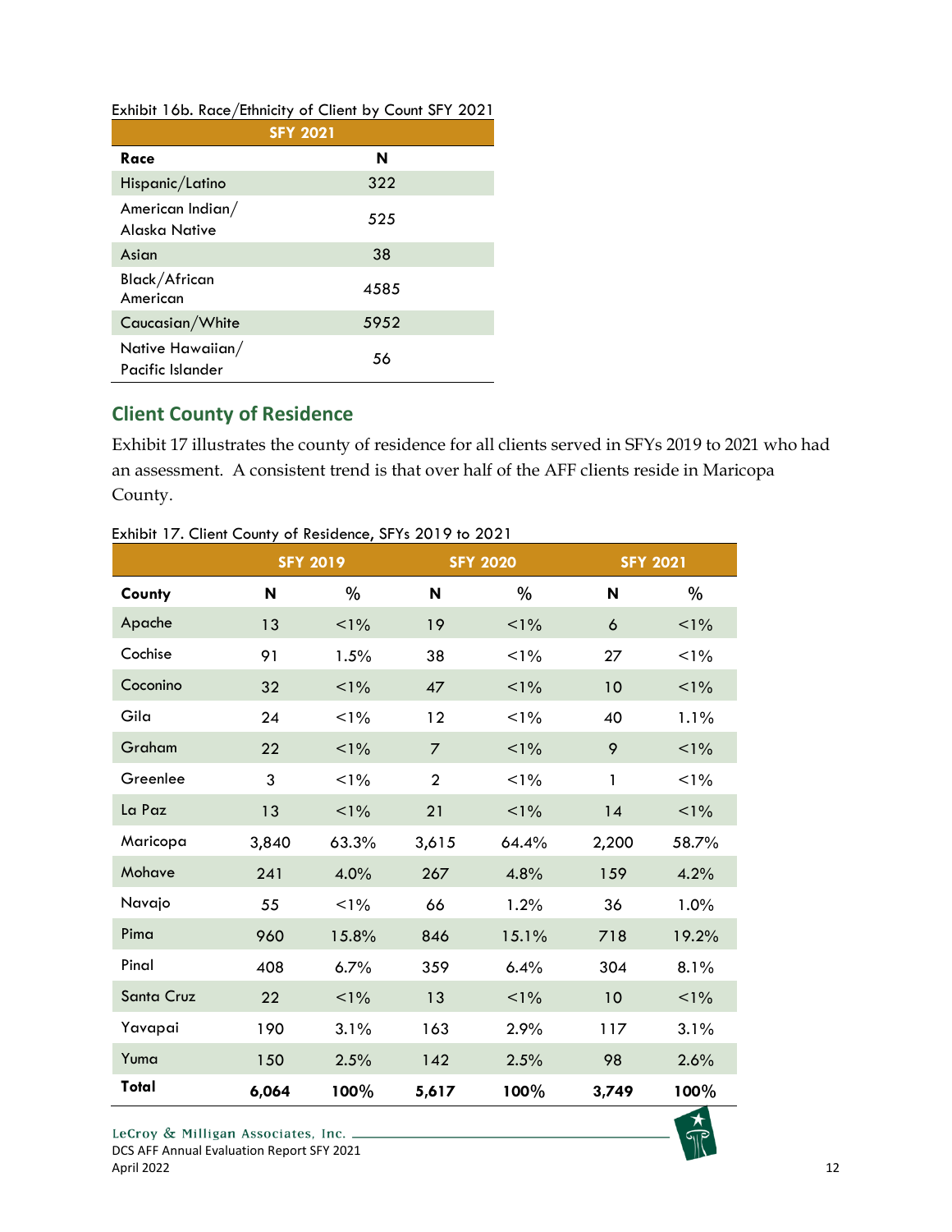Exhibit 16b. Race/Ethnicity of Client by Count SFY 2021

| SFY 2021 | |
|---|---|
| **Race** | **N** |
| Hispanic/Latino | 322 |
| American Indian/ Alaska Native | 525 |
| Asian | 38 |
| Black/African American | 4585 |
| Caucasian/White | 5952 |
| Native Hawaiian/ Pacific Islander | 56 |

## Client County of Residence

Exhibit 17 illustrates the county of residence for all clients served in SFYs 2019 to 2021 who had an assessment. A consistent trend is that over half of the AFF clients reside in Maricopa County.

Exhibit 17. Client County of Residence, SFYs 2019 to 2021

| | SFY 2019 | | SFY 2020 | | SFY 2021 | |
|---|---|---|---|---|---|---|
| **County** | **N** | **%** | **N** | **%** | **N** | **%** |
| Apache | 13 | <1% | 19 | <1% | 6 | <1% |
| Cochise | 91 | 1.5% | 38 | <1% | 27 | <1% |
| Coconino | 32 | <1% | 47 | <1% | 10 | <1% |
| Gila | 24 | <1% | 12 | <1% | 40 | 1.1% |
| Graham | 22 | <1% | 7 | <1% | 9 | <1% |
| Greenlee | 3 | <1% | 2 | <1% | 1 | <1% |
| La Paz | 13 | <1% | 21 | <1% | 14 | <1% |
| Maricopa | 3,840 | 63.3% | 3,615 | 64.4% | 2,200 | 58.7% |
| Mohave | 241 | 4.0% | 267 | 4.8% | 159 | 4.2% |
| Navajo | 55 | <1% | 66 | 1.2% | 36 | 1.0% |
| Pima | 960 | 15.8% | 846 | 15.1% | 718 | 19.2% |
| Pinal | 408 | 6.7% | 359 | 6.4% | 304 | 8.1% |
| Santa Cruz | 22 | <1% | 13 | <1% | 10 | <1% |
| Yavapai | 190 | 3.1% | 163 | 2.9% | 117 | 3.1% |
| Yuma | 150 | 2.5% | 142 | 2.5% | 98 | 2.6% |
| **Total** | **6,064** | **100%** | **5,617** | **100%** | **3,749** | **100%** |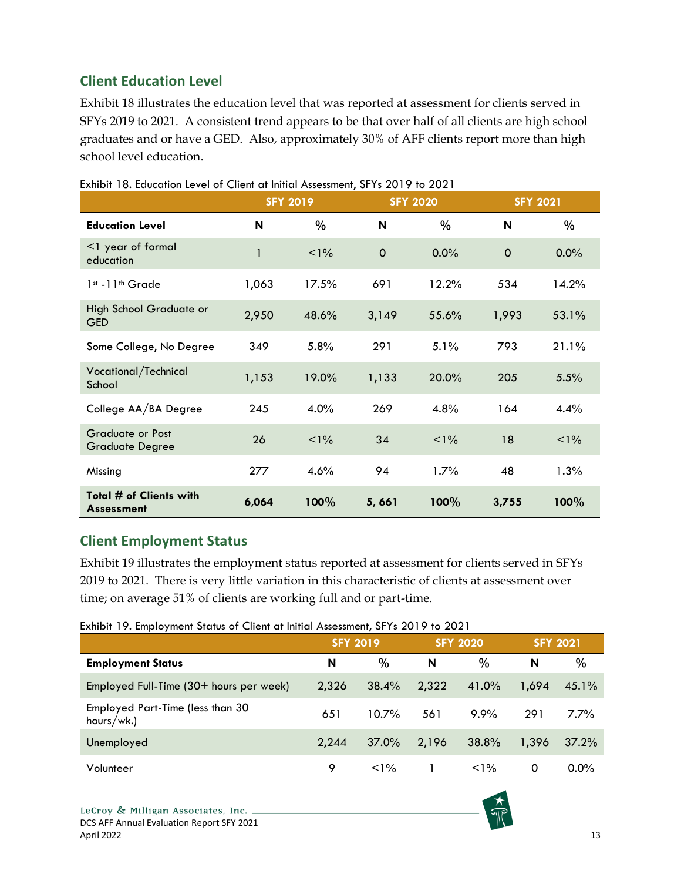## Client Education Level

Exhibit 18 illustrates the education level that was reported at assessment for clients served in SFYs 2019 to 2021. A consistent trend appears to be that over half of all clients are high school graduates and or have a GED. Also, approximately 30% of AFF clients report more than high school level education.

Exhibit 18. Education Level of Client at Initial Assessment, SFYs 2019 to 2021

| | SFY 2019 | | SFY 2020 | | SFY 2021 | |
|---|---|---|---|---|---|---|
| **Education Level** | **N** | **%** | **N** | **%** | **N** | **%** |
| <1 year of formal education | 1 | <1% | 0 | 0.0% | 0 | 0.0% |
| 1st -11th Grade | 1,063 | 17.5% | 691 | 12.2% | 534 | 14.2% |
| High School Graduate or GED | 2,950 | 48.6% | 3,149 | 55.6% | 1,993 | 53.1% |
| Some College, No Degree | 349 | 5.8% | 291 | 5.1% | 793 | 21.1% |
| Vocational/Technical School | 1,153 | 19.0% | 1,133 | 20.0% | 205 | 5.5% |
| College AA/BA Degree | 245 | 4.0% | 269 | 4.8% | 164 | 4.4% |
| Graduate or Post Graduate Degree | 26 | <1% | 34 | <1% | 18 | <1% |
| Missing | 277 | 4.6% | 94 | 1.7% | 48 | 1.3% |
| **Total # of Clients with Assessment** | **6,064** | **100%** | **5, 661** | **100%** | **3,755** | **100%** |

## Client Employment Status

Exhibit 19 illustrates the employment status reported at assessment for clients served in SFYs 2019 to 2021. There is very little variation in this characteristic of clients at assessment over time; on average 51% of clients are working full and or part-time.

Exhibit 19. Employment Status of Client at Initial Assessment, SFYs 2019 to 2021

| | SFY 2019 | | SFY 2020 | | SFY 2021 | |
|---|---|---|---|---|---|---|
| **Employment Status** | **N** | **%** | **N** | **%** | **N** | **%** |
| Employed Full-Time (30+ hours per week) | 2,326 | 38.4% | 2,322 | 41.0% | 1,694 | 45.1% |
| Employed Part-Time (less than 30 hours/wk.) | 651 | 10.7% | 561 | 9.9% | 291 | 7.7% |
| Unemployed | 2,244 | 37.0% | 2,196 | 38.8% | 1,396 | 37.2% |
| Volunteer | 9 | <1% | 1 | <1% | 0 | 0.0% |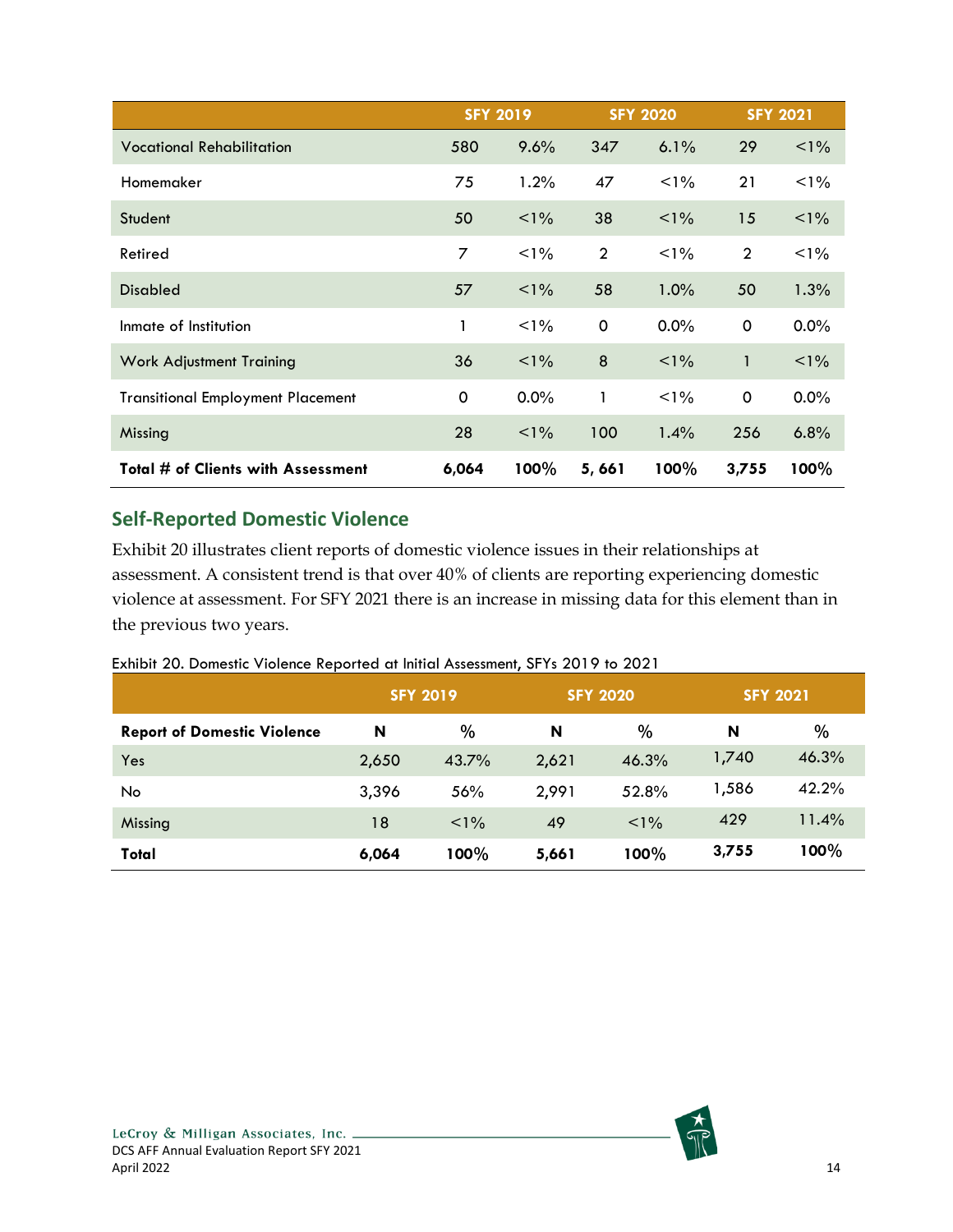| | SFY 2019 | | SFY 2020 | | SFY 2021 | |
|---|---|---|---|---|---|---|
| Vocational Rehabilitation | 580 | 9.6% | 347 | 6.1% | 29 | <1% |
| Homemaker | 75 | 1.2% | 47 | <1% | 21 | <1% |
| Student | 50 | <1% | 38 | <1% | 15 | <1% |
| Retired | 7 | <1% | 2 | <1% | 2 | <1% |
| Disabled | 57 | <1% | 58 | 1.0% | 50 | 1.3% |
| Inmate of Institution | 1 | <1% | 0 | 0.0% | 0 | 0.0% |
| Work Adjustment Training | 36 | <1% | 8 | <1% | 1 | <1% |
| Transitional Employment Placement | 0 | 0.0% | 1 | <1% | 0 | 0.0% |
| Missing | 28 | <1% | 100 | 1.4% | 256 | 6.8% |
| **Total # of Clients with Assessment** | **6,064** | **100%** | **5, 661** | **100%** | **3,755** | **100%** |

## Self-Reported Domestic Violence

Exhibit 20 illustrates client reports of domestic violence issues in their relationships at assessment. A consistent trend is that over 40% of clients are reporting experiencing domestic violence at assessment. For SFY 2021 there is an increase in missing data for this element than in the previous two years.

Exhibit 20. Domestic Violence Reported at Initial Assessment, SFYs 2019 to 2021

| | SFY 2019 | | SFY 2020 | | SFY 2021 | |
|---|---|---|---|---|---|---|
| **Report of Domestic Violence** | **N** | **%** | **N** | **%** | **N** | **%** |
| Yes | 2,650 | 43.7% | 2,621 | 46.3% | 1,740 | 46.3% |
| No | 3,396 | 56% | 2,991 | 52.8% | 1,586 | 42.2% |
| Missing | 18 | <1% | 49 | <1% | 429 | 11.4% |
| **Total** | **6,064** | **100%** | **5,661** | **100%** | **3,755** | **100%** |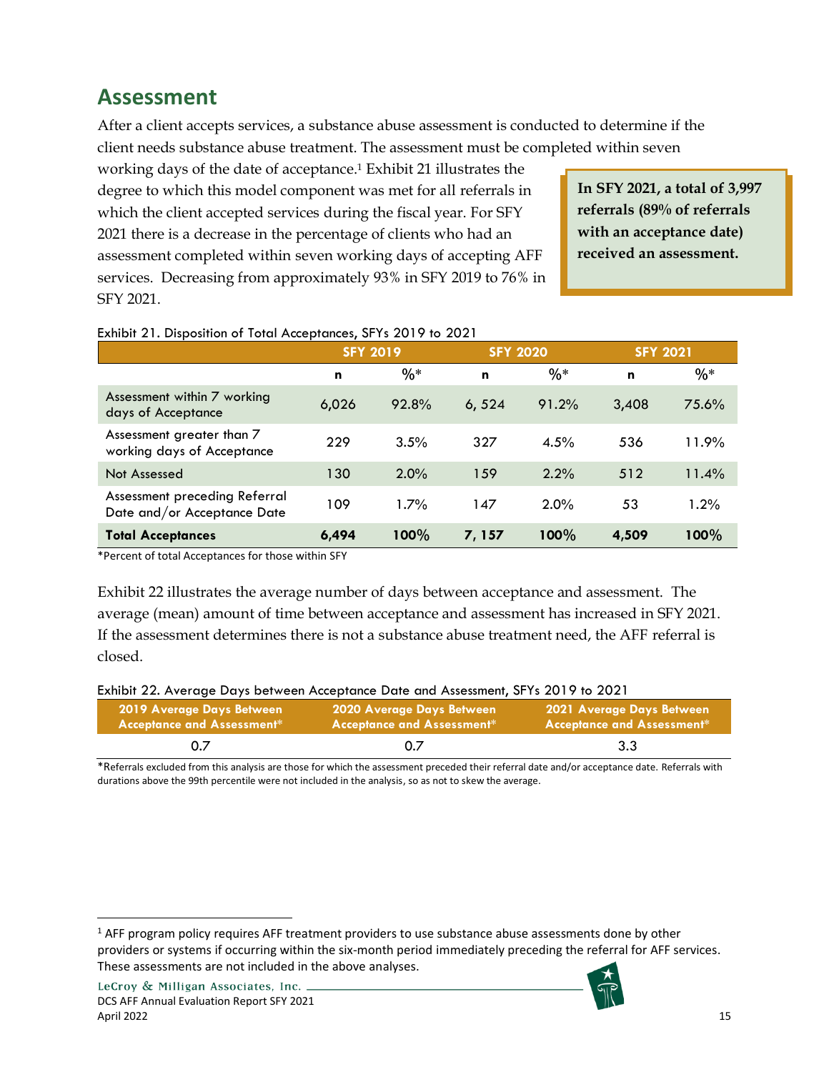## Assessment

After a client accepts services, a substance abuse assessment is conducted to determine if the client needs substance abuse treatment. The assessment must be completed within seven working days of the date of acceptance.[1] Exhibit 21 illustrates the degree to which this model component was met for all referrals in which the client accepted services during the fiscal year. For SFY 2021 there is a decrease in the percentage of clients who had an assessment completed within seven working days of accepting AFF services. Decreasing from approximately 93% in SFY 2019 to 76% in SFY 2021.

**In SFY 2021, a total of 3,997 referrals (89% of referrals with an acceptance date) received an assessment.**

Exhibit 21. Disposition of Total Acceptances, SFYs 2019 to 2021

| | SFY 2019 | | SFY 2020 | | SFY 2021 | |
|---|---|---|---|---|---|---|
| | n | %* | n | %* | n | %* |
| Assessment within 7 working days of Acceptance | 6,026 | 92.8% | 6, 524 | 91.2% | 3,408 | 75.6% |
| Assessment greater than 7 working days of Acceptance | 229 | 3.5% | 327 | 4.5% | 536 | 11.9% |
| Not Assessed | 130 | 2.0% | 159 | 2.2% | 512 | 11.4% |
| Assessment preceding Referral Date and/or Acceptance Date | 109 | 1.7% | 147 | 2.0% | 53 | 1.2% |
| **Total Acceptances** | **6,494** | **100%** | **7, 157** | **100%** | **4,509** | **100%** |

*Percent of total Acceptances for those within SFY

Exhibit 22 illustrates the average number of days between acceptance and assessment. The average (mean) amount of time between acceptance and assessment has increased in SFY 2021. If the assessment determines there is not a substance abuse treatment need, the AFF referral is closed.

Exhibit 22. Average Days between Acceptance Date and Assessment, SFYs 2019 to 2021

| 2019 Average Days Between Acceptance and Assessment* | 2020 Average Days Between Acceptance and Assessment* | 2021 Average Days Between Acceptance and Assessment* |
|---|---|---|
| 0.7 | 0.7 | 3.3 |

*Referrals excluded from this analysis are those for which the assessment preceded their referral date and/or acceptance date. Referrals with durations above the 99th percentile were not included in the analysis, so as not to skew the average.

[1] AFF program policy requires AFF treatment providers to use substance abuse assessments done by other providers or systems if occurring within the six-month period immediately preceding the referral for AFF services. These assessments are not included in the above analyses.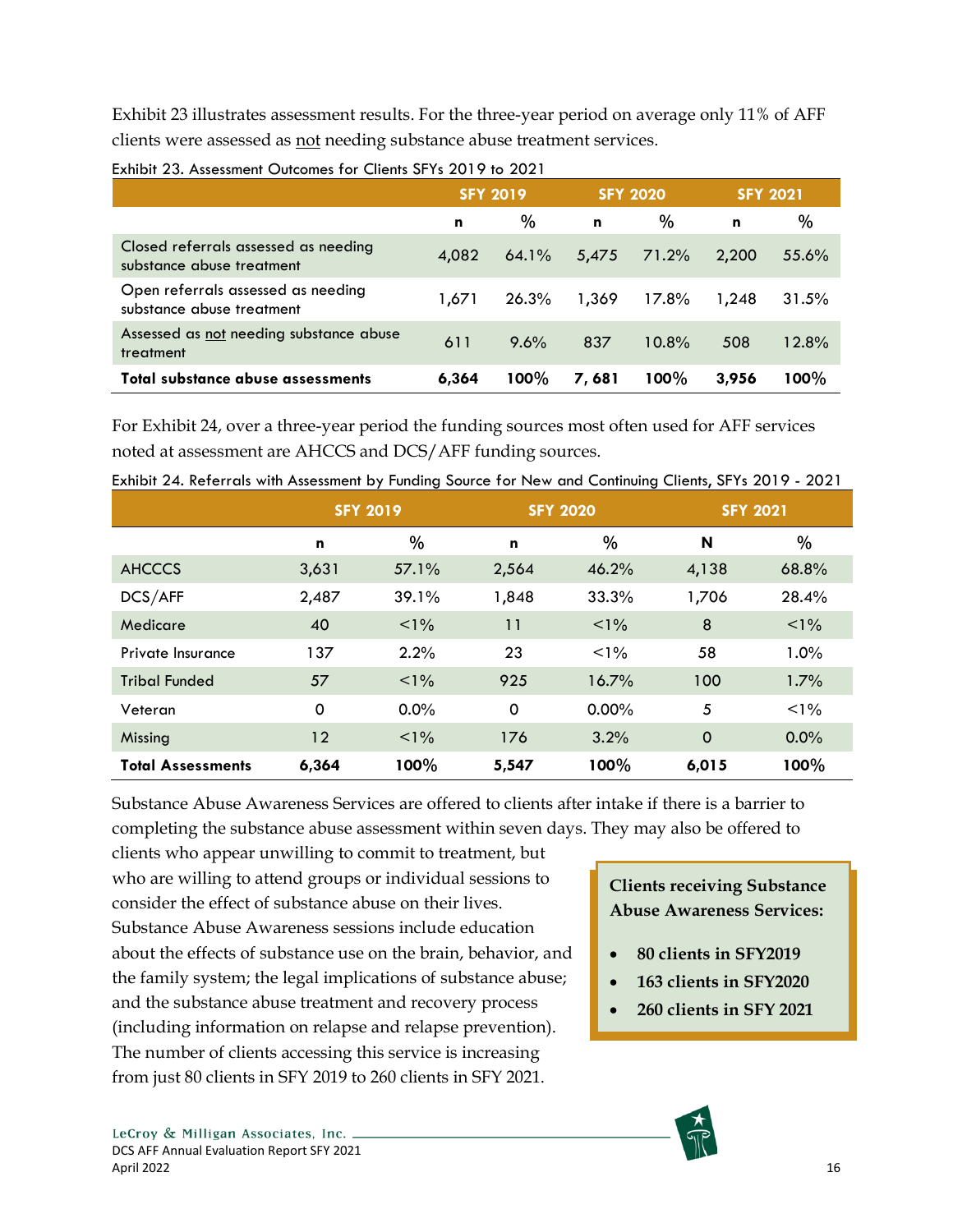Exhibit 23 illustrates assessment results. For the three-year period on average only 11% of AFF clients were assessed as not needing substance abuse treatment services.

Exhibit 23. Assessment Outcomes for Clients SFYs 2019 to 2021

| | SFY 2019 | | SFY 2020 | | SFY 2021 | |
|---|---|---|---|---|---|---|
| | n | % | n | % | n | % |
| Closed referrals assessed as needing substance abuse treatment | 4,082 | 64.1% | 5,475 | 71.2% | 2,200 | 55.6% |
| Open referrals assessed as needing substance abuse treatment | 1,671 | 26.3% | 1,369 | 17.8% | 1,248 | 31.5% |
| Assessed as not needing substance abuse treatment | 611 | 9.6% | 837 | 10.8% | 508 | 12.8% |
| **Total substance abuse assessments** | **6,364** | **100%** | **7, 681** | **100%** | **3,956** | **100%** |

For Exhibit 24, over a three-year period the funding sources most often used for AFF services noted at assessment are AHCCS and DCS/AFF funding sources.

Exhibit 24. Referrals with Assessment by Funding Source for New and Continuing Clients, SFYs 2019 - 2021

| | SFY 2019 | | SFY 2020 | | SFY 2021 | |
|---|---|---|---|---|---|---|
| | n | % | n | % | N | % |
| AHCCCS | 3,631 | 57.1% | 2,564 | 46.2% | 4,138 | 68.8% |
| DCS/AFF | 2,487 | 39.1% | 1,848 | 33.3% | 1,706 | 28.4% |
| Medicare | 40 | <1% | 11 | <1% | 8 | <1% |
| Private Insurance | 137 | 2.2% | 23 | <1% | 58 | 1.0% |
| Tribal Funded | 57 | <1% | 925 | 16.7% | 100 | 1.7% |
| Veteran | 0 | 0.0% | 0 | 0.00% | 5 | <1% |
| Missing | 12 | <1% | 176 | 3.2% | 0 | 0.0% |
| **Total Assessments** | **6,364** | **100%** | **5,547** | **100%** | **6,015** | **100%** |

Substance Abuse Awareness Services are offered to clients after intake if there is a barrier to completing the substance abuse assessment within seven days. They may also be offered to clients who appear unwilling to commit to treatment, but who are willing to attend groups or individual sessions to consider the effect of substance abuse on their lives. Substance Abuse Awareness sessions include education about the effects of substance use on the brain, behavior, and the family system; the legal implications of substance abuse; and the substance abuse treatment and recovery process (including information on relapse and relapse prevention). The number of clients accessing this service is increasing from just 80 clients in SFY 2019 to 260 clients in SFY 2021.

**Clients receiving Substance Abuse Awareness Services:**

- **80 clients in SFY2019**
- **163 clients in SFY2020**
- **260 clients in SFY 2021**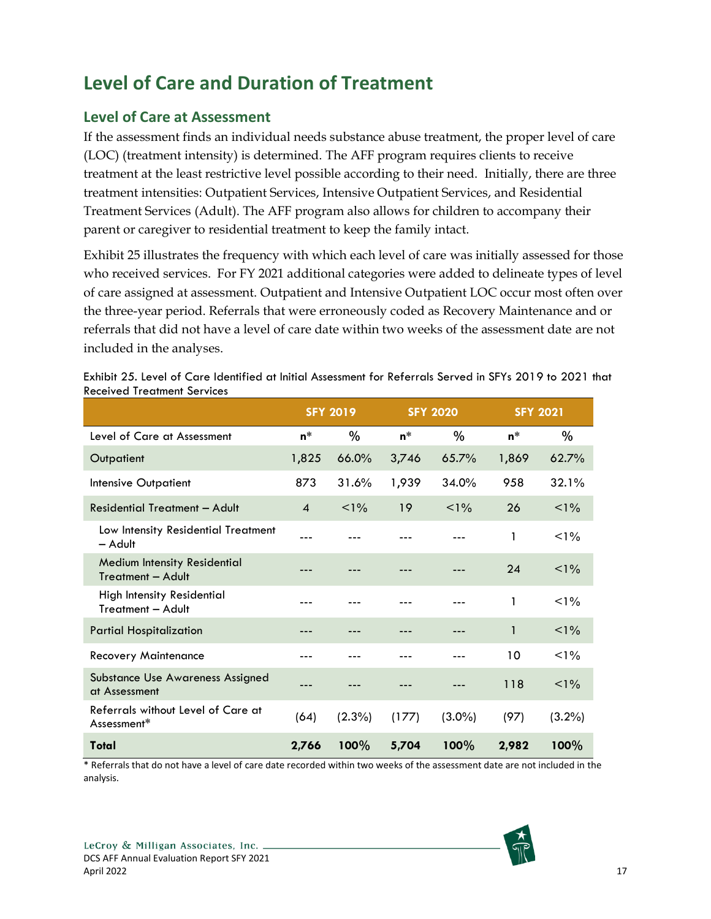# Level of Care and Duration of Treatment

## Level of Care at Assessment

If the assessment finds an individual needs substance abuse treatment, the proper level of care (LOC) (treatment intensity) is determined. The AFF program requires clients to receive treatment at the least restrictive level possible according to their need. Initially, there are three treatment intensities: Outpatient Services, Intensive Outpatient Services, and Residential Treatment Services (Adult). The AFF program also allows for children to accompany their parent or caregiver to residential treatment to keep the family intact.

Exhibit 25 illustrates the frequency with which each level of care was initially assessed for those who received services. For FY 2021 additional categories were added to delineate types of level of care assigned at assessment. Outpatient and Intensive Outpatient LOC occur most often over the three-year period. Referrals that were erroneously coded as Recovery Maintenance and or referrals that did not have a level of care date within two weeks of the assessment date are not included in the analyses.

Exhibit 25. Level of Care Identified at Initial Assessment for Referrals Served in SFYs 2019 to 2021 that Received Treatment Services

| | SFY 2019 | | SFY 2020 | | SFY 2021 | |
|---|---|---|---|---|---|---|
| Level of Care at Assessment | n* | % | n* | % | n* | % |
| Outpatient | 1,825 | 66.0% | 3,746 | 65.7% | 1,869 | 62.7% |
| Intensive Outpatient | 873 | 31.6% | 1,939 | 34.0% | 958 | 32.1% |
| Residential Treatment – Adult | 4 | <1% | 19 | <1% | 26 | <1% |
| Low Intensity Residential Treatment – Adult | --- | --- | --- | --- | 1 | <1% |
| Medium Intensity Residential Treatment – Adult | --- | --- | --- | --- | 24 | <1% |
| High Intensity Residential Treatment – Adult | --- | --- | --- | --- | 1 | <1% |
| Partial Hospitalization | --- | --- | --- | --- | 1 | <1% |
| Recovery Maintenance | --- | --- | --- | --- | 10 | <1% |
| Substance Use Awareness Assigned at Assessment | --- | --- | --- | --- | 118 | <1% |
| Referrals without Level of Care at Assessment* | (64) | (2.3%) | (177) | (3.0%) | (97) | (3.2%) |
| **Total** | **2,766** | **100%** | **5,704** | **100%** | **2,982** | **100%** |

* Referrals that do not have a level of care date recorded within two weeks of the assessment date are not included in the analysis.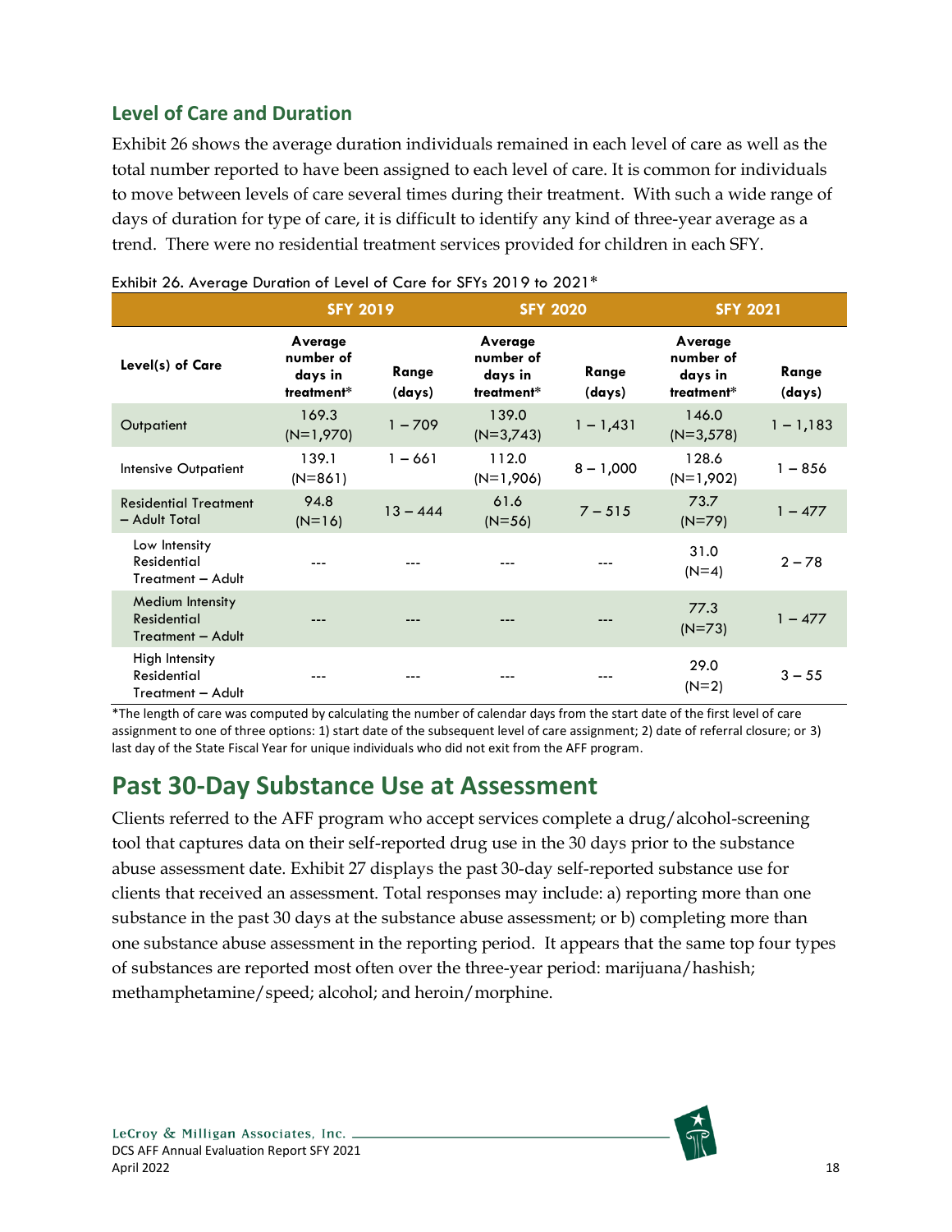## Level of Care and Duration

Exhibit 26 shows the average duration individuals remained in each level of care as well as the total number reported to have been assigned to each level of care. It is common for individuals to move between levels of care several times during their treatment. With such a wide range of days of duration for type of care, it is difficult to identify any kind of three-year average as a trend. There were no residential treatment services provided for children in each SFY.

Exhibit 26. Average Duration of Level of Care for SFYs 2019 to 2021*

| | SFY 2019 | | SFY 2020 | | SFY 2021 | |
|---|---|---|---|---|---|---|
| Level(s) of Care | Average number of days in treatment* | Range (days) | Average number of days in treatment* | Range (days) | Average number of days in treatment* | Range (days) |
| Outpatient | 169.3 (N=1,970) | 1 – 709 | 139.0 (N=3,743) | 1 – 1,431 | 146.0 (N=3,578) | 1 – 1,183 |
| Intensive Outpatient | 139.1 (N=861) | 1 – 661 | 112.0 (N=1,906) | 8 – 1,000 | 128.6 (N=1,902) | 1 – 856 |
| Residential Treatment – Adult Total | 94.8 (N=16) | 13 – 444 | 61.6 (N=56) | 7 – 515 | 73.7 (N=79) | 1 – 477 |
| Low Intensity Residential Treatment – Adult | --- | --- | --- | --- | 31.0 (N=4) | 2 – 78 |
| Medium Intensity Residential Treatment – Adult | --- | --- | --- | --- | 77.3 (N=73) | 1 – 477 |
| High Intensity Residential Treatment – Adult | --- | --- | --- | --- | 29.0 (N=2) | 3 – 55 |

*The length of care was computed by calculating the number of calendar days from the start date of the first level of care assignment to one of three options: 1) start date of the subsequent level of care assignment; 2) date of referral closure; or 3) last day of the State Fiscal Year for unique individuals who did not exit from the AFF program.

# Past 30-Day Substance Use at Assessment

Clients referred to the AFF program who accept services complete a drug/alcohol-screening tool that captures data on their self-reported drug use in the 30 days prior to the substance abuse assessment date. Exhibit 27 displays the past 30-day self-reported substance use for clients that received an assessment. Total responses may include: a) reporting more than one substance in the past 30 days at the substance abuse assessment; or b) completing more than one substance abuse assessment in the reporting period. It appears that the same top four types of substances are reported most often over the three-year period: marijuana/hashish; methamphetamine/speed; alcohol; and heroin/morphine.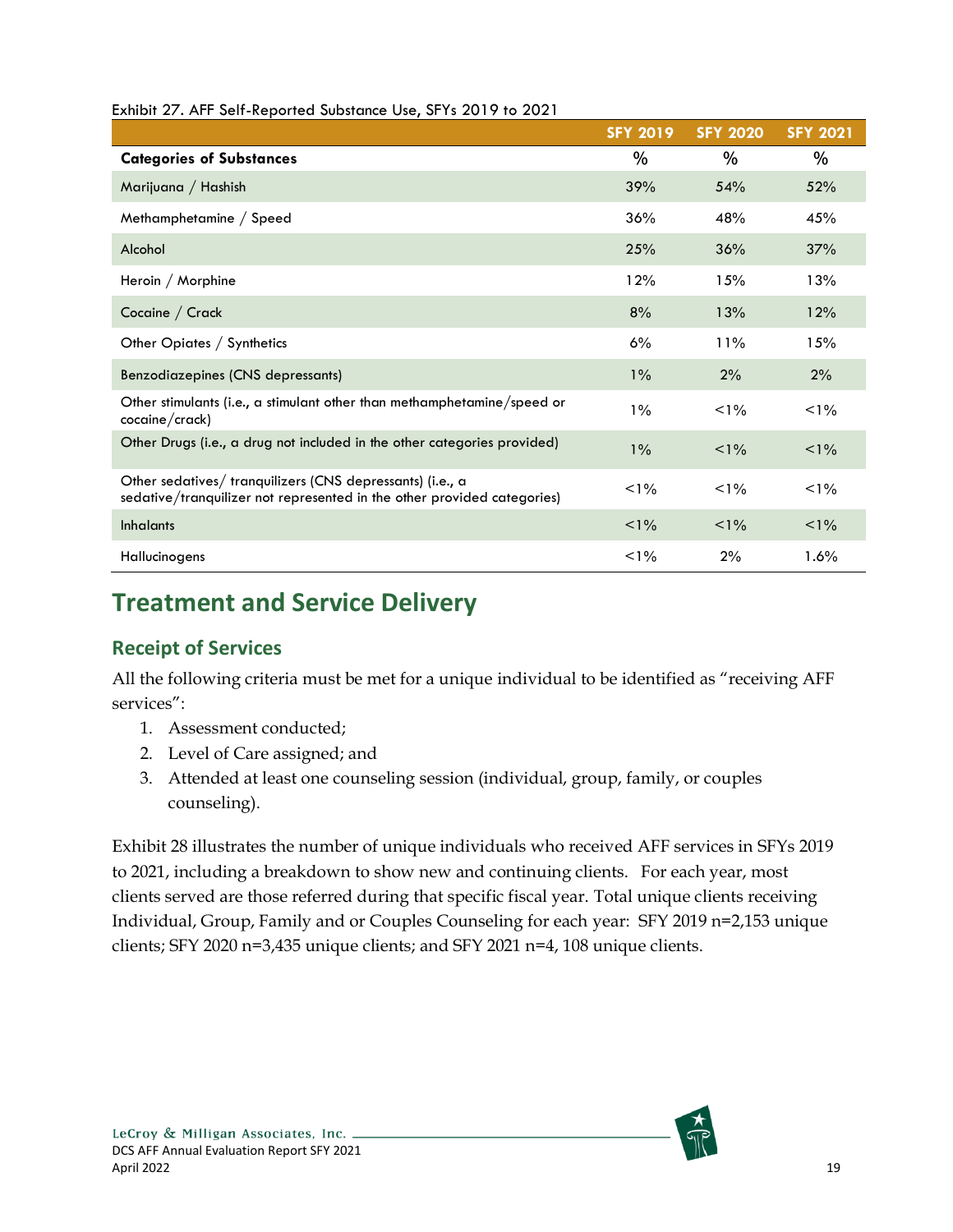Exhibit 27. AFF Self-Reported Substance Use, SFYs 2019 to 2021

| | SFY 2019 | SFY 2020 | SFY 2021 |
|---|---|---|---|
| **Categories of Substances** | % | % | % |
| Marijuana / Hashish | 39% | 54% | 52% |
| Methamphetamine / Speed | 36% | 48% | 45% |
| Alcohol | 25% | 36% | 37% |
| Heroin / Morphine | 12% | 15% | 13% |
| Cocaine / Crack | 8% | 13% | 12% |
| Other Opiates / Synthetics | 6% | 11% | 15% |
| Benzodiazepines (CNS depressants) | 1% | 2% | 2% |
| Other stimulants (i.e., a stimulant other than methamphetamine/speed or cocaine/crack) | 1% | <1% | <1% |
| Other Drugs (i.e., a drug not included in the other categories provided) | 1% | <1% | <1% |
| Other sedatives/ tranquilizers (CNS depressants) (i.e., a sedative/tranquilizer not represented in the other provided categories) | <1% | <1% | <1% |
| Inhalants | <1% | <1% | <1% |
| Hallucinogens | <1% | 2% | 1.6% |

# Treatment and Service Delivery

## Receipt of Services

All the following criteria must be met for a unique individual to be identified as "receiving AFF services":

1. Assessment conducted;
2. Level of Care assigned; and
3. Attended at least one counseling session (individual, group, family, or couples counseling).

Exhibit 28 illustrates the number of unique individuals who received AFF services in SFYs 2019 to 2021, including a breakdown to show new and continuing clients. For each year, most clients served are those referred during that specific fiscal year. Total unique clients receiving Individual, Group, Family and or Couples Counseling for each year: SFY 2019 n=2,153 unique clients; SFY 2020 n=3,435 unique clients; and SFY 2021 n=4, 108 unique clients.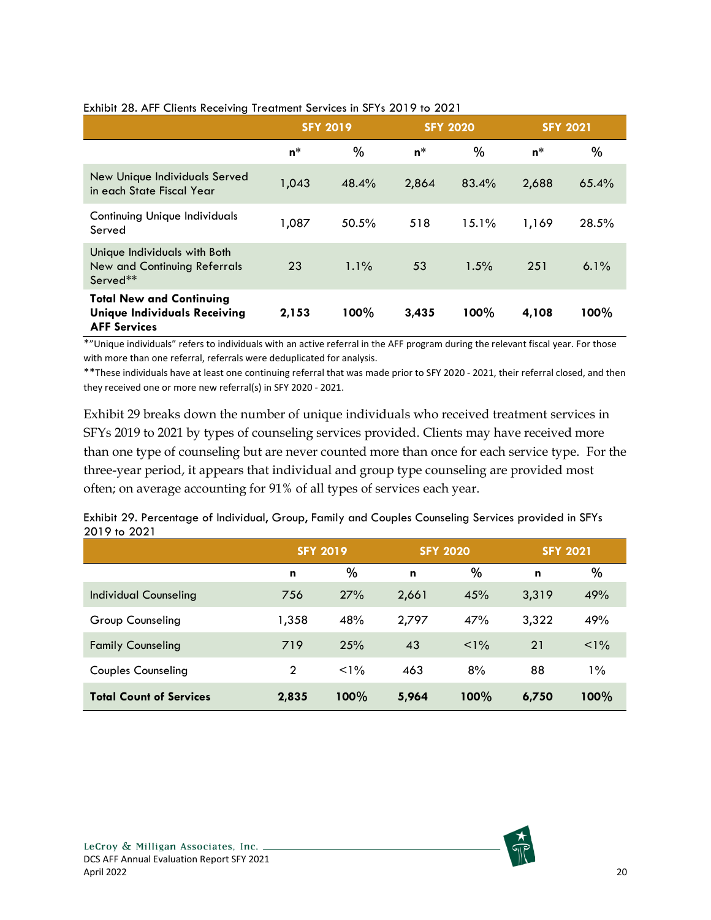Exhibit 28. AFF Clients Receiving Treatment Services in SFYs 2019 to 2021

| | SFY 2019 | | SFY 2020 | | SFY 2021 | |
|---|---|---|---|---|---|---|
| | n* | % | n* | % | n* | % |
| New Unique Individuals Served in each State Fiscal Year | 1,043 | 48.4% | 2,864 | 83.4% | 2,688 | 65.4% |
| Continuing Unique Individuals Served | 1,087 | 50.5% | 518 | 15.1% | 1,169 | 28.5% |
| Unique Individuals with Both New and Continuing Referrals Served** | 23 | 1.1% | 53 | 1.5% | 251 | 6.1% |
| **Total New and Continuing Unique Individuals Receiving AFF Services** | **2,153** | **100%** | **3,435** | **100%** | **4,108** | **100%** |

*"Unique individuals" refers to individuals with an active referral in the AFF program during the relevant fiscal year. For those with more than one referral, referrals were deduplicated for analysis.

**These individuals have at least one continuing referral that was made prior to SFY 2020 - 2021, their referral closed, and then they received one or more new referral(s) in SFY 2020 - 2021.

Exhibit 29 breaks down the number of unique individuals who received treatment services in SFYs 2019 to 2021 by types of counseling services provided. Clients may have received more than one type of counseling but are never counted more than once for each service type. For the three-year period, it appears that individual and group type counseling are provided most often; on average accounting for 91% of all types of services each year.

Exhibit 29. Percentage of Individual, Group, Family and Couples Counseling Services provided in SFYs 2019 to 2021

| | SFY 2019 | | SFY 2020 | | SFY 2021 | |
|---|---|---|---|---|---|---|
| | n | % | n | % | n | % |
| Individual Counseling | 756 | 27% | 2,661 | 45% | 3,319 | 49% |
| Group Counseling | 1,358 | 48% | 2,797 | 47% | 3,322 | 49% |
| Family Counseling | 719 | 25% | 43 | <1% | 21 | <1% |
| Couples Counseling | 2 | <1% | 463 | 8% | 88 | 1% |
| **Total Count of Services** | **2,835** | **100%** | **5,964** | **100%** | **6,750** | **100%** |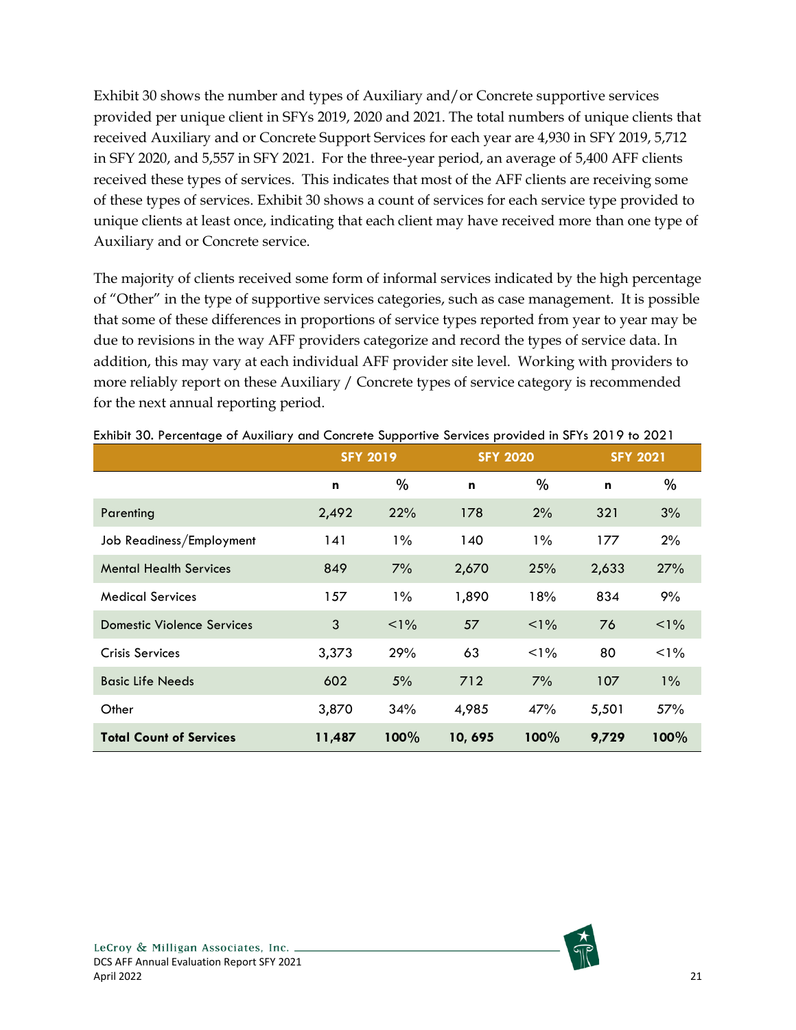Exhibit 30 shows the number and types of Auxiliary and/or Concrete supportive services provided per unique client in SFYs 2019, 2020 and 2021. The total numbers of unique clients that received Auxiliary and or Concrete Support Services for each year are 4,930 in SFY 2019, 5,712 in SFY 2020, and 5,557 in SFY 2021. For the three-year period, an average of 5,400 AFF clients received these types of services. This indicates that most of the AFF clients are receiving some of these types of services. Exhibit 30 shows a count of services for each service type provided to unique clients at least once, indicating that each client may have received more than one type of Auxiliary and or Concrete service.

The majority of clients received some form of informal services indicated by the high percentage of "Other" in the type of supportive services categories, such as case management. It is possible that some of these differences in proportions of service types reported from year to year may be due to revisions in the way AFF providers categorize and record the types of service data. In addition, this may vary at each individual AFF provider site level. Working with providers to more reliably report on these Auxiliary / Concrete types of service category is recommended for the next annual reporting period.

Exhibit 30. Percentage of Auxiliary and Concrete Supportive Services provided in SFYs 2019 to 2021

| | SFY 2019 | | SFY 2020 | | SFY 2021 | |
|---|---|---|---|---|---|---|
| | n | % | n | % | n | % |
| Parenting | 2,492 | 22% | 178 | 2% | 321 | 3% |
| Job Readiness/Employment | 141 | 1% | 140 | 1% | 177 | 2% |
| Mental Health Services | 849 | 7% | 2,670 | 25% | 2,633 | 27% |
| Medical Services | 157 | 1% | 1,890 | 18% | 834 | 9% |
| Domestic Violence Services | 3 | <1% | 57 | <1% | 76 | <1% |
| Crisis Services | 3,373 | 29% | 63 | <1% | 80 | <1% |
| Basic Life Needs | 602 | 5% | 712 | 7% | 107 | 1% |
| Other | 3,870 | 34% | 4,985 | 47% | 5,501 | 57% |
| **Total Count of Services** | **11,487** | **100%** | **10, 695** | **100%** | **9,729** | **100%** |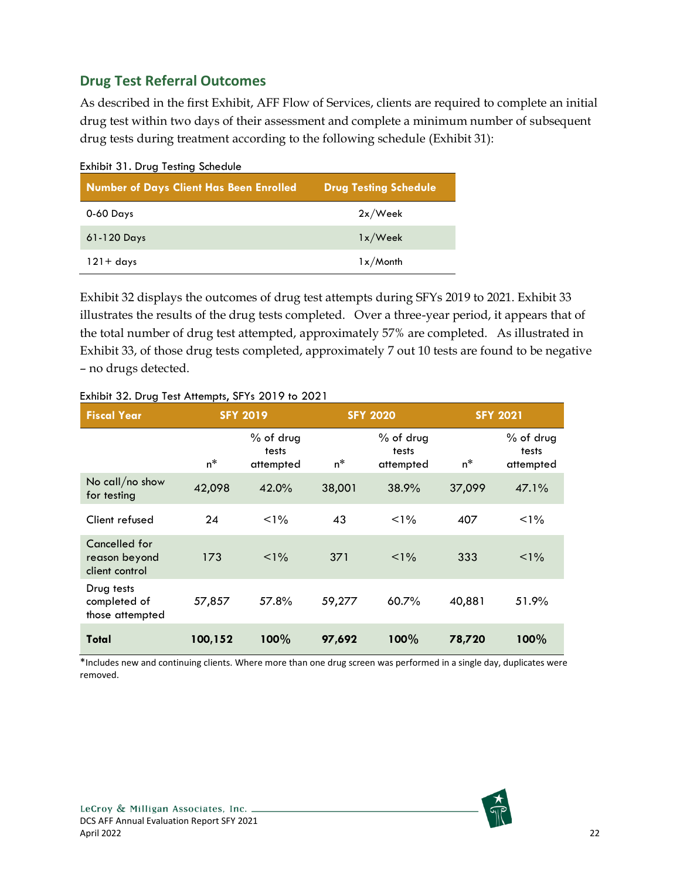## Drug Test Referral Outcomes

As described in the first Exhibit, AFF Flow of Services, clients are required to complete an initial drug test within two days of their assessment and complete a minimum number of subsequent drug tests during treatment according to the following schedule (Exhibit 31):

Exhibit 31. Drug Testing Schedule

| Number of Days Client Has Been Enrolled | Drug Testing Schedule |
|---|---|
| 0-60 Days | 2x/Week |
| 61-120 Days | 1x/Week |
| 121+ days | 1x/Month |

Exhibit 32 displays the outcomes of drug test attempts during SFYs 2019 to 2021. Exhibit 33 illustrates the results of the drug tests completed. Over a three-year period, it appears that of the total number of drug test attempted, approximately 57% are completed. As illustrated in Exhibit 33, of those drug tests completed, approximately 7 out 10 tests are found to be negative – no drugs detected.

Exhibit 32. Drug Test Attempts, SFYs 2019 to 2021

| Fiscal Year | SFY 2019 | | SFY 2020 | | SFY 2021 | |
|---|---|---|---|---|---|---|
| | n* | % of drug tests attempted | n* | % of drug tests attempted | n* | % of drug tests attempted |
| No call/no show for testing | 42,098 | 42.0% | 38,001 | 38.9% | 37,099 | 47.1% |
| Client refused | 24 | <1% | 43 | <1% | 407 | <1% |
| Cancelled for reason beyond client control | 173 | <1% | 371 | <1% | 333 | <1% |
| Drug tests completed of those attempted | 57,857 | 57.8% | 59,277 | 60.7% | 40,881 | 51.9% |
| **Total** | **100,152** | **100%** | **97,692** | **100%** | **78,720** | **100%** |

*Includes new and continuing clients. Where more than one drug screen was performed in a single day, duplicates were removed.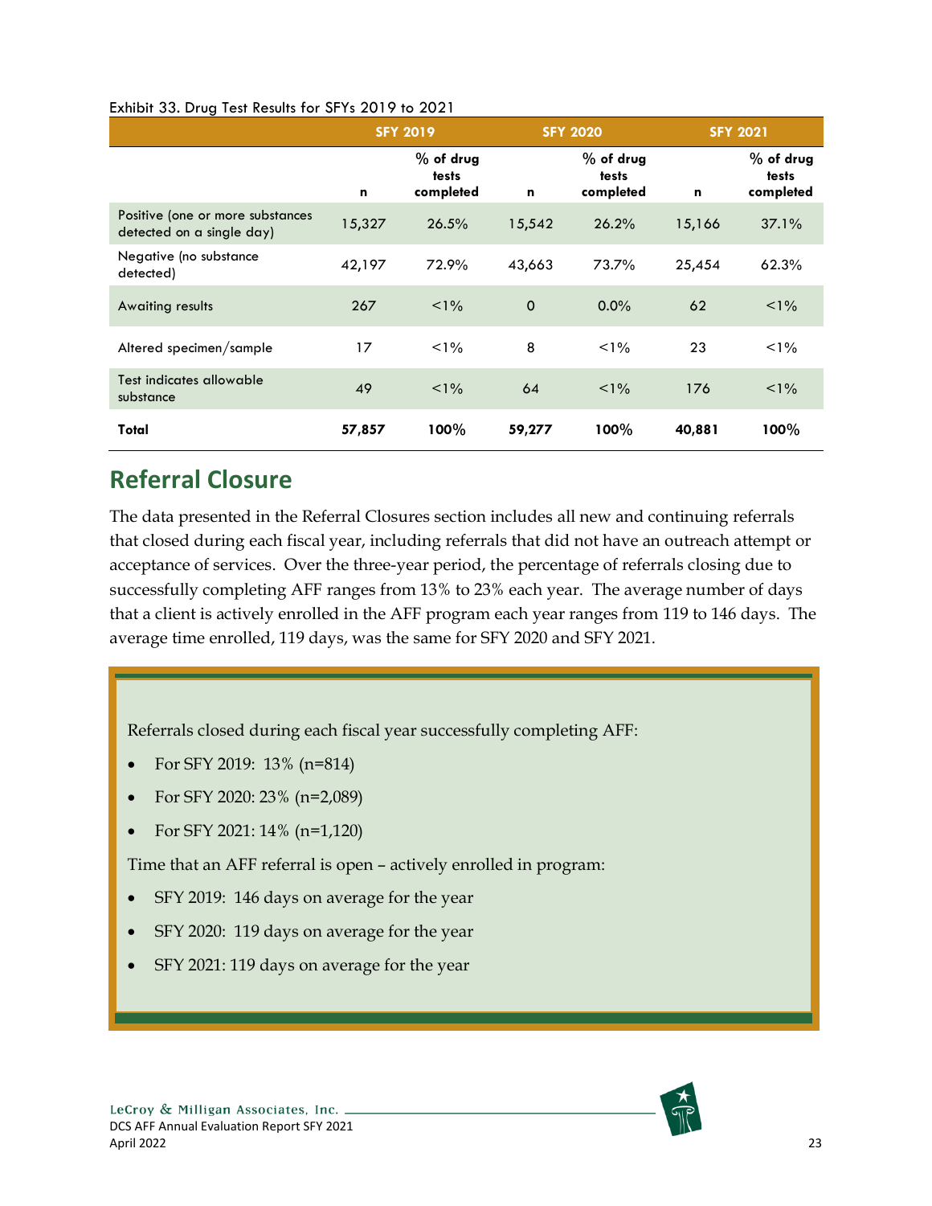Exhibit 33. Drug Test Results for SFYs 2019 to 2021

| | SFY 2019 | | SFY 2020 | | SFY 2021 | |
|---|---|---|---|---|---|---|
| | n | % of drug tests completed | n | % of drug tests completed | n | % of drug tests completed |
| Positive (one or more substances detected on a single day) | 15,327 | 26.5% | 15,542 | 26.2% | 15,166 | 37.1% |
| Negative (no substance detected) | 42,197 | 72.9% | 43,663 | 73.7% | 25,454 | 62.3% |
| Awaiting results | 267 | <1% | 0 | 0.0% | 62 | <1% |
| Altered specimen/sample | 17 | <1% | 8 | <1% | 23 | <1% |
| Test indicates allowable substance | 49 | <1% | 64 | <1% | 176 | <1% |
| **Total** | **57,857** | **100%** | **59,277** | **100%** | **40,881** | **100%** |

## Referral Closure

The data presented in the Referral Closures section includes all new and continuing referrals that closed during each fiscal year, including referrals that did not have an outreach attempt or acceptance of services. Over the three-year period, the percentage of referrals closing due to successfully completing AFF ranges from 13% to 23% each year. The average number of days that a client is actively enrolled in the AFF program each year ranges from 119 to 146 days. The average time enrolled, 119 days, was the same for SFY 2020 and SFY 2021.

Referrals closed during each fiscal year successfully completing AFF:

- For SFY 2019: 13% (n=814)
- For SFY 2020: 23% (n=2,089)
- For SFY 2021: 14% (n=1,120)

Time that an AFF referral is open – actively enrolled in program:

- SFY 2019: 146 days on average for the year
- SFY 2020: 119 days on average for the year
- SFY 2021: 119 days on average for the year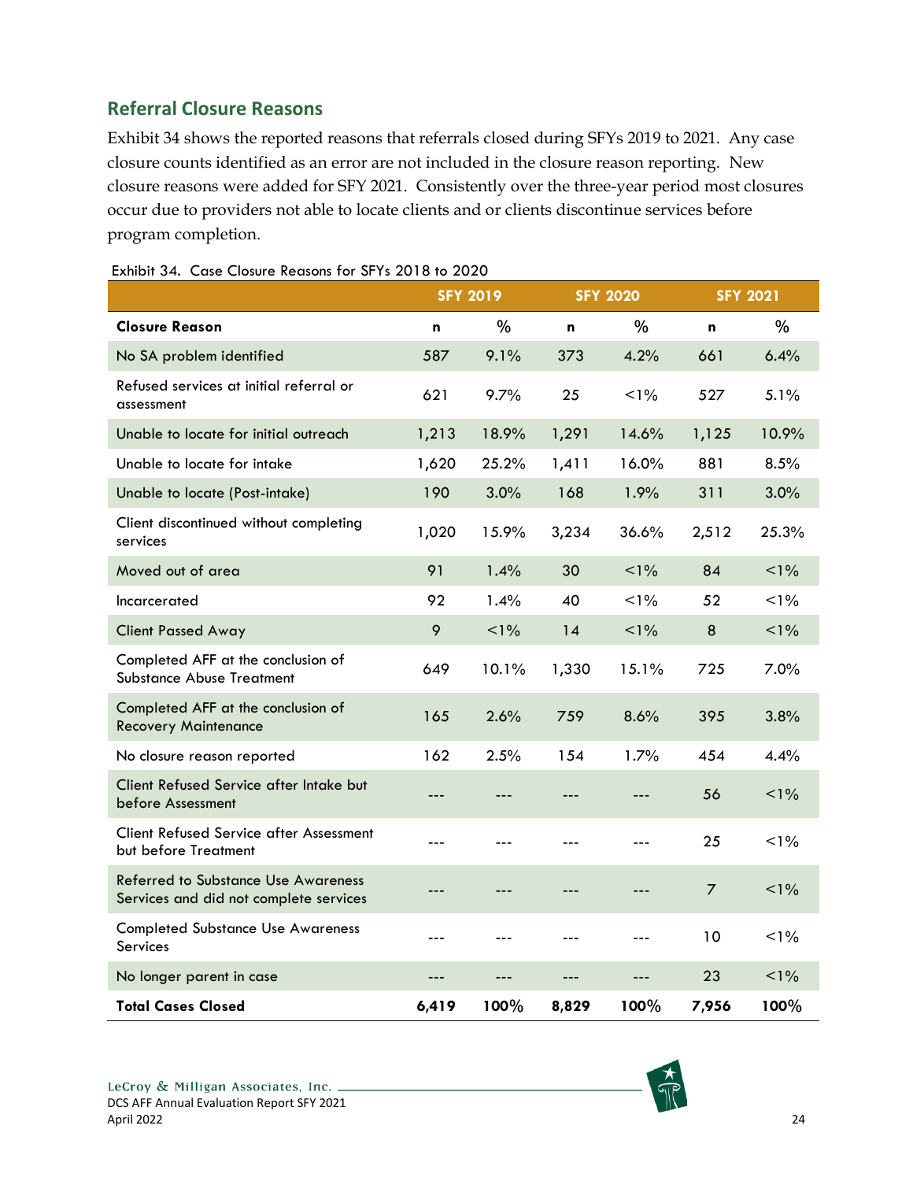## Referral Closure Reasons

Exhibit 34 shows the reported reasons that referrals closed during SFYs 2019 to 2021. Any case closure counts identified as an error are not included in the closure reason reporting. New closure reasons were added for SFY 2021. Consistently over the three-year period most closures occur due to providers not able to locate clients and or clients discontinue services before program completion.

Exhibit 34. Case Closure Reasons for SFYs 2018 to 2020

| | SFY 2019 | | SFY 2020 | | SFY 2021 | |
|---|---|---|---|---|---|---|
| **Closure Reason** | **n** | **%** | **n** | **%** | **n** | **%** |
| No SA problem identified | 587 | 9.1% | 373 | 4.2% | 661 | 6.4% |
| Refused services at initial referral or assessment | 621 | 9.7% | 25 | <1% | 527 | 5.1% |
| Unable to locate for initial outreach | 1,213 | 18.9% | 1,291 | 14.6% | 1,125 | 10.9% |
| Unable to locate for intake | 1,620 | 25.2% | 1,411 | 16.0% | 881 | 8.5% |
| Unable to locate (Post-intake) | 190 | 3.0% | 168 | 1.9% | 311 | 3.0% |
| Client discontinued without completing services | 1,020 | 15.9% | 3,234 | 36.6% | 2,512 | 25.3% |
| Moved out of area | 91 | 1.4% | 30 | <1% | 84 | <1% |
| Incarcerated | 92 | 1.4% | 40 | <1% | 52 | <1% |
| Client Passed Away | 9 | <1% | 14 | <1% | 8 | <1% |
| Completed AFF at the conclusion of Substance Abuse Treatment | 649 | 10.1% | 1,330 | 15.1% | 725 | 7.0% |
| Completed AFF at the conclusion of Recovery Maintenance | 165 | 2.6% | 759 | 8.6% | 395 | 3.8% |
| No closure reason reported | 162 | 2.5% | 154 | 1.7% | 454 | 4.4% |
| Client Refused Service after Intake but before Assessment | --- | --- | --- | --- | 56 | <1% |
| Client Refused Service after Assessment but before Treatment | --- | --- | --- | --- | 25 | <1% |
| Referred to Substance Use Awareness Services and did not complete services | --- | --- | --- | --- | 7 | <1% |
| Completed Substance Use Awareness Services | --- | --- | --- | --- | 10 | <1% |
| No longer parent in case | --- | --- | --- | --- | 23 | <1% |
| **Total Cases Closed** | **6,419** | **100%** | **8,829** | **100%** | **7,956** | **100%** |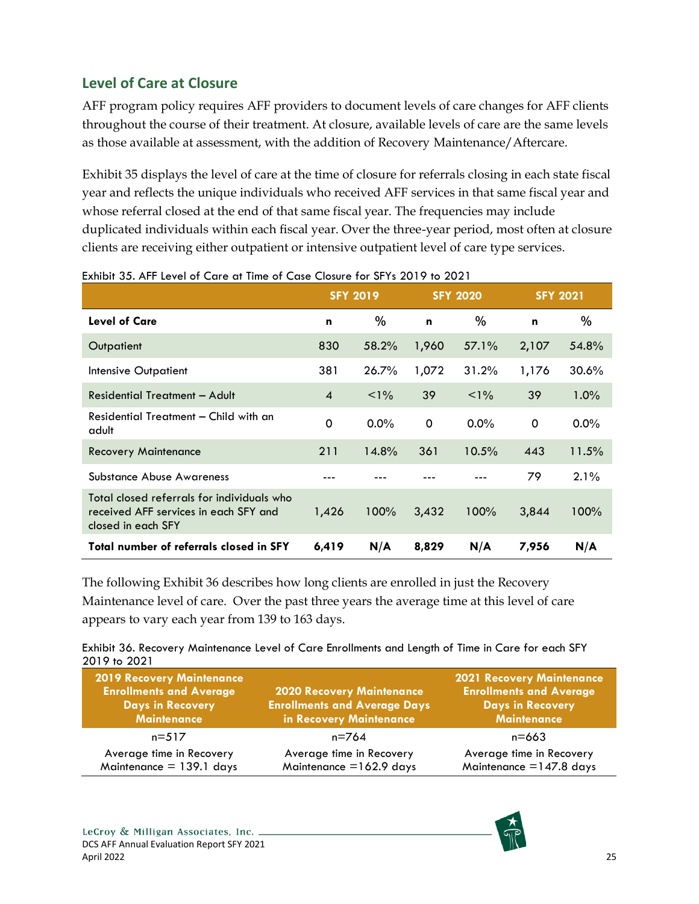## Level of Care at Closure

AFF program policy requires AFF providers to document levels of care changes for AFF clients throughout the course of their treatment. At closure, available levels of care are the same levels as those available at assessment, with the addition of Recovery Maintenance/Aftercare.

Exhibit 35 displays the level of care at the time of closure for referrals closing in each state fiscal year and reflects the unique individuals who received AFF services in that same fiscal year and whose referral closed at the end of that same fiscal year. The frequencies may include duplicated individuals within each fiscal year. Over the three-year period, most often at closure clients are receiving either outpatient or intensive outpatient level of care type services.

Exhibit 35. AFF Level of Care at Time of Case Closure for SFYs 2019 to 2021

| | SFY 2019 | | SFY 2020 | | SFY 2021 | |
|---|---|---|---|---|---|---|
| **Level of Care** | **n** | **%** | **n** | **%** | **n** | **%** |
| Outpatient | 830 | 58.2% | 1,960 | 57.1% | 2,107 | 54.8% |
| Intensive Outpatient | 381 | 26.7% | 1,072 | 31.2% | 1,176 | 30.6% |
| Residential Treatment – Adult | 4 | <1% | 39 | <1% | 39 | 1.0% |
| Residential Treatment – Child with an adult | 0 | 0.0% | 0 | 0.0% | 0 | 0.0% |
| Recovery Maintenance | 211 | 14.8% | 361 | 10.5% | 443 | 11.5% |
| Substance Abuse Awareness | --- | --- | --- | --- | 79 | 2.1% |
| Total closed referrals for individuals who received AFF services in each SFY and closed in each SFY | 1,426 | 100% | 3,432 | 100% | 3,844 | 100% |
| **Total number of referrals closed in SFY** | **6,419** | **N/A** | **8,829** | **N/A** | **7,956** | **N/A** |

The following Exhibit 36 describes how long clients are enrolled in just the Recovery Maintenance level of care. Over the past three years the average time at this level of care appears to vary each year from 139 to 163 days.

Exhibit 36. Recovery Maintenance Level of Care Enrollments and Length of Time in Care for each SFY 2019 to 2021

| 2019 Recovery Maintenance Enrollments and Average Days in Recovery Maintenance | 2020 Recovery Maintenance Enrollments and Average Days in Recovery Maintenance | 2021 Recovery Maintenance Enrollments and Average Days in Recovery Maintenance |
|---|---|---|
| n=517 | n=764 | n=663 |
| Average time in Recovery Maintenance = 139.1 days | Average time in Recovery Maintenance =162.9 days | Average time in Recovery Maintenance =147.8 days |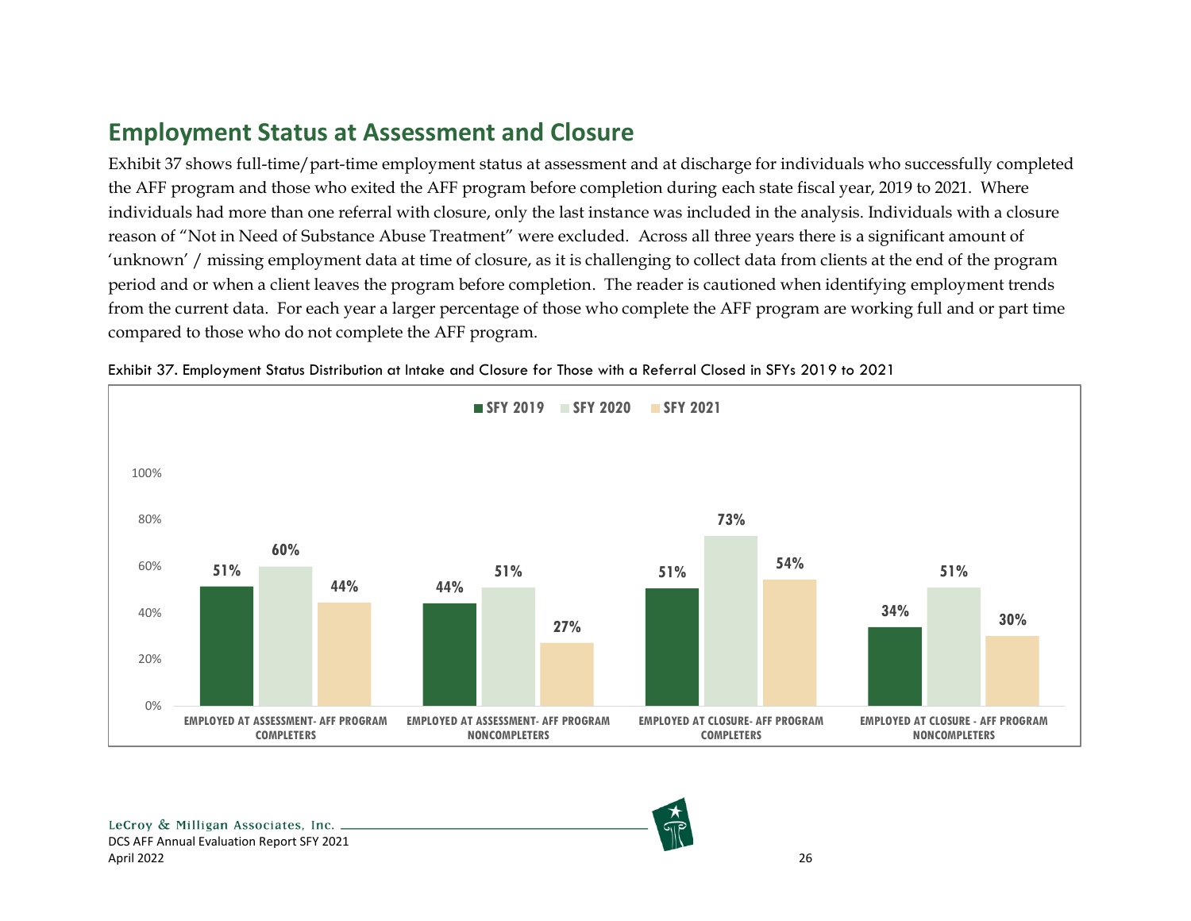## Employment Status at Assessment and Closure

Exhibit 37 shows full-time/part-time employment status at assessment and at discharge for individuals who successfully completed the AFF program and those who exited the AFF program before completion during each state fiscal year, 2019 to 2021. Where individuals had more than one referral with closure, only the last instance was included in the analysis. Individuals with a closure reason of "Not in Need of Substance Abuse Treatment" were excluded. Across all three years there is a significant amount of 'unknown' / missing employment data at time of closure, as it is challenging to collect data from clients at the end of the program period and or when a client leaves the program before completion. The reader is cautioned when identifying employment trends from the current data. For each year a larger percentage of those who complete the AFF program are working full and or part time compared to those who do not complete the AFF program.

Exhibit 37. Employment Status Distribution at Intake and Closure for Those with a Referral Closed in SFYs 2019 to 2021

| | SFY 2019 | SFY 2020 | SFY 2021 |
|---|---|---|---|
| EMPLOYED AT ASSESSMENT- AFF PROGRAM COMPLETERS | 51% | 60% | 44% |
| EMPLOYED AT ASSESSMENT- AFF PROGRAM NONCOMPLETERS | 44% | 51% | 27% |
| EMPLOYED AT CLOSURE- AFF PROGRAM COMPLETERS | 51% | 73% | 54% |
| EMPLOYED AT CLOSURE - AFF PROGRAM NONCOMPLETERS | 34% | 51% | 30% |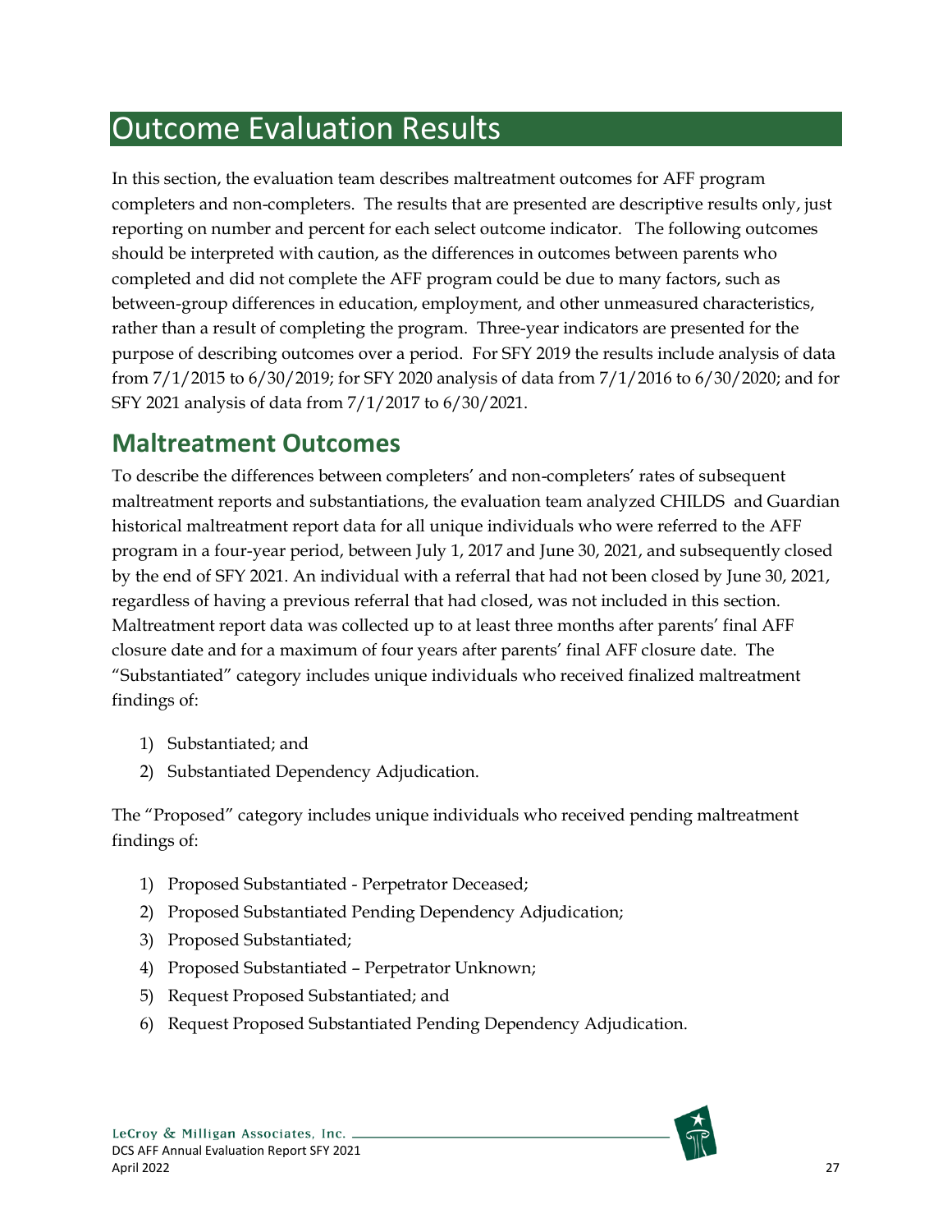# Outcome Evaluation Results

In this section, the evaluation team describes maltreatment outcomes for AFF program completers and non-completers. The results that are presented are descriptive results only, just reporting on number and percent for each select outcome indicator. The following outcomes should be interpreted with caution, as the differences in outcomes between parents who completed and did not complete the AFF program could be due to many factors, such as between-group differences in education, employment, and other unmeasured characteristics, rather than a result of completing the program. Three-year indicators are presented for the purpose of describing outcomes over a period. For SFY 2019 the results include analysis of data from 7/1/2015 to 6/30/2019; for SFY 2020 analysis of data from 7/1/2016 to 6/30/2020; and for SFY 2021 analysis of data from 7/1/2017 to 6/30/2021.

## Maltreatment Outcomes

To describe the differences between completers' and non-completers' rates of subsequent maltreatment reports and substantiations, the evaluation team analyzed CHILDS and Guardian historical maltreatment report data for all unique individuals who were referred to the AFF program in a four-year period, between July 1, 2017 and June 30, 2021, and subsequently closed by the end of SFY 2021. An individual with a referral that had not been closed by June 30, 2021, regardless of having a previous referral that had closed, was not included in this section. Maltreatment report data was collected up to at least three months after parents' final AFF closure date and for a maximum of four years after parents' final AFF closure date. The "Substantiated" category includes unique individuals who received finalized maltreatment findings of:

1) Substantiated; and
2) Substantiated Dependency Adjudication.

The "Proposed" category includes unique individuals who received pending maltreatment findings of:

1) Proposed Substantiated - Perpetrator Deceased;
2) Proposed Substantiated Pending Dependency Adjudication;
3) Proposed Substantiated;
4) Proposed Substantiated – Perpetrator Unknown;
5) Request Proposed Substantiated; and
6) Request Proposed Substantiated Pending Dependency Adjudication.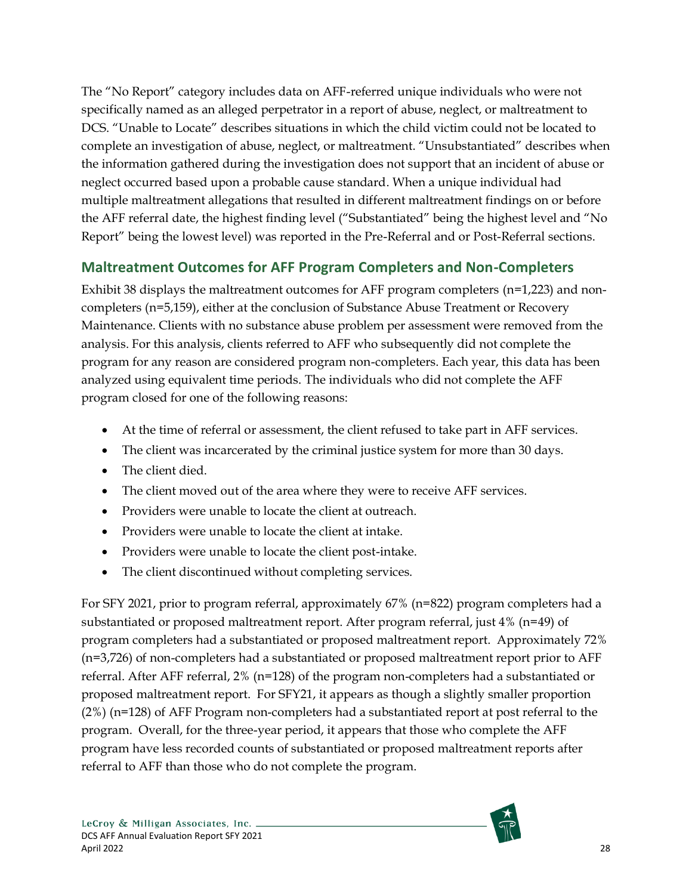The "No Report" category includes data on AFF-referred unique individuals who were not specifically named as an alleged perpetrator in a report of abuse, neglect, or maltreatment to DCS. "Unable to Locate" describes situations in which the child victim could not be located to complete an investigation of abuse, neglect, or maltreatment. "Unsubstantiated" describes when the information gathered during the investigation does not support that an incident of abuse or neglect occurred based upon a probable cause standard. When a unique individual had multiple maltreatment allegations that resulted in different maltreatment findings on or before the AFF referral date, the highest finding level ("Substantiated" being the highest level and "No Report" being the lowest level) was reported in the Pre-Referral and or Post-Referral sections.

## Maltreatment Outcomes for AFF Program Completers and Non-Completers

Exhibit 38 displays the maltreatment outcomes for AFF program completers (n=1,223) and non-completers (n=5,159), either at the conclusion of Substance Abuse Treatment or Recovery Maintenance. Clients with no substance abuse problem per assessment were removed from the analysis. For this analysis, clients referred to AFF who subsequently did not complete the program for any reason are considered program non-completers. Each year, this data has been analyzed using equivalent time periods. The individuals who did not complete the AFF program closed for one of the following reasons:

- At the time of referral or assessment, the client refused to take part in AFF services.
- The client was incarcerated by the criminal justice system for more than 30 days.
- The client died.
- The client moved out of the area where they were to receive AFF services.
- Providers were unable to locate the client at outreach.
- Providers were unable to locate the client at intake.
- Providers were unable to locate the client post-intake.
- The client discontinued without completing services.

For SFY 2021, prior to program referral, approximately 67% (n=822) program completers had a substantiated or proposed maltreatment report. After program referral, just 4% (n=49) of program completers had a substantiated or proposed maltreatment report. Approximately 72% (n=3,726) of non-completers had a substantiated or proposed maltreatment report prior to AFF referral. After AFF referral, 2% (n=128) of the program non-completers had a substantiated or proposed maltreatment report. For SFY21, it appears as though a slightly smaller proportion (2%) (n=128) of AFF Program non-completers had a substantiated report at post referral to the program. Overall, for the three-year period, it appears that those who complete the AFF program have less recorded counts of substantiated or proposed maltreatment reports after referral to AFF than those who do not complete the program.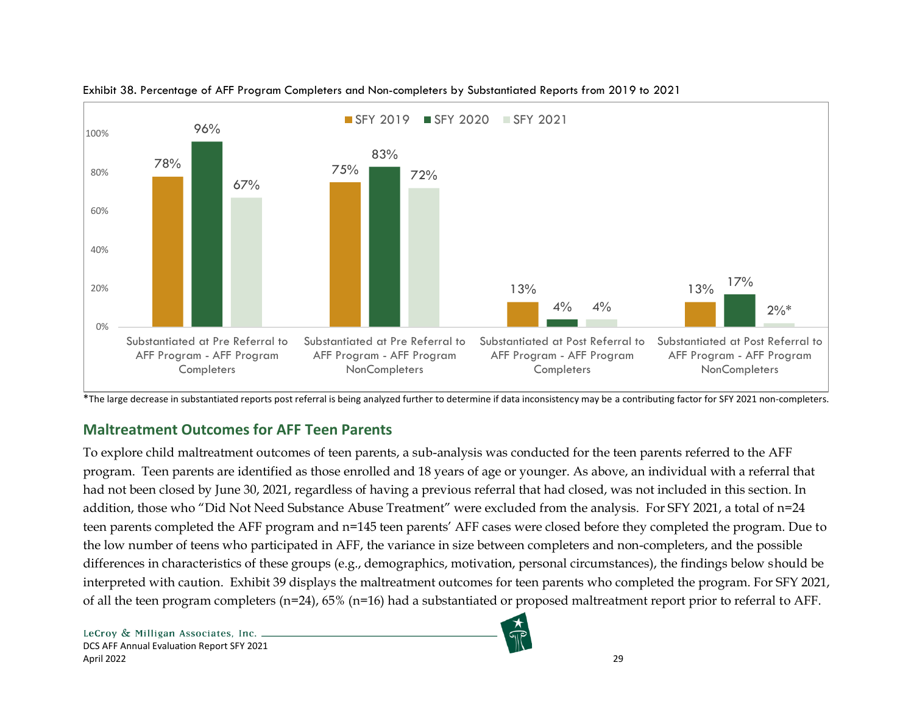Exhibit 38. Percentage of AFF Program Completers and Non-completers by Substantiated Reports from 2019 to 2021

| | SFY 2019 | SFY 2020 | SFY 2021 |
|---|---|---|---|
| Substantiated at Pre Referral to AFF Program - AFF Program Completers | 78% | 96% | 67% |
| Substantiated at Pre Referral to AFF Program - AFF Program NonCompleters | 75% | 83% | 72% |
| Substantiated at Post Referral to AFF Program - AFF Program Completers | 13% | 4% | 4% |
| Substantiated at Post Referral to AFF Program - AFF Program NonCompleters | 13% | 17% | 2%* |

*The large decrease in substantiated reports post referral is being analyzed further to determine if data inconsistency may be a contributing factor for SFY 2021 non-completers.

## Maltreatment Outcomes for AFF Teen Parents

To explore child maltreatment outcomes of teen parents, a sub-analysis was conducted for the teen parents referred to the AFF program. Teen parents are identified as those enrolled and 18 years of age or younger. As above, an individual with a referral that had not been closed by June 30, 2021, regardless of having a previous referral that had closed, was not included in this section. In addition, those who "Did Not Need Substance Abuse Treatment" were excluded from the analysis. For SFY 2021, a total of n=24 teen parents completed the AFF program and n=145 teen parents' AFF cases were closed before they completed the program. Due to the low number of teens who participated in AFF, the variance in size between completers and non-completers, and the possible differences in characteristics of these groups (e.g., demographics, motivation, personal circumstances), the findings below should be interpreted with caution. Exhibit 39 displays the maltreatment outcomes for teen parents who completed the program. For SFY 2021, of all the teen program completers (n=24), 65% (n=16) had a substantiated or proposed maltreatment report prior to referral to AFF.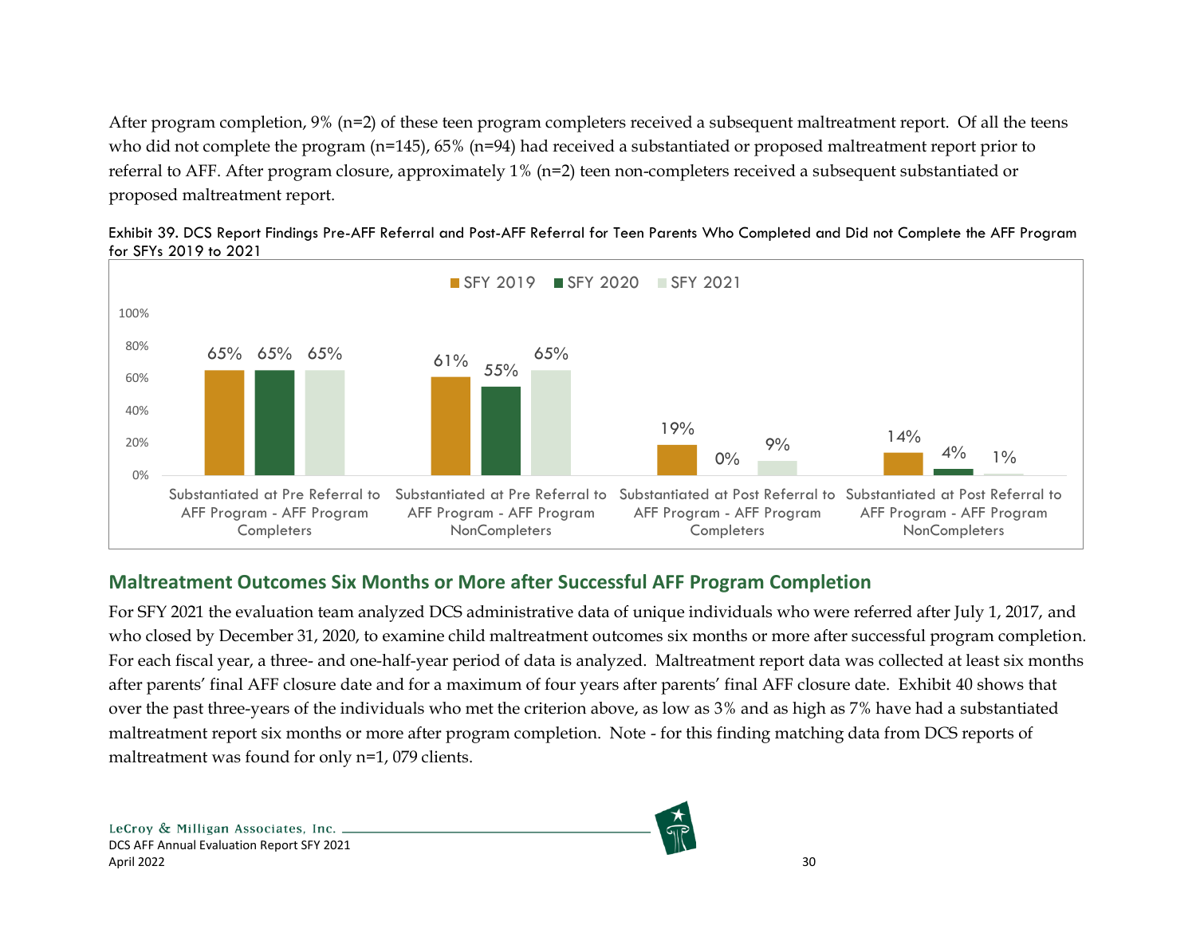After program completion, 9% (n=2) of these teen program completers received a subsequent maltreatment report. Of all the teens who did not complete the program (n=145), 65% (n=94) had received a substantiated or proposed maltreatment report prior to referral to AFF. After program closure, approximately 1% (n=2) teen non-completers received a subsequent substantiated or proposed maltreatment report.

Exhibit 39. DCS Report Findings Pre-AFF Referral and Post-AFF Referral for Teen Parents Who Completed and Did not Complete the AFF Program for SFYs 2019 to 2021

| | SFY 2019 | SFY 2020 | SFY 2021 |
|---|---|---|---|
| Substantiated at Pre Referral to AFF Program - AFF Program Completers | 65% | 65% | 65% |
| Substantiated at Pre Referral to AFF Program - AFF Program NonCompleters | 61% | 55% | 65% |
| Substantiated at Post Referral to AFF Program - AFF Program Completers | 19% | 0% | 9% |
| Substantiated at Post Referral to AFF Program - AFF Program NonCompleters | 14% | 4% | 1% |

## Maltreatment Outcomes Six Months or More after Successful AFF Program Completion

For SFY 2021 the evaluation team analyzed DCS administrative data of unique individuals who were referred after July 1, 2017, and who closed by December 31, 2020, to examine child maltreatment outcomes six months or more after successful program completion. For each fiscal year, a three- and one-half-year period of data is analyzed. Maltreatment report data was collected at least six months after parents' final AFF closure date and for a maximum of four years after parents' final AFF closure date. Exhibit 40 shows that over the past three-years of the individuals who met the criterion above, as low as 3% and as high as 7% have had a substantiated maltreatment report six months or more after program completion. Note - for this finding matching data from DCS reports of maltreatment was found for only n=1, 079 clients.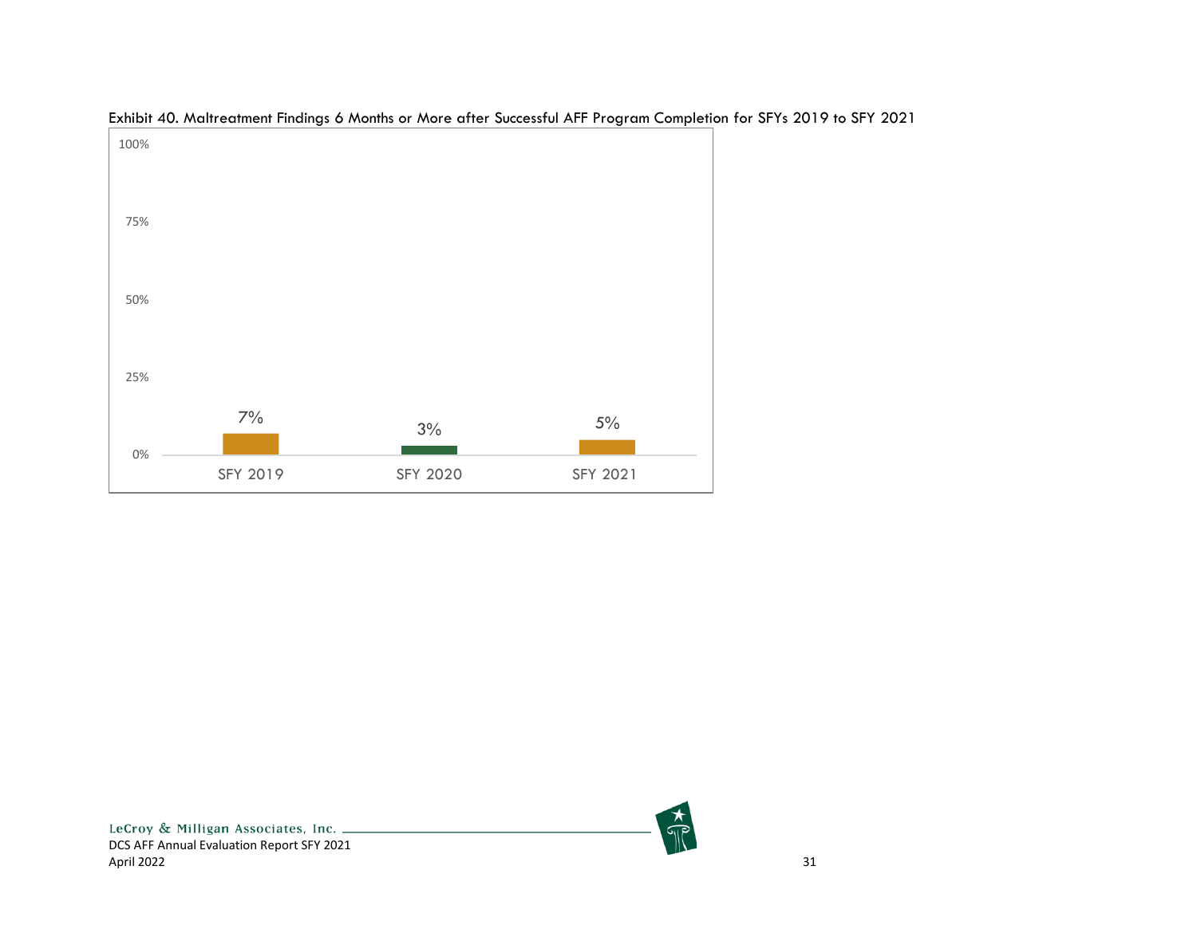Exhibit 40. Maltreatment Findings 6 Months or More after Successful AFF Program Completion for SFYs 2019 to SFY 2021

| SFY | Percentage |
| --- | --- |
| SFY 2019 | 7% |
| SFY 2020 | 3% |
| SFY 2021 | 5% |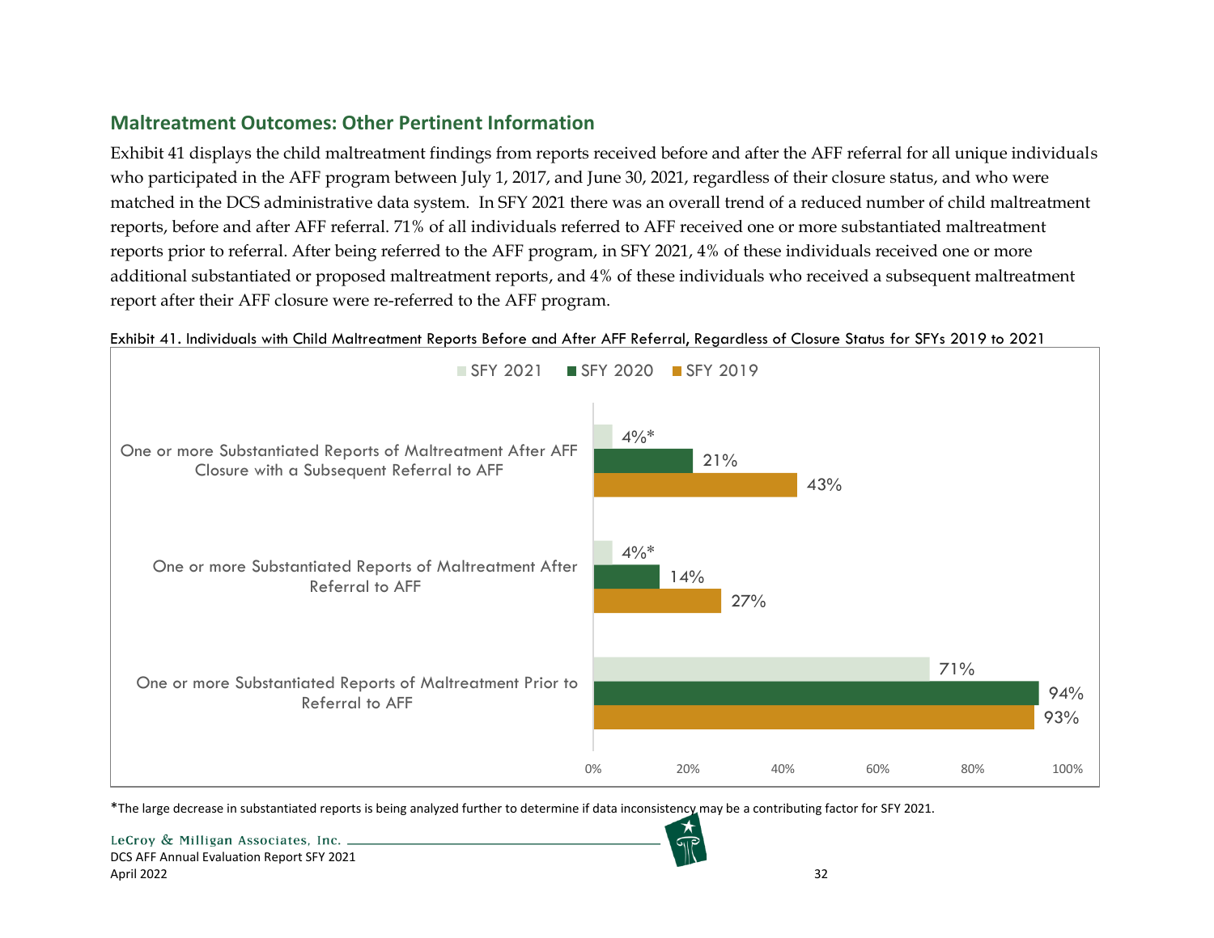## Maltreatment Outcomes: Other Pertinent Information

Exhibit 41 displays the child maltreatment findings from reports received before and after the AFF referral for all unique individuals who participated in the AFF program between July 1, 2017, and June 30, 2021, regardless of their closure status, and who were matched in the DCS administrative data system. In SFY 2021 there was an overall trend of a reduced number of child maltreatment reports, before and after AFF referral. 71% of all individuals referred to AFF received one or more substantiated maltreatment reports prior to referral. After being referred to the AFF program, in SFY 2021, 4% of these individuals received one or more additional substantiated or proposed maltreatment reports, and 4% of these individuals who received a subsequent maltreatment report after their AFF closure were re-referred to the AFF program.

Exhibit 41. Individuals with Child Maltreatment Reports Before and After AFF Referral, Regardless of Closure Status for SFYs 2019 to 2021

| | SFY 2021 | SFY 2020 | SFY 2019 |
|---|---|---|---|
| One or more Substantiated Reports of Maltreatment After AFF Closure with a Subsequent Referral to AFF | 4%* | 21% | 43% |
| One or more Substantiated Reports of Maltreatment After Referral to AFF | 4%* | 14% | 27% |
| One or more Substantiated Reports of Maltreatment Prior to Referral to AFF | 71% | 94% | 93% |

*The large decrease in substantiated reports is being analyzed further to determine if data inconsistency may be a contributing factor for SFY 2021.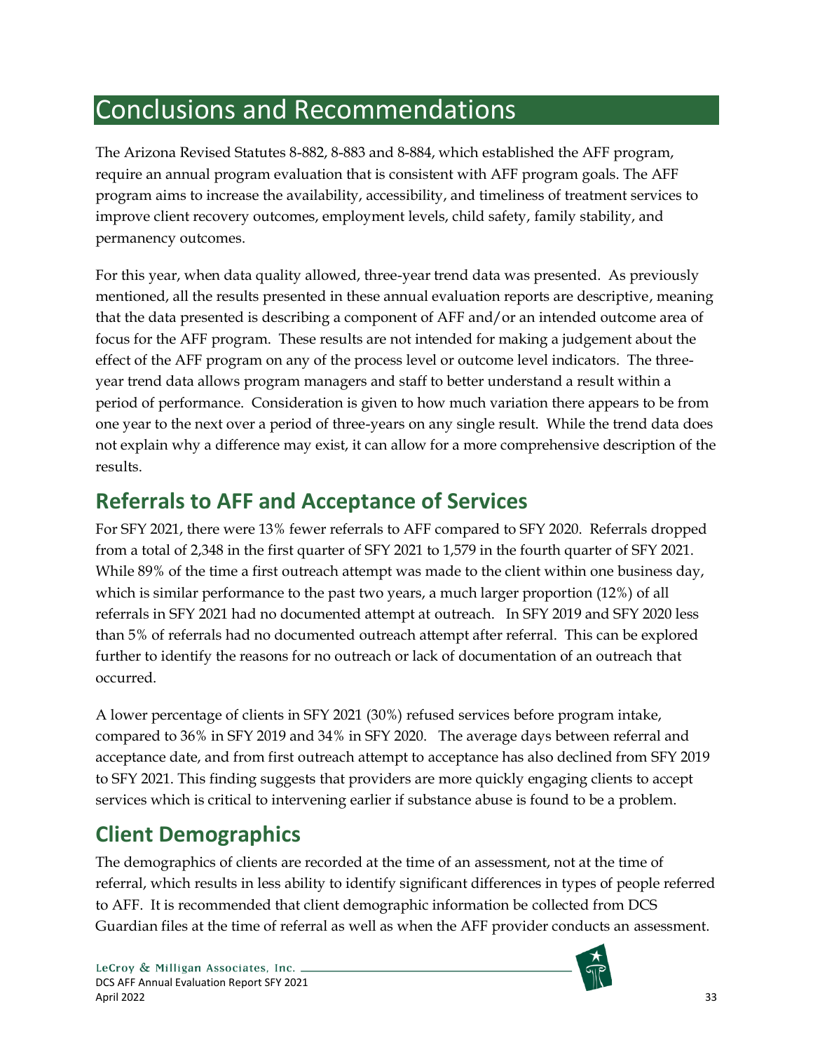# Conclusions and Recommendations

The Arizona Revised Statutes 8-882, 8-883 and 8-884, which established the AFF program, require an annual program evaluation that is consistent with AFF program goals. The AFF program aims to increase the availability, accessibility, and timeliness of treatment services to improve client recovery outcomes, employment levels, child safety, family stability, and permanency outcomes.

For this year, when data quality allowed, three-year trend data was presented. As previously mentioned, all the results presented in these annual evaluation reports are descriptive, meaning that the data presented is describing a component of AFF and/or an intended outcome area of focus for the AFF program. These results are not intended for making a judgement about the effect of the AFF program on any of the process level or outcome level indicators. The three-year trend data allows program managers and staff to better understand a result within a period of performance. Consideration is given to how much variation there appears to be from one year to the next over a period of three-years on any single result. While the trend data does not explain why a difference may exist, it can allow for a more comprehensive description of the results.

## Referrals to AFF and Acceptance of Services

For SFY 2021, there were 13% fewer referrals to AFF compared to SFY 2020. Referrals dropped from a total of 2,348 in the first quarter of SFY 2021 to 1,579 in the fourth quarter of SFY 2021. While 89% of the time a first outreach attempt was made to the client within one business day, which is similar performance to the past two years, a much larger proportion (12%) of all referrals in SFY 2021 had no documented attempt at outreach. In SFY 2019 and SFY 2020 less than 5% of referrals had no documented outreach attempt after referral. This can be explored further to identify the reasons for no outreach or lack of documentation of an outreach that occurred.

A lower percentage of clients in SFY 2021 (30%) refused services before program intake, compared to 36% in SFY 2019 and 34% in SFY 2020. The average days between referral and acceptance date, and from first outreach attempt to acceptance has also declined from SFY 2019 to SFY 2021. This finding suggests that providers are more quickly engaging clients to accept services which is critical to intervening earlier if substance abuse is found to be a problem.

## Client Demographics

The demographics of clients are recorded at the time of an assessment, not at the time of referral, which results in less ability to identify significant differences in types of people referred to AFF. It is recommended that client demographic information be collected from DCS Guardian files at the time of referral as well as when the AFF provider conducts an assessment.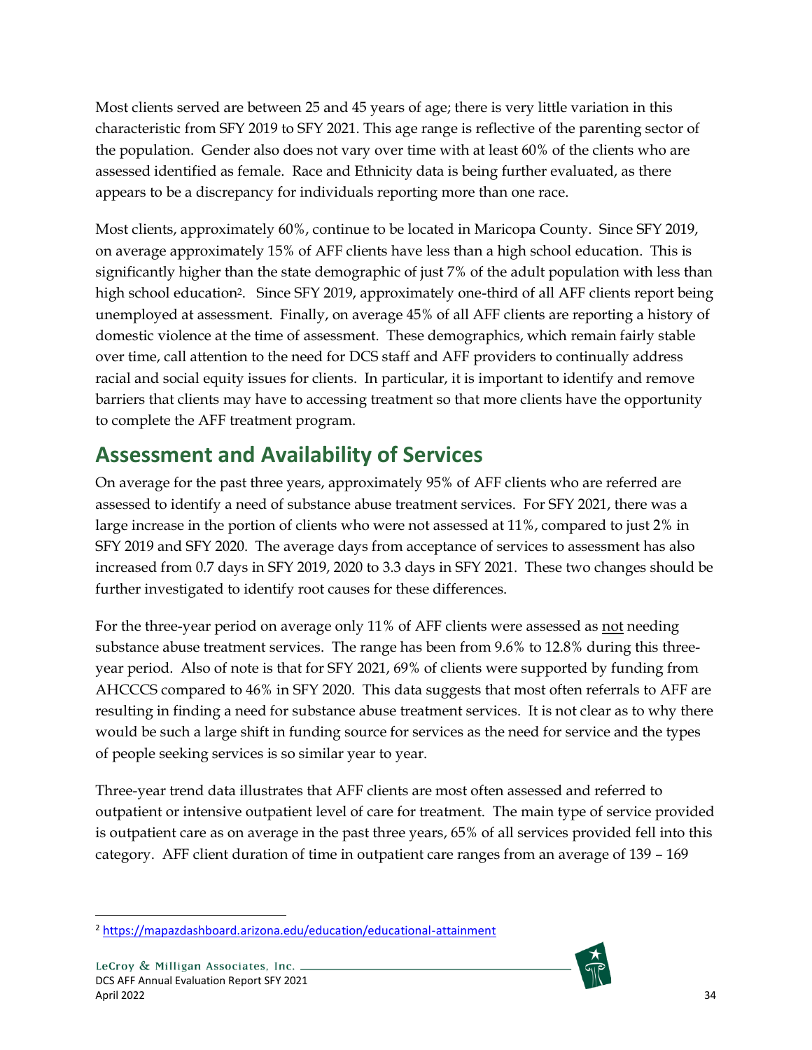Most clients served are between 25 and 45 years of age; there is very little variation in this characteristic from SFY 2019 to SFY 2021. This age range is reflective of the parenting sector of the population. Gender also does not vary over time with at least 60% of the clients who are assessed identified as female. Race and Ethnicity data is being further evaluated, as there appears to be a discrepancy for individuals reporting more than one race.

Most clients, approximately 60%, continue to be located in Maricopa County. Since SFY 2019, on average approximately 15% of AFF clients have less than a high school education. This is significantly higher than the state demographic of just 7% of the adult population with less than high school education[2]. Since SFY 2019, approximately one-third of all AFF clients report being unemployed at assessment. Finally, on average 45% of all AFF clients are reporting a history of domestic violence at the time of assessment. These demographics, which remain fairly stable over time, call attention to the need for DCS staff and AFF providers to continually address racial and social equity issues for clients. In particular, it is important to identify and remove barriers that clients may have to accessing treatment so that more clients have the opportunity to complete the AFF treatment program.

## Assessment and Availability of Services

On average for the past three years, approximately 95% of AFF clients who are referred are assessed to identify a need of substance abuse treatment services. For SFY 2021, there was a large increase in the portion of clients who were not assessed at 11%, compared to just 2% in SFY 2019 and SFY 2020. The average days from acceptance of services to assessment has also increased from 0.7 days in SFY 2019, 2020 to 3.3 days in SFY 2021. These two changes should be further investigated to identify root causes for these differences.

For the three-year period on average only 11% of AFF clients were assessed as <u>not</u> needing substance abuse treatment services. The range has been from 9.6% to 12.8% during this three-year period. Also of note is that for SFY 2021, 69% of clients were supported by funding from AHCCCS compared to 46% in SFY 2020. This data suggests that most often referrals to AFF are resulting in finding a need for substance abuse treatment services. It is not clear as to why there would be such a large shift in funding source for services as the need for service and the types of people seeking services is so similar year to year.

Three-year trend data illustrates that AFF clients are most often assessed and referred to outpatient or intensive outpatient level of care for treatment. The main type of service provided is outpatient care as on average in the past three years, 65% of all services provided fell into this category. AFF client duration of time in outpatient care ranges from an average of 139 – 169

[2] https://mapazdashboard.arizona.edu/education/educational-attainment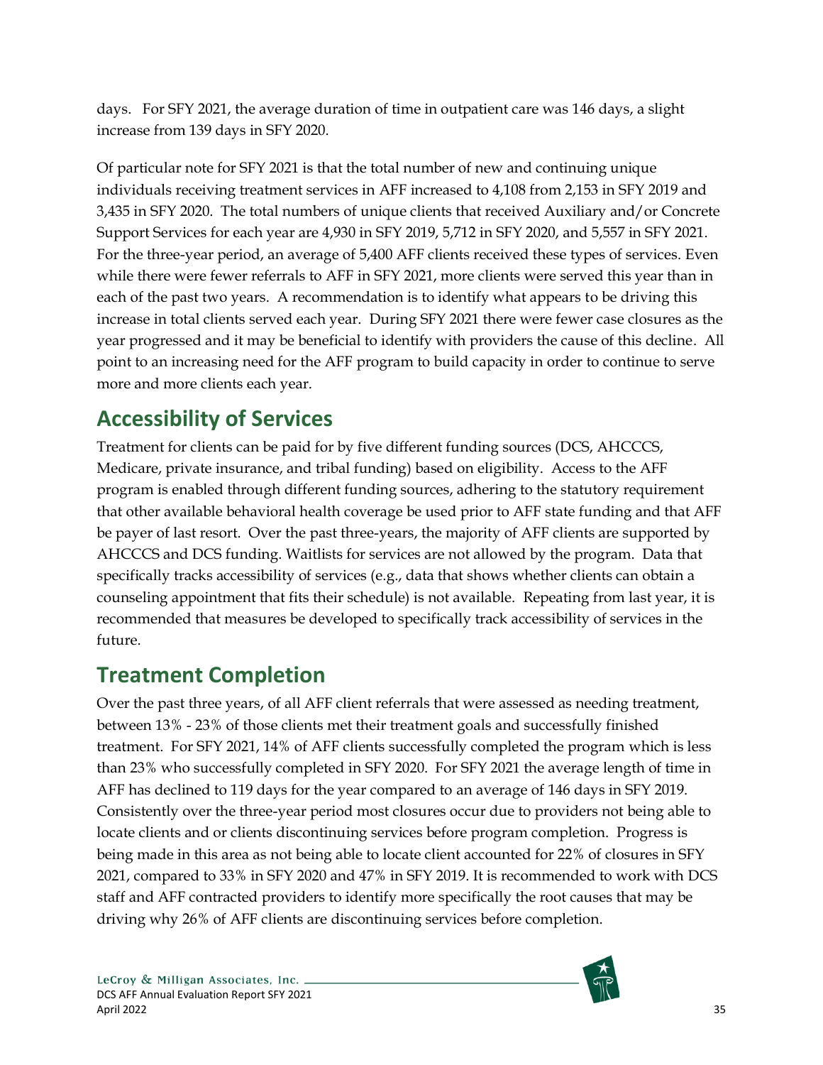days. For SFY 2021, the average duration of time in outpatient care was 146 days, a slight increase from 139 days in SFY 2020.

Of particular note for SFY 2021 is that the total number of new and continuing unique individuals receiving treatment services in AFF increased to 4,108 from 2,153 in SFY 2019 and 3,435 in SFY 2020. The total numbers of unique clients that received Auxiliary and/or Concrete Support Services for each year are 4,930 in SFY 2019, 5,712 in SFY 2020, and 5,557 in SFY 2021. For the three-year period, an average of 5,400 AFF clients received these types of services. Even while there were fewer referrals to AFF in SFY 2021, more clients were served this year than in each of the past two years. A recommendation is to identify what appears to be driving this increase in total clients served each year. During SFY 2021 there were fewer case closures as the year progressed and it may be beneficial to identify with providers the cause of this decline. All point to an increasing need for the AFF program to build capacity in order to continue to serve more and more clients each year.

## Accessibility of Services

Treatment for clients can be paid for by five different funding sources (DCS, AHCCCS, Medicare, private insurance, and tribal funding) based on eligibility. Access to the AFF program is enabled through different funding sources, adhering to the statutory requirement that other available behavioral health coverage be used prior to AFF state funding and that AFF be payer of last resort. Over the past three-years, the majority of AFF clients are supported by AHCCCS and DCS funding. Waitlists for services are not allowed by the program. Data that specifically tracks accessibility of services (e.g., data that shows whether clients can obtain a counseling appointment that fits their schedule) is not available. Repeating from last year, it is recommended that measures be developed to specifically track accessibility of services in the future.

## Treatment Completion

Over the past three years, of all AFF client referrals that were assessed as needing treatment, between 13% - 23% of those clients met their treatment goals and successfully finished treatment. For SFY 2021, 14% of AFF clients successfully completed the program which is less than 23% who successfully completed in SFY 2020. For SFY 2021 the average length of time in AFF has declined to 119 days for the year compared to an average of 146 days in SFY 2019. Consistently over the three-year period most closures occur due to providers not being able to locate clients and or clients discontinuing services before program completion. Progress is being made in this area as not being able to locate client accounted for 22% of closures in SFY 2021, compared to 33% in SFY 2020 and 47% in SFY 2019. It is recommended to work with DCS staff and AFF contracted providers to identify more specifically the root causes that may be driving why 26% of AFF clients are discontinuing services before completion.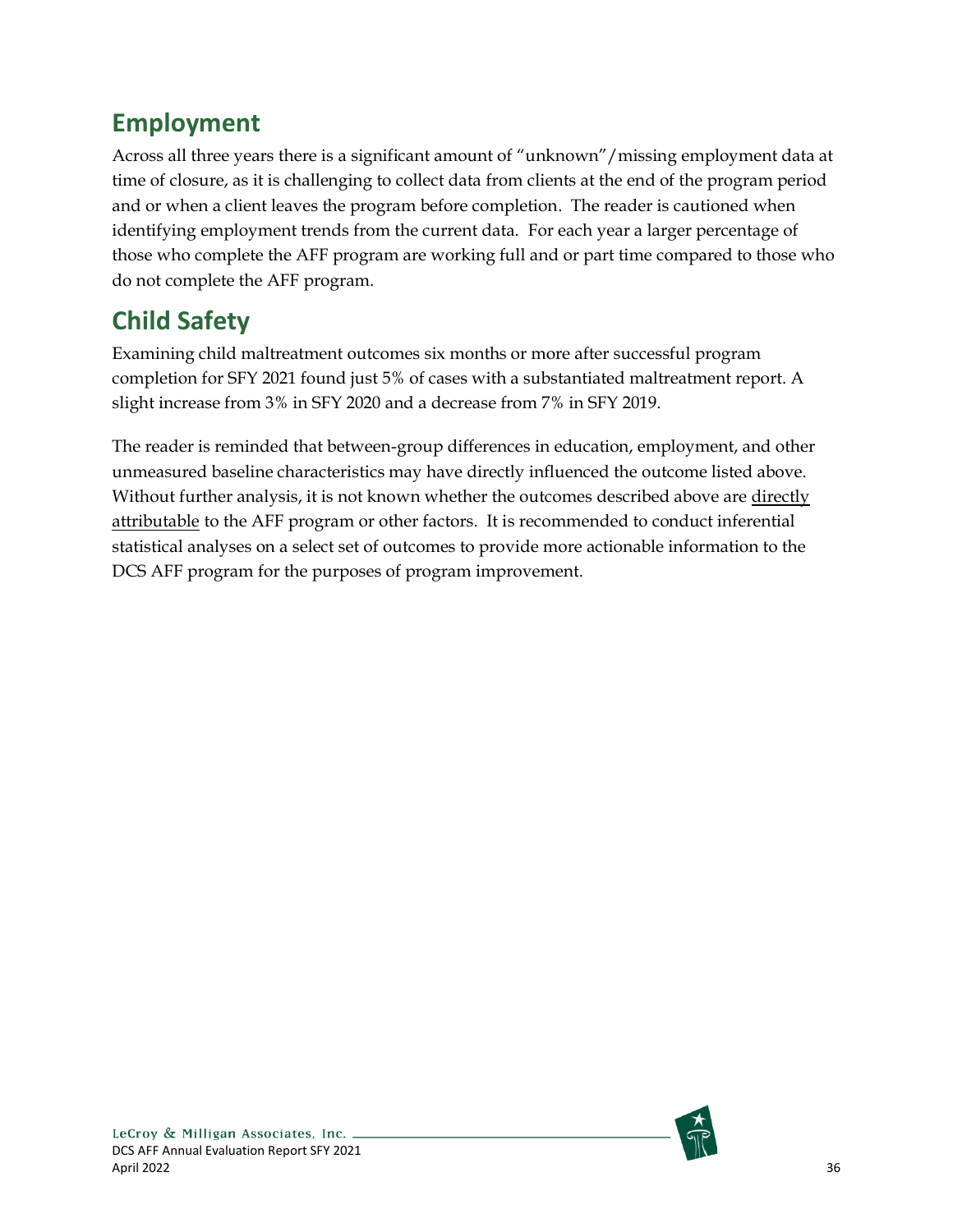## Employment

Across all three years there is a significant amount of "unknown"/missing employment data at time of closure, as it is challenging to collect data from clients at the end of the program period and or when a client leaves the program before completion. The reader is cautioned when identifying employment trends from the current data. For each year a larger percentage of those who complete the AFF program are working full and or part time compared to those who do not complete the AFF program.

## Child Safety

Examining child maltreatment outcomes six months or more after successful program completion for SFY 2021 found just 5% of cases with a substantiated maltreatment report. A slight increase from 3% in SFY 2020 and a decrease from 7% in SFY 2019.

The reader is reminded that between-group differences in education, employment, and other unmeasured baseline characteristics may have directly influenced the outcome listed above. Without further analysis, it is not known whether the outcomes described above are <u>directly attributable</u> to the AFF program or other factors. It is recommended to conduct inferential statistical analyses on a select set of outcomes to provide more actionable information to the DCS AFF program for the purposes of program improvement.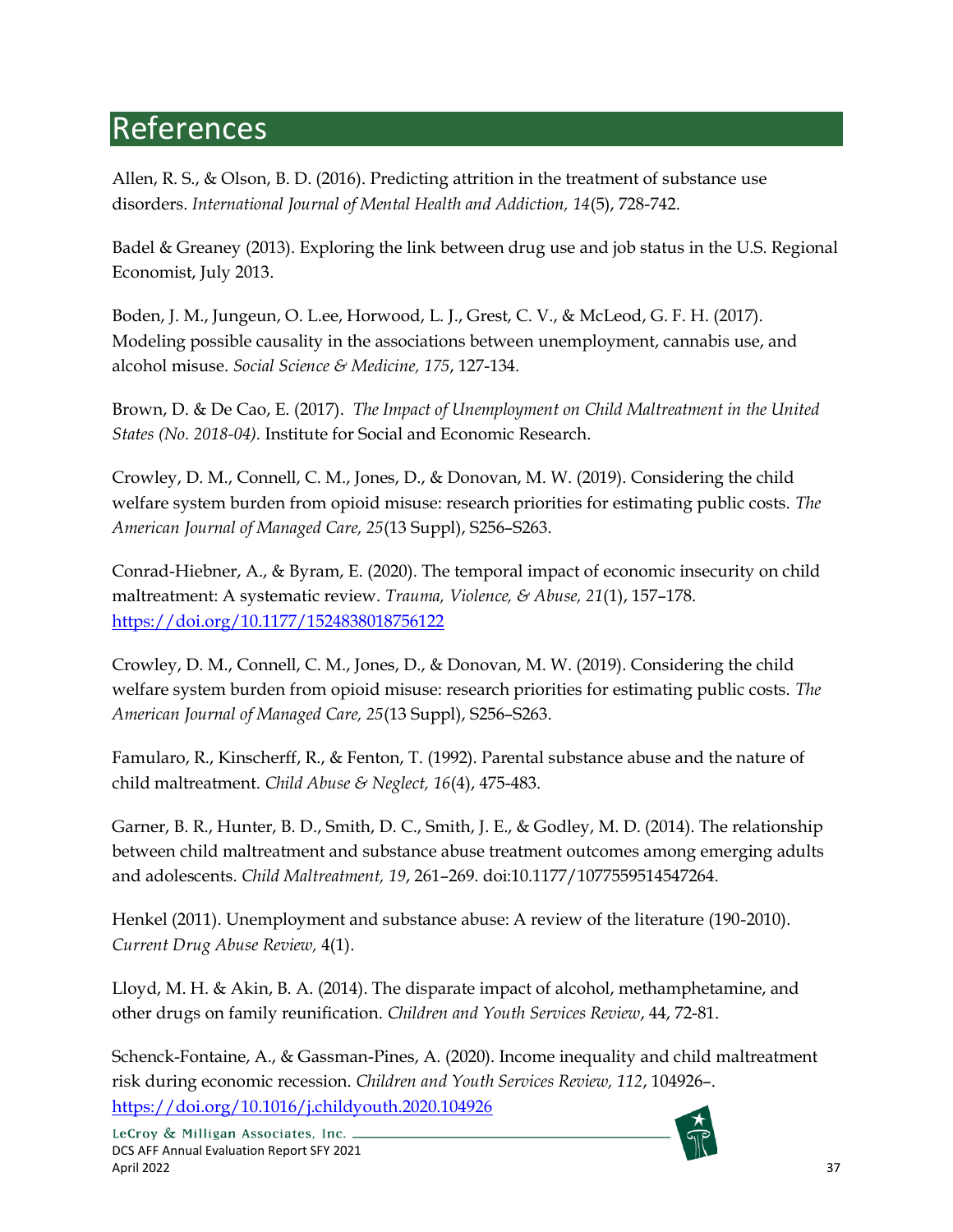# References

Allen, R. S., & Olson, B. D. (2016). Predicting attrition in the treatment of substance use disorders. *International Journal of Mental Health and Addiction, 14*(5), 728-742.

Badel & Greaney (2013). Exploring the link between drug use and job status in the U.S. Regional Economist, July 2013.

Boden, J. M., Jungeun, O. L.ee, Horwood, L. J., Grest, C. V., & McLeod, G. F. H. (2017). Modeling possible causality in the associations between unemployment, cannabis use, and alcohol misuse. *Social Science & Medicine, 175*, 127-134.

Brown, D. & De Cao, E. (2017). *The Impact of Unemployment on Child Maltreatment in the United States (No. 2018-04).* Institute for Social and Economic Research.

Crowley, D. M., Connell, C. M., Jones, D., & Donovan, M. W. (2019). Considering the child welfare system burden from opioid misuse: research priorities for estimating public costs. *The American Journal of Managed Care, 25*(13 Suppl), S256–S263.

Conrad-Hiebner, A., & Byram, E. (2020). The temporal impact of economic insecurity on child maltreatment: A systematic review. *Trauma, Violence, & Abuse, 21*(1), 157–178. https://doi.org/10.1177/1524838018756122

Crowley, D. M., Connell, C. M., Jones, D., & Donovan, M. W. (2019). Considering the child welfare system burden from opioid misuse: research priorities for estimating public costs. *The American Journal of Managed Care, 25*(13 Suppl), S256–S263.

Famularo, R., Kinscherff, R., & Fenton, T. (1992). Parental substance abuse and the nature of child maltreatment. *Child Abuse & Neglect, 16*(4), 475-483.

Garner, B. R., Hunter, B. D., Smith, D. C., Smith, J. E., & Godley, M. D. (2014). The relationship between child maltreatment and substance abuse treatment outcomes among emerging adults and adolescents. *Child Maltreatment, 19*, 261–269. doi:10.1177/1077559514547264.

Henkel (2011). Unemployment and substance abuse: A review of the literature (190-2010). *Current Drug Abuse Review,* 4(1).

Lloyd, M. H. & Akin, B. A. (2014). The disparate impact of alcohol, methamphetamine, and other drugs on family reunification. *Children and Youth Services Review*, 44, 72-81.

Schenck-Fontaine, A., & Gassman-Pines, A. (2020). Income inequality and child maltreatment risk during economic recession. *Children and Youth Services Review, 112*, 104926–. https://doi.org/10.1016/j.childyouth.2020.104926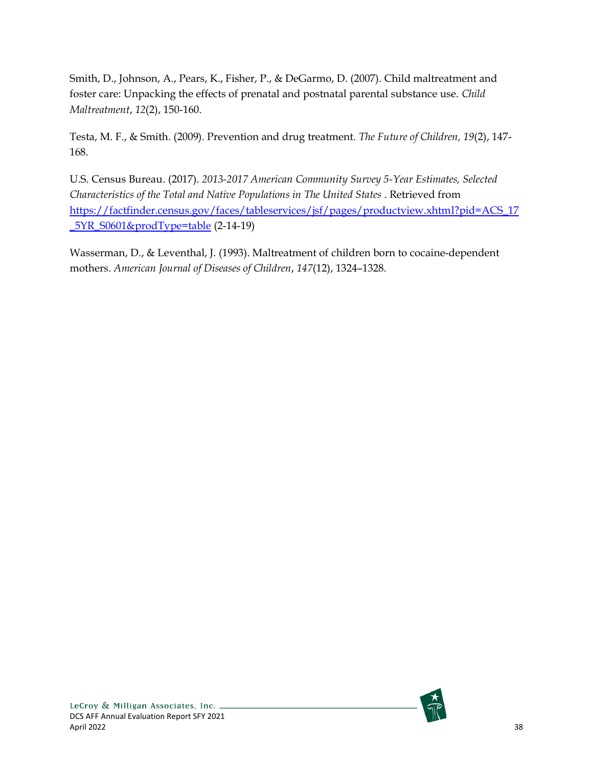Smith, D., Johnson, A., Pears, K., Fisher, P., & DeGarmo, D. (2007). Child maltreatment and foster care: Unpacking the effects of prenatal and postnatal parental substance use. *Child Maltreatment*, *12*(2), 150-160.

Testa, M. F., & Smith. (2009). Prevention and drug treatment. *The Future of Children, 19*(2), 147-168.

U.S. Census Bureau. (2017). *2013-2017 American Community Survey 5-Year Estimates, Selected Characteristics of the Total and Native Populations in The United States* . Retrieved from [https://factfinder.census.gov/faces/tableservices/jsf/pages/productview.xhtml?pid=ACS_17_5YR_S0601&prodType=table](https://factfinder.census.gov/faces/tableservices/jsf/pages/productview.xhtml?pid=ACS_17_5YR_S0601&prodType=table) (2-14-19)

Wasserman, D., & Leventhal, J. (1993). Maltreatment of children born to cocaine-dependent mothers. *American Journal of Diseases of Children*, *147*(12), 1324–1328.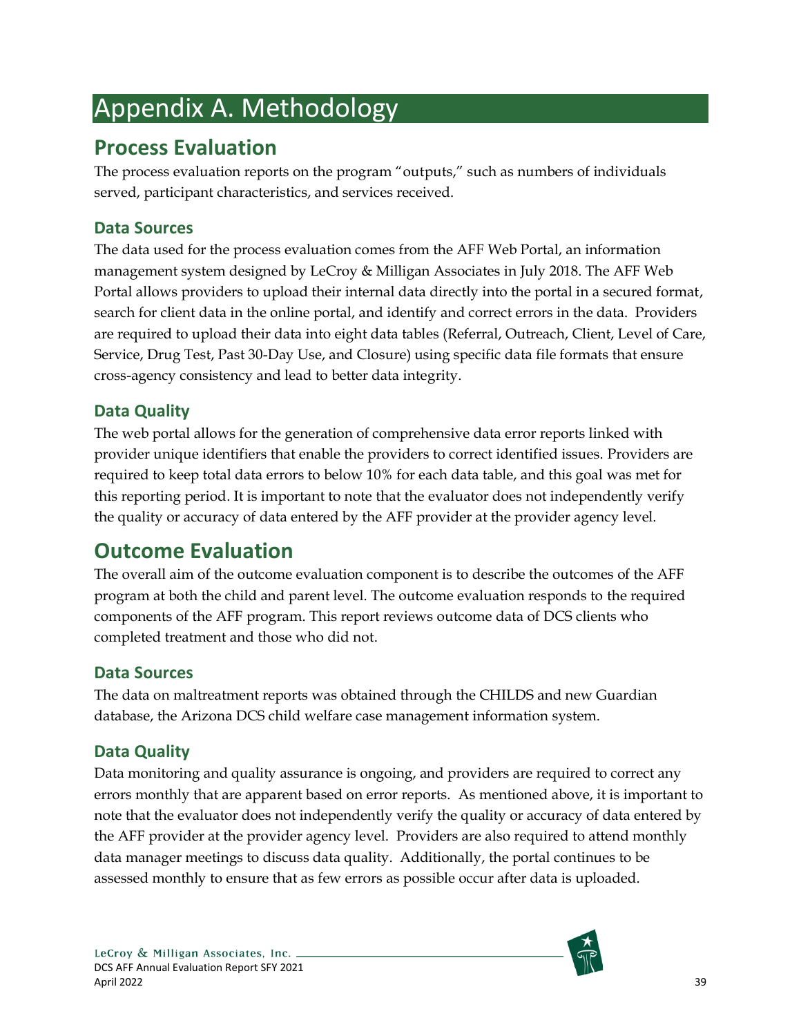# Appendix A. Methodology

## Process Evaluation

The process evaluation reports on the program "outputs," such as numbers of individuals served, participant characteristics, and services received.

### Data Sources

The data used for the process evaluation comes from the AFF Web Portal, an information management system designed by LeCroy & Milligan Associates in July 2018. The AFF Web Portal allows providers to upload their internal data directly into the portal in a secured format, search for client data in the online portal, and identify and correct errors in the data. Providers are required to upload their data into eight data tables (Referral, Outreach, Client, Level of Care, Service, Drug Test, Past 30-Day Use, and Closure) using specific data file formats that ensure cross-agency consistency and lead to better data integrity.

### Data Quality

The web portal allows for the generation of comprehensive data error reports linked with provider unique identifiers that enable the providers to correct identified issues. Providers are required to keep total data errors to below 10% for each data table, and this goal was met for this reporting period. It is important to note that the evaluator does not independently verify the quality or accuracy of data entered by the AFF provider at the provider agency level.

## Outcome Evaluation

The overall aim of the outcome evaluation component is to describe the outcomes of the AFF program at both the child and parent level. The outcome evaluation responds to the required components of the AFF program. This report reviews outcome data of DCS clients who completed treatment and those who did not.

### Data Sources

The data on maltreatment reports was obtained through the CHILDS and new Guardian database, the Arizona DCS child welfare case management information system.

### Data Quality

Data monitoring and quality assurance is ongoing, and providers are required to correct any errors monthly that are apparent based on error reports. As mentioned above, it is important to note that the evaluator does not independently verify the quality or accuracy of data entered by the AFF provider at the provider agency level. Providers are also required to attend monthly data manager meetings to discuss data quality. Additionally, the portal continues to be assessed monthly to ensure that as few errors as possible occur after data is uploaded.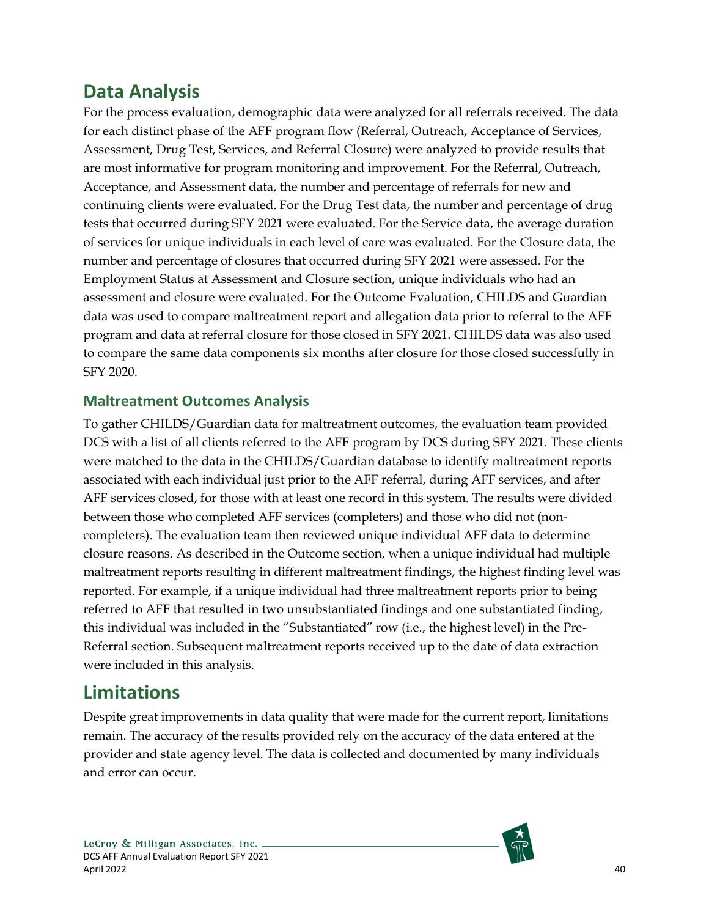# Data Analysis

For the process evaluation, demographic data were analyzed for all referrals received. The data for each distinct phase of the AFF program flow (Referral, Outreach, Acceptance of Services, Assessment, Drug Test, Services, and Referral Closure) were analyzed to provide results that are most informative for program monitoring and improvement. For the Referral, Outreach, Acceptance, and Assessment data, the number and percentage of referrals for new and continuing clients were evaluated. For the Drug Test data, the number and percentage of drug tests that occurred during SFY 2021 were evaluated. For the Service data, the average duration of services for unique individuals in each level of care was evaluated. For the Closure data, the number and percentage of closures that occurred during SFY 2021 were assessed. For the Employment Status at Assessment and Closure section, unique individuals who had an assessment and closure were evaluated. For the Outcome Evaluation, CHILDS and Guardian data was used to compare maltreatment report and allegation data prior to referral to the AFF program and data at referral closure for those closed in SFY 2021. CHILDS data was also used to compare the same data components six months after closure for those closed successfully in SFY 2020.

## Maltreatment Outcomes Analysis

To gather CHILDS/Guardian data for maltreatment outcomes, the evaluation team provided DCS with a list of all clients referred to the AFF program by DCS during SFY 2021. These clients were matched to the data in the CHILDS/Guardian database to identify maltreatment reports associated with each individual just prior to the AFF referral, during AFF services, and after AFF services closed, for those with at least one record in this system. The results were divided between those who completed AFF services (completers) and those who did not (non-completers). The evaluation team then reviewed unique individual AFF data to determine closure reasons. As described in the Outcome section, when a unique individual had multiple maltreatment reports resulting in different maltreatment findings, the highest finding level was reported. For example, if a unique individual had three maltreatment reports prior to being referred to AFF that resulted in two unsubstantiated findings and one substantiated finding, this individual was included in the "Substantiated" row (i.e., the highest level) in the Pre-Referral section. Subsequent maltreatment reports received up to the date of data extraction were included in this analysis.

# Limitations

Despite great improvements in data quality that were made for the current report, limitations remain. The accuracy of the results provided rely on the accuracy of the data entered at the provider and state agency level. The data is collected and documented by many individuals and error can occur.